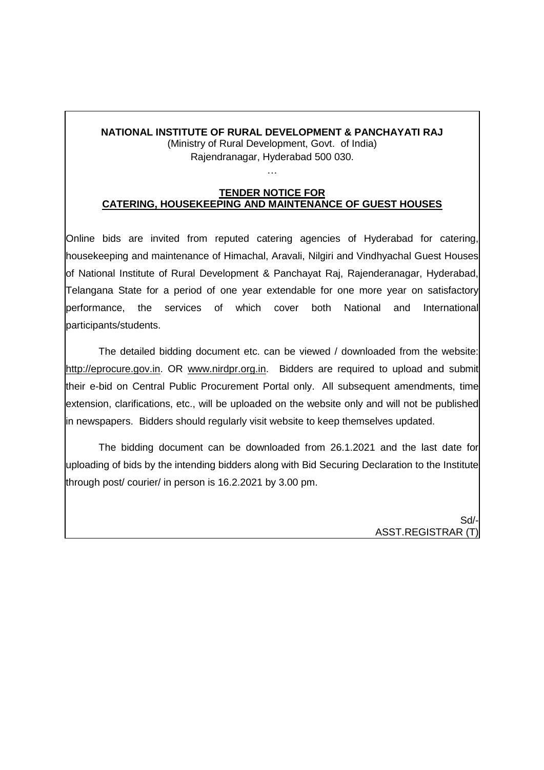**NATIONAL INSTITUTE OF RURAL DEVELOPMENT & PANCHAYATI RAJ**

(Ministry of Rural Development, Govt. of India)

Rajendranagar, Hyderabad 500 030.

…

**TENDER NOTICE FOR**
**CATERING, HOUSEKEEPING AND MAINTENANCE OF GUEST HOUSES**

Online bids are invited from reputed catering agencies of Hyderabad for catering, housekeeping and maintenance of Himachal, Aravali, Nilgiri and Vindhyachal Guest Houses of National Institute of Rural Development & Panchayat Raj, Rajenderanagar, Hyderabad, Telangana State for a period of one year extendable for one more year on satisfactory performance, the services of which cover both National and International participants/students.

The detailed bidding document etc. can be viewed / downloaded from the website: http://eprocure.gov.in. OR www.nirdpr.org.in. Bidders are required to upload and submit their e-bid on Central Public Procurement Portal only. All subsequent amendments, time extension, clarifications, etc., will be uploaded on the website only and will not be published in newspapers. Bidders should regularly visit website to keep themselves updated.

The bidding document can be downloaded from 26.1.2021 and the last date for uploading of bids by the intending bidders along with Bid Securing Declaration to the Institute through post/ courier/ in person is 16.2.2021 by 3.00 pm.

Sd/-
ASST.REGISTRAR (T)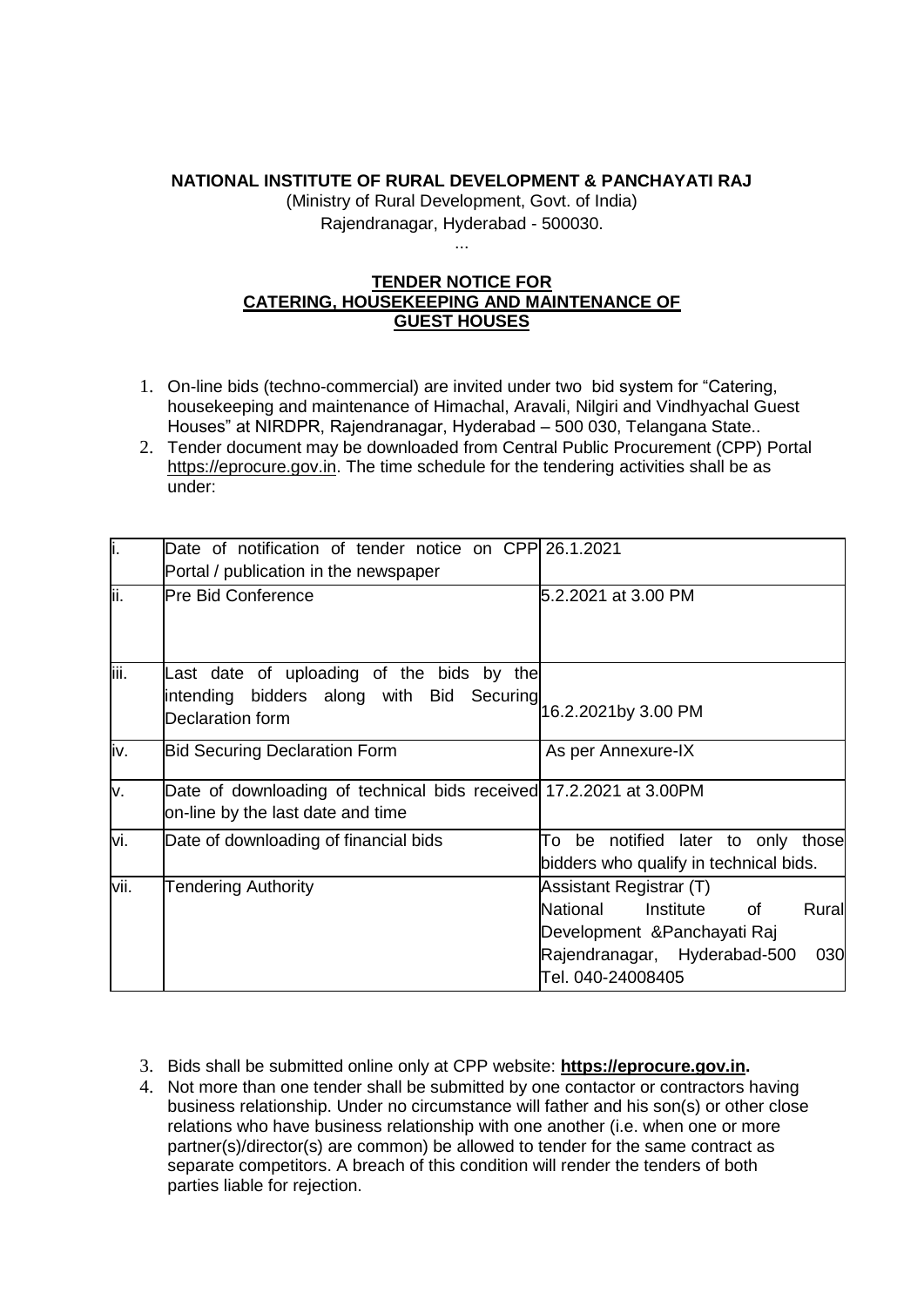**NATIONAL INSTITUTE OF RURAL DEVELOPMENT & PANCHAYATI RAJ**
(Ministry of Rural Development, Govt. of India)
Rajendranagar, Hyderabad - 500030.
...

**TENDER NOTICE FOR CATERING, HOUSEKEEPING AND MAINTENANCE OF GUEST HOUSES**

1. On-line bids (techno-commercial) are invited under two bid system for "Catering, housekeeping and maintenance of Himachal, Aravali, Nilgiri and Vindhyachal Guest Houses" at NIRDPR, Rajendranagar, Hyderabad – 500 030, Telangana State..
2. Tender document may be downloaded from Central Public Procurement (CPP) Portal https://eprocure.gov.in. The time schedule for the tendering activities shall be as under:

| | | |
|---|---|---|
| i. | Date of notification of tender notice on CPP Portal / publication in the newspaper | 26.1.2021 |
| ii. | Pre Bid Conference | 5.2.2021 at 3.00 PM |
| iii. | Last date of uploading of the bids by the intending bidders along with Bid Securing Declaration form | 16.2.2021by 3.00 PM |
| iv. | Bid Securing Declaration Form | As per Annexure-IX |
| v. | Date of downloading of technical bids received on-line by the last date and time | 17.2.2021 at 3.00PM |
| vi. | Date of downloading of financial bids | To be notified later to only those bidders who qualify in technical bids. |
| vii. | Tendering Authority | Assistant Registrar (T)<br>National Institute of Rural Development &Panchayati Raj<br>Rajendranagar, Hyderabad-500 030<br>Tel. 040-24008405 |

3. Bids shall be submitted online only at CPP website: **https://eprocure.gov.in.**
4. Not more than one tender shall be submitted by one contactor or contractors having business relationship. Under no circumstance will father and his son(s) or other close relations who have business relationship with one another (i.e. when one or more partner(s)/director(s) are common) be allowed to tender for the same contract as separate competitors. A breach of this condition will render the tenders of both parties liable for rejection.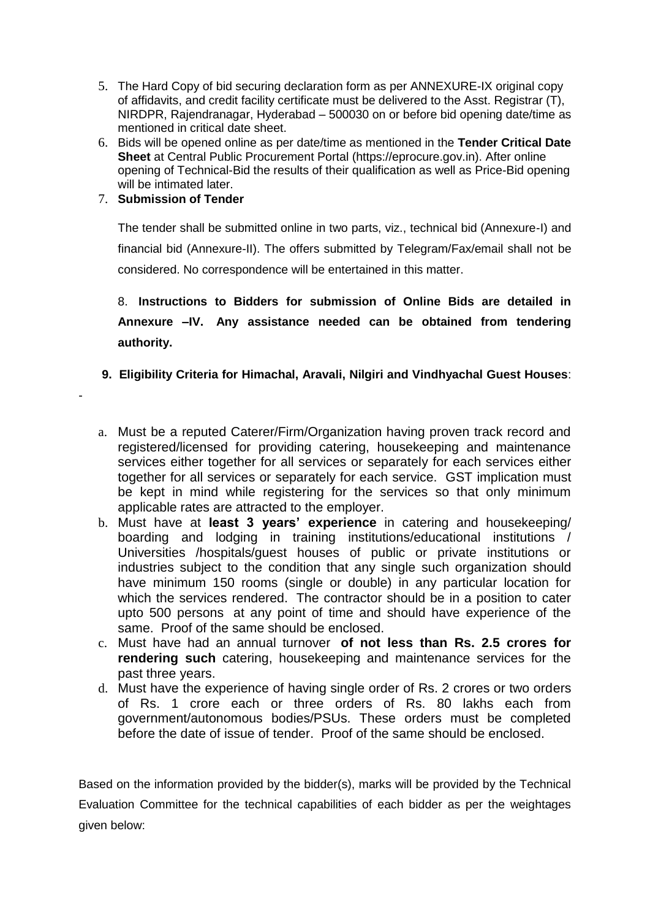5. The Hard Copy of bid securing declaration form as per ANNEXURE-IX original copy of affidavits, and credit facility certificate must be delivered to the Asst. Registrar (T), NIRDPR, Rajendranagar, Hyderabad – 500030 on or before bid opening date/time as mentioned in critical date sheet.
6. Bids will be opened online as per date/time as mentioned in the **Tender Critical Date Sheet** at Central Public Procurement Portal (https://eprocure.gov.in). After online opening of Technical-Bid the results of their qualification as well as Price-Bid opening will be intimated later.
7. **Submission of Tender**

   The tender shall be submitted online in two parts, viz., technical bid (Annexure-I) and financial bid (Annexure-II). The offers submitted by Telegram/Fax/email shall not be considered. No correspondence will be entertained in this matter.

8. **Instructions to Bidders for submission of Online Bids are detailed in Annexure –IV. Any assistance needed can be obtained from tendering authority.**

9. **Eligibility Criteria for Himachal, Aravali, Nilgiri and Vindhyachal Guest Houses**:

-

a. Must be a reputed Caterer/Firm/Organization having proven track record and registered/licensed for providing catering, housekeeping and maintenance services either together for all services or separately for each services either together for all services or separately for each service. GST implication must be kept in mind while registering for the services so that only minimum applicable rates are attracted to the employer.
b. Must have at **least 3 years' experience** in catering and housekeeping/ boarding and lodging in training institutions/educational institutions / Universities /hospitals/guest houses of public or private institutions or industries subject to the condition that any single such organization should have minimum 150 rooms (single or double) in any particular location for which the services rendered. The contractor should be in a position to cater upto 500 persons at any point of time and should have experience of the same. Proof of the same should be enclosed.
c. Must have had an annual turnover **of not less than Rs. 2.5 crores for rendering such** catering, housekeeping and maintenance services for the past three years.
d. Must have the experience of having single order of Rs. 2 crores or two orders of Rs. 1 crore each or three orders of Rs. 80 lakhs each from government/autonomous bodies/PSUs. These orders must be completed before the date of issue of tender. Proof of the same should be enclosed.

Based on the information provided by the bidder(s), marks will be provided by the Technical Evaluation Committee for the technical capabilities of each bidder as per the weightages given below: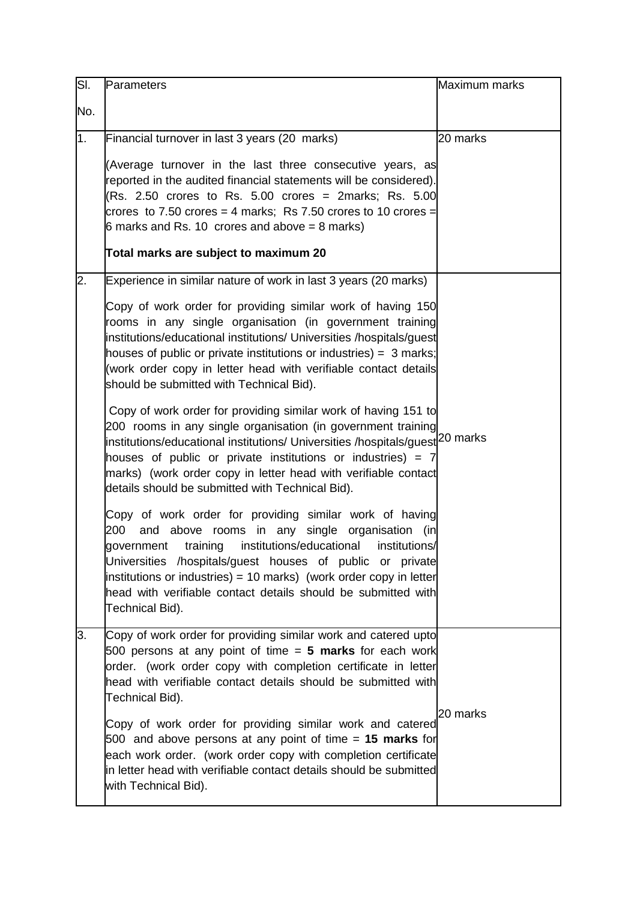| Sl. No. | Parameters | Maximum marks |
|---|---|---|
| 1. | Financial turnover in last 3 years (20 marks)<br><br>(Average turnover in the last three consecutive years, as reported in the audited financial statements will be considered). (Rs. 2.50 crores to Rs. 5.00 crores = 2marks; Rs. 5.00 crores to 7.50 crores = 4 marks; Rs 7.50 crores to 10 crores = 6 marks and Rs. 10 crores and above = 8 marks)<br><br>**Total marks are subject to maximum 20** | 20 marks |
| 2. | Experience in similar nature of work in last 3 years (20 marks)<br><br>Copy of work order for providing similar work of having 150 rooms in any single organisation (in government training institutions/educational institutions/ Universities /hospitals/guest houses of public or private institutions or industries) = 3 marks; (work order copy in letter head with verifiable contact details should be submitted with Technical Bid).<br><br>Copy of work order for providing similar work of having 151 to 200 rooms in any single organisation (in government training institutions/educational institutions/ Universities /hospitals/guest houses of public or private institutions or industries) = 7 marks) (work order copy in letter head with verifiable contact details should be submitted with Technical Bid).<br><br>Copy of work order for providing similar work of having 200 and above rooms in any single organisation (in government training institutions/educational institutions/ Universities /hospitals/guest houses of public or private institutions or industries) = 10 marks) (work order copy in letter head with verifiable contact details should be submitted with Technical Bid). | 20 marks |
| 3. | Copy of work order for providing similar work and catered upto 500 persons at any point of time = **5 marks** for each work order. (work order copy with completion certificate in letter head with verifiable contact details should be submitted with Technical Bid).<br><br>Copy of work order for providing similar work and catered 500 and above persons at any point of time = **15 marks** for each work order. (work order copy with completion certificate in letter head with verifiable contact details should be submitted with Technical Bid). | 20 marks |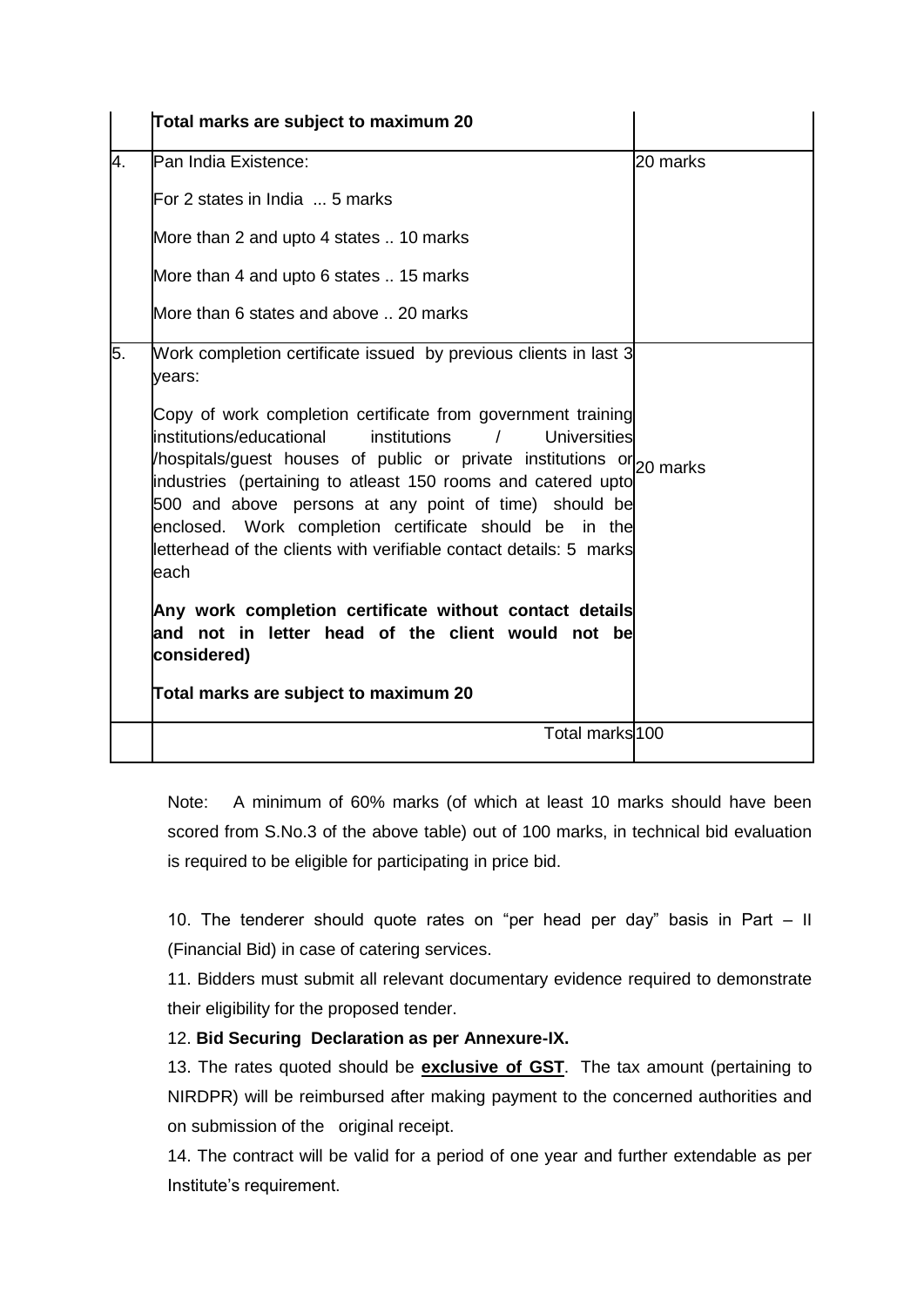|  | Total marks are subject to maximum 20 |  |
|---|---|---|
| 4. | Pan India Existence:<br><br>For 2 states in India ... 5 marks<br><br>More than 2 and upto 4 states .. 10 marks<br><br>More than 4 and upto 6 states .. 15 marks<br><br>More than 6 states and above .. 20 marks | 20 marks |
| 5. | Work completion certificate issued by previous clients in last 3 years:<br><br>Copy of work completion certificate from government training institutions/educational institutions / Universities /hospitals/guest houses of public or private institutions or industries (pertaining to atleast 150 rooms and catered upto 500 and above persons at any point of time) should be enclosed. Work completion certificate should be in the letterhead of the clients with verifiable contact details: 5 marks each<br><br>**Any work completion certificate without contact details and not in letter head of the client would not be considered)**<br><br>**Total marks are subject to maximum 20** | 20 marks |
|  | Total marks | 100 |

Note: A minimum of 60% marks (of which at least 10 marks should have been scored from S.No.3 of the above table) out of 100 marks, in technical bid evaluation is required to be eligible for participating in price bid.

10. The tenderer should quote rates on "per head per day" basis in Part – II (Financial Bid) in case of catering services.

11. Bidders must submit all relevant documentary evidence required to demonstrate their eligibility for the proposed tender.

12. **Bid Securing Declaration as per Annexure-IX.**

13. The rates quoted should be **exclusive of GST**. The tax amount (pertaining to NIRDPR) will be reimbursed after making payment to the concerned authorities and on submission of the original receipt.

14. The contract will be valid for a period of one year and further extendable as per Institute's requirement.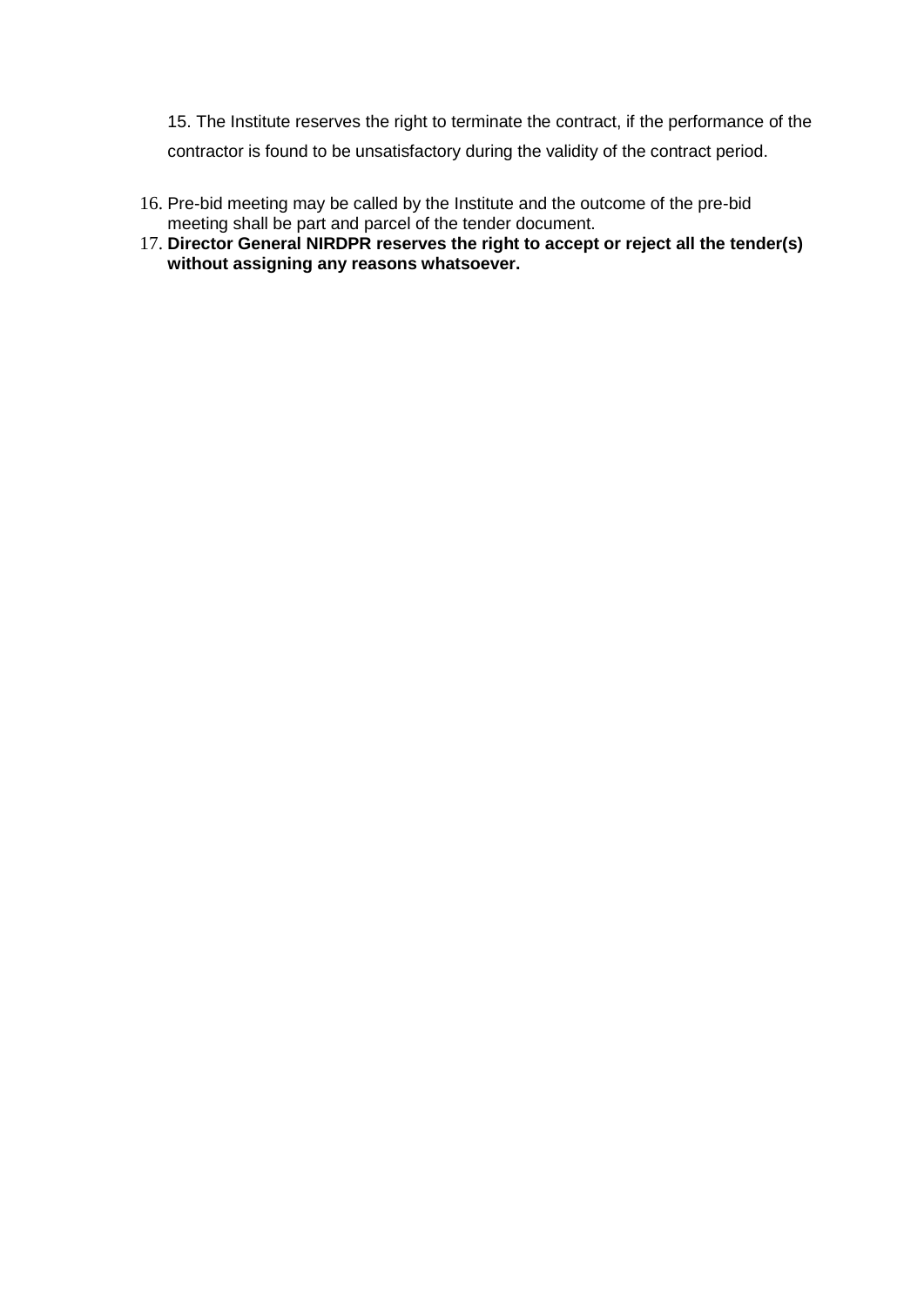15. The Institute reserves the right to terminate the contract, if the performance of the contractor is found to be unsatisfactory during the validity of the contract period.

16. Pre-bid meeting may be called by the Institute and the outcome of the pre-bid meeting shall be part and parcel of the tender document.
17. **Director General NIRDPR reserves the right to accept or reject all the tender(s) without assigning any reasons whatsoever.**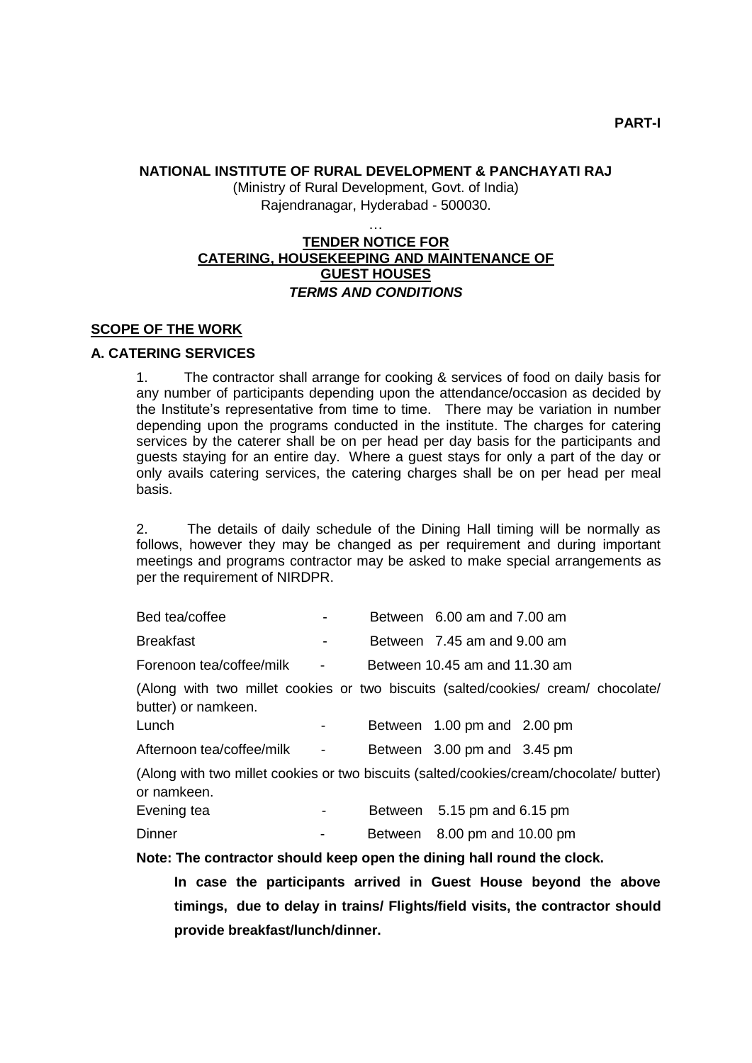**PART-I**

**NATIONAL INSTITUTE OF RURAL DEVELOPMENT & PANCHAYATI RAJ**
(Ministry of Rural Development, Govt. of India)
Rajendranagar, Hyderabad - 500030.

…

**TENDER NOTICE FOR**
**CATERING, HOUSEKEEPING AND MAINTENANCE OF GUEST HOUSES**
***TERMS AND CONDITIONS***

## SCOPE OF THE WORK

### A. CATERING SERVICES

1. The contractor shall arrange for cooking & services of food on daily basis for any number of participants depending upon the attendance/occasion as decided by the Institute's representative from time to time. There may be variation in number depending upon the programs conducted in the institute. The charges for catering services by the caterer shall be on per head per day basis for the participants and guests staying for an entire day. Where a guest stays for only a part of the day or only avails catering services, the catering charges shall be on per head per meal basis.

2. The details of daily schedule of the Dining Hall timing will be normally as follows, however they may be changed as per requirement and during important meetings and programs contractor may be asked to make special arrangements as per the requirement of NIRDPR.

Bed tea/coffee - Between 6.00 am and 7.00 am

Breakfast - Between 7.45 am and 9.00 am

Forenoon tea/coffee/milk - Between 10.45 am and 11.30 am

(Along with two millet cookies or two biscuits (salted/cookies/ cream/ chocolate/ butter) or namkeen.

Lunch - Between 1.00 pm and 2.00 pm

Afternoon tea/coffee/milk - Between 3.00 pm and 3.45 pm

(Along with two millet cookies or two biscuits (salted/cookies/cream/chocolate/ butter) or namkeen.

Evening tea - Between 5.15 pm and 6.15 pm

Dinner - Between 8.00 pm and 10.00 pm

**Note: The contractor should keep open the dining hall round the clock.**

**In case the participants arrived in Guest House beyond the above timings, due to delay in trains/ Flights/field visits, the contractor should provide breakfast/lunch/dinner.**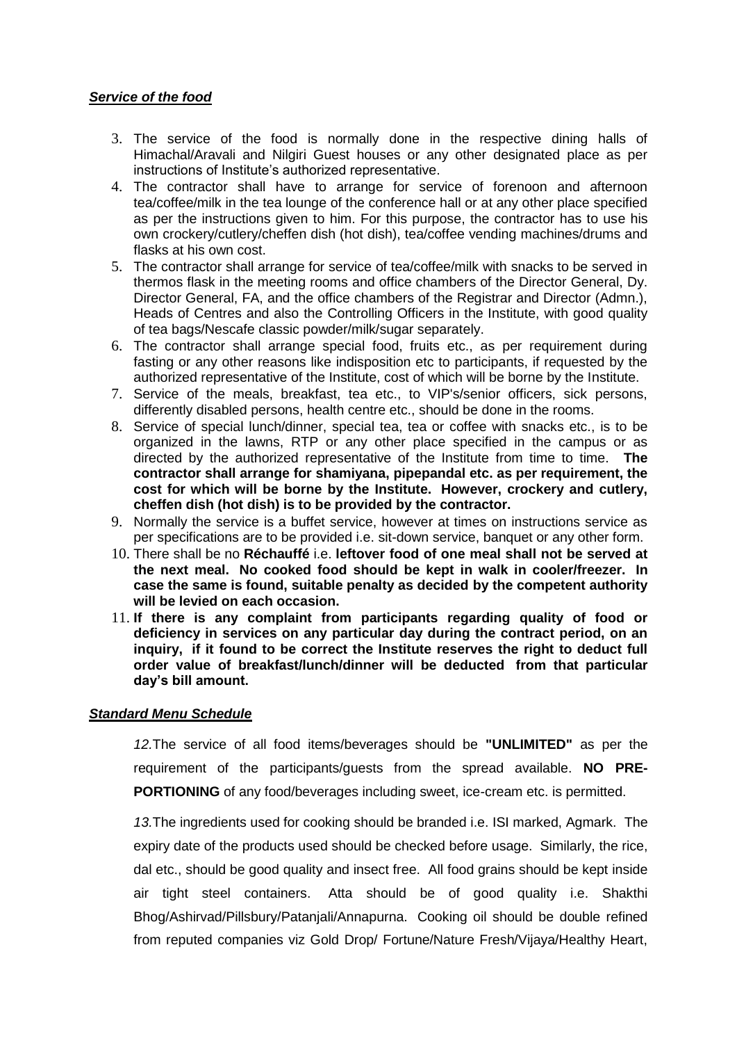***Service of the food***

3. The service of the food is normally done in the respective dining halls of Himachal/Aravali and Nilgiri Guest houses or any other designated place as per instructions of Institute's authorized representative.
4. The contractor shall have to arrange for service of forenoon and afternoon tea/coffee/milk in the tea lounge of the conference hall or at any other place specified as per the instructions given to him. For this purpose, the contractor has to use his own crockery/cutlery/cheffen dish (hot dish), tea/coffee vending machines/drums and flasks at his own cost.
5. The contractor shall arrange for service of tea/coffee/milk with snacks to be served in thermos flask in the meeting rooms and office chambers of the Director General, Dy. Director General, FA, and the office chambers of the Registrar and Director (Admn.), Heads of Centres and also the Controlling Officers in the Institute, with good quality of tea bags/Nescafe classic powder/milk/sugar separately.
6. The contractor shall arrange special food, fruits etc., as per requirement during fasting or any other reasons like indisposition etc to participants, if requested by the authorized representative of the Institute, cost of which will be borne by the Institute.
7. Service of the meals, breakfast, tea etc., to VIP's/senior officers, sick persons, differently disabled persons, health centre etc., should be done in the rooms.
8. Service of special lunch/dinner, special tea, tea or coffee with snacks etc., is to be organized in the lawns, RTP or any other place specified in the campus or as directed by the authorized representative of the Institute from time to time. **The contractor shall arrange for shamiyana, pipepandal etc. as per requirement, the cost for which will be borne by the Institute. However, crockery and cutlery, cheffen dish (hot dish) is to be provided by the contractor.**
9. Normally the service is a buffet service, however at times on instructions service as per specifications are to be provided i.e. sit-down service, banquet or any other form.
10. There shall be no **Réchauffé** i.e. **leftover food of one meal shall not be served at the next meal. No cooked food should be kept in walk in cooler/freezer. In case the same is found, suitable penalty as decided by the competent authority will be levied on each occasion.**
11. **If there is any complaint from participants regarding quality of food or deficiency in services on any particular day during the contract period, on an inquiry, if it found to be correct the Institute reserves the right to deduct full order value of breakfast/lunch/dinner will be deducted from that particular day's bill amount.**

***Standard Menu Schedule***

*12.*The service of all food items/beverages should be **"UNLIMITED"** as per the requirement of the participants/guests from the spread available. **NO PRE-PORTIONING** of any food/beverages including sweet, ice-cream etc. is permitted.

*13.*The ingredients used for cooking should be branded i.e. ISI marked, Agmark. The expiry date of the products used should be checked before usage. Similarly, the rice, dal etc., should be good quality and insect free. All food grains should be kept inside air tight steel containers. Atta should be of good quality i.e. Shakthi Bhog/Ashirvad/Pillsbury/Patanjali/Annapurna. Cooking oil should be double refined from reputed companies viz Gold Drop/ Fortune/Nature Fresh/Vijaya/Healthy Heart,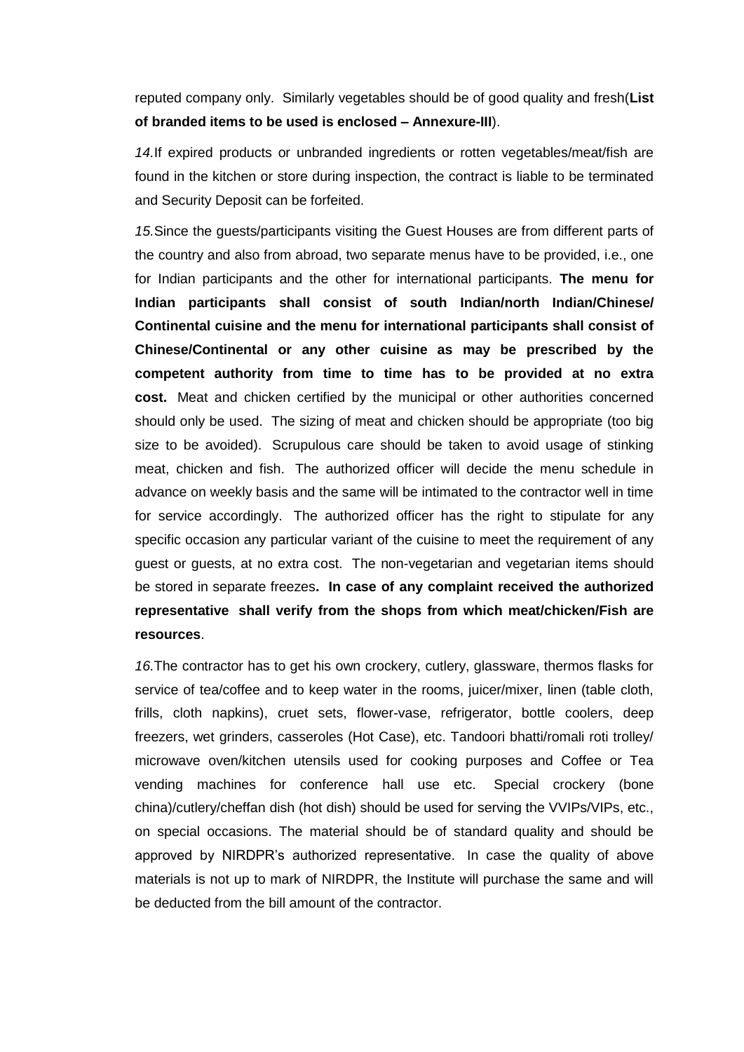reputed company only. Similarly vegetables should be of good quality and fresh(**List of branded items to be used is enclosed – Annexure-III**).

*14.*If expired products or unbranded ingredients or rotten vegetables/meat/fish are found in the kitchen or store during inspection, the contract is liable to be terminated and Security Deposit can be forfeited.

*15.*Since the guests/participants visiting the Guest Houses are from different parts of the country and also from abroad, two separate menus have to be provided, i.e., one for Indian participants and the other for international participants. **The menu for Indian participants shall consist of south Indian/north Indian/Chinese/ Continental cuisine and the menu for international participants shall consist of Chinese/Continental or any other cuisine as may be prescribed by the competent authority from time to time has to be provided at no extra cost.** Meat and chicken certified by the municipal or other authorities concerned should only be used. The sizing of meat and chicken should be appropriate (too big size to be avoided). Scrupulous care should be taken to avoid usage of stinking meat, chicken and fish. The authorized officer will decide the menu schedule in advance on weekly basis and the same will be intimated to the contractor well in time for service accordingly. The authorized officer has the right to stipulate for any specific occasion any particular variant of the cuisine to meet the requirement of any guest or guests, at no extra cost. The non-vegetarian and vegetarian items should be stored in separate freezes**. In case of any complaint received the authorized representative shall verify from the shops from which meat/chicken/Fish are resources**.

*16.*The contractor has to get his own crockery, cutlery, glassware, thermos flasks for service of tea/coffee and to keep water in the rooms, juicer/mixer, linen (table cloth, frills, cloth napkins), cruet sets, flower-vase, refrigerator, bottle coolers, deep freezers, wet grinders, casseroles (Hot Case), etc. Tandoori bhatti/romali roti trolley/ microwave oven/kitchen utensils used for cooking purposes and Coffee or Tea vending machines for conference hall use etc. Special crockery (bone china)/cutlery/cheffan dish (hot dish) should be used for serving the VVIPs/VIPs, etc., on special occasions. The material should be of standard quality and should be approved by NIRDPR's authorized representative. In case the quality of above materials is not up to mark of NIRDPR, the Institute will purchase the same and will be deducted from the bill amount of the contractor.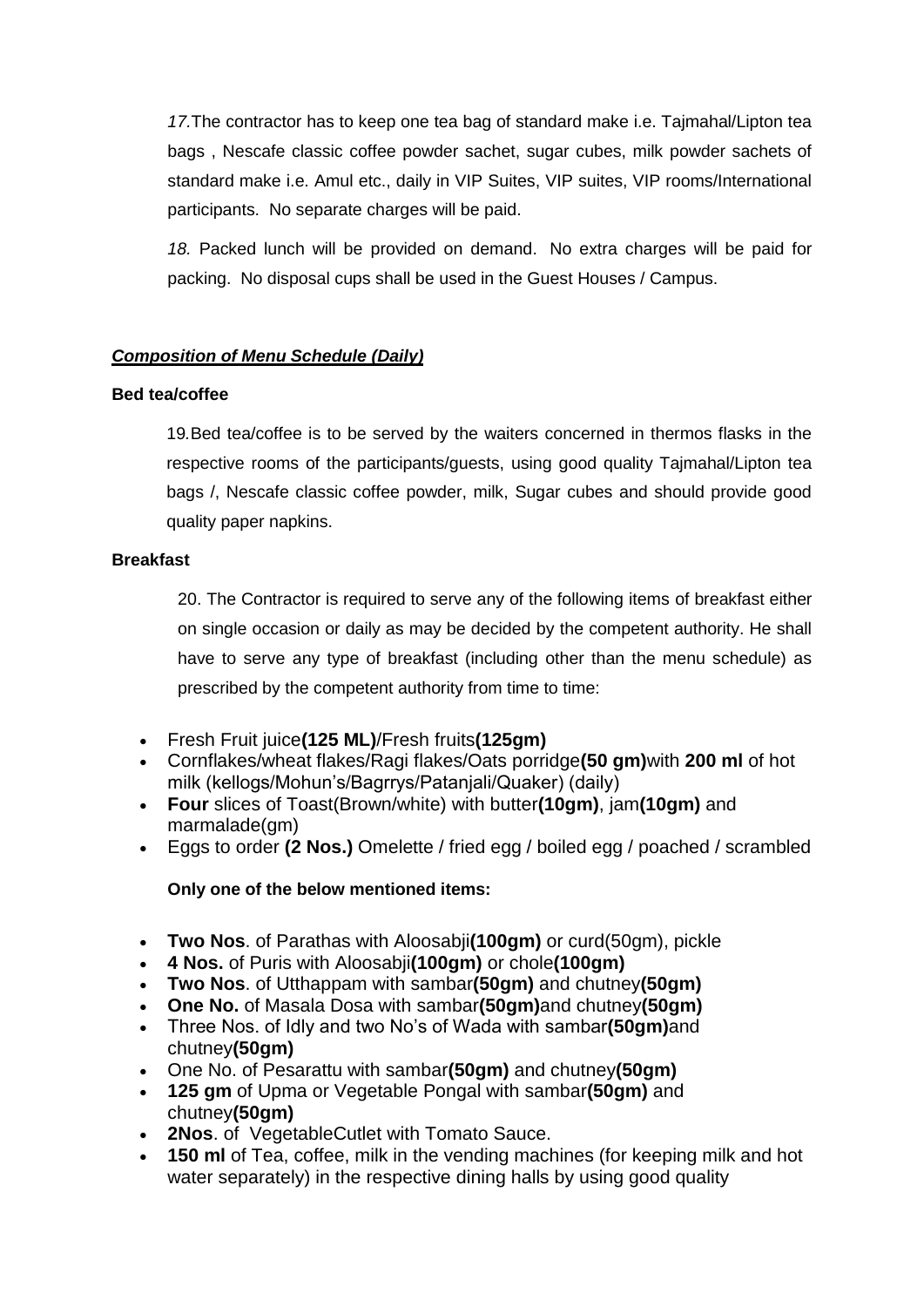*17.*The contractor has to keep one tea bag of standard make i.e. Tajmahal/Lipton tea bags , Nescafe classic coffee powder sachet, sugar cubes, milk powder sachets of standard make i.e. Amul etc., daily in VIP Suites, VIP suites, VIP rooms/International participants. No separate charges will be paid.

*18.* Packed lunch will be provided on demand. No extra charges will be paid for packing. No disposal cups shall be used in the Guest Houses / Campus.

***Composition of Menu Schedule (Daily)***

**Bed tea/coffee**

19.Bed tea/coffee is to be served by the waiters concerned in thermos flasks in the respective rooms of the participants/guests, using good quality Tajmahal/Lipton tea bags /, Nescafe classic coffee powder, milk, Sugar cubes and should provide good quality paper napkins.

**Breakfast**

20. The Contractor is required to serve any of the following items of breakfast either on single occasion or daily as may be decided by the competent authority. He shall have to serve any type of breakfast (including other than the menu schedule) as prescribed by the competent authority from time to time:

- Fresh Fruit juice**(125 ML)**/Fresh fruits**(125gm)**
- Cornflakes/wheat flakes/Ragi flakes/Oats porridge**(50 gm)**with **200 ml** of hot milk (kellogs/Mohun's/Bagrrys/Patanjali/Quaker) (daily)
- **Four** slices of Toast(Brown/white) with butter**(10gm)**, jam**(10gm)** and marmalade(gm)
- Eggs to order **(2 Nos.)** Omelette / fried egg / boiled egg / poached / scrambled

**Only one of the below mentioned items:**

- **Two Nos**. of Parathas with Aloosabji**(100gm)** or curd(50gm), pickle
- **4 Nos.** of Puris with Aloosabji**(100gm)** or chole**(100gm)**
- **Two Nos**. of Utthappam with sambar**(50gm)** and chutney**(50gm)**
- **One No.** of Masala Dosa with sambar**(50gm)**and chutney**(50gm)**
- Three Nos. of Idly and two No's of Wada with sambar**(50gm)**and chutney**(50gm)**
- One No. of Pesarattu with sambar**(50gm)** and chutney**(50gm)**
- **125 gm** of Upma or Vegetable Pongal with sambar**(50gm)** and chutney**(50gm)**
- **2Nos**. of VegetableCutlet with Tomato Sauce.
- **150 ml** of Tea, coffee, milk in the vending machines (for keeping milk and hot water separately) in the respective dining halls by using good quality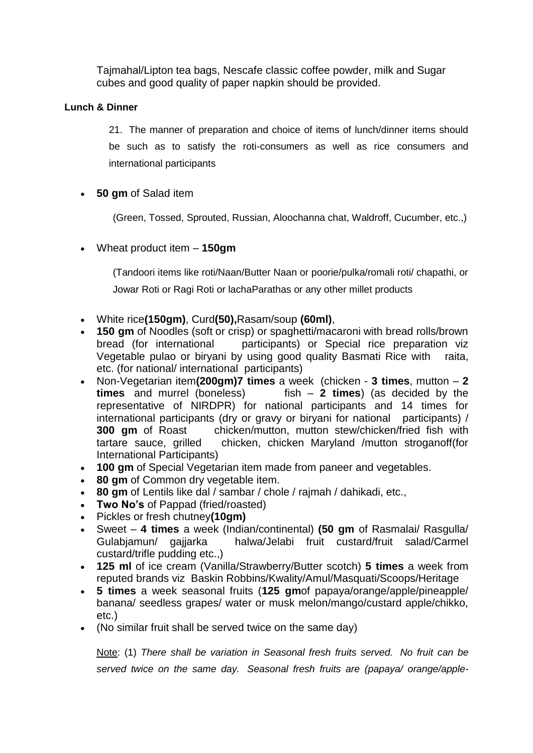Tajmahal/Lipton tea bags, Nescafe classic coffee powder, milk and Sugar cubes and good quality of paper napkin should be provided.

**Lunch & Dinner**

21. The manner of preparation and choice of items of lunch/dinner items should be such as to satisfy the roti-consumers as well as rice consumers and international participants

- **50 gm** of Salad item

  (Green, Tossed, Sprouted, Russian, Aloochanna chat, Waldroff, Cucumber, etc.,)

- Wheat product item – **150gm**

  (Tandoori items like roti/Naan/Butter Naan or poorie/pulka/romali roti/ chapathi, or Jowar Roti or Ragi Roti or lachaParathas or any other millet products

- White rice**(150gm)**, Curd**(50),**Rasam/soup **(60ml)**,
- **150 gm** of Noodles (soft or crisp) or spaghetti/macaroni with bread rolls/brown bread (for international participants) or Special rice preparation viz Vegetable pulao or biryani by using good quality Basmati Rice with raita, etc. (for national/ international participants)
- Non-Vegetarian item**(200gm)7 times** a week (chicken - **3 times**, mutton – **2 times** and murrel (boneless) fish – **2 times**) (as decided by the representative of NIRDPR) for national participants and 14 times for international participants (dry or gravy or biryani for national participants) / **300 gm** of Roast chicken/mutton, mutton stew/chicken/fried fish with tartare sauce, grilled chicken, chicken Maryland /mutton stroganoff(for International Participants)
- **100 gm** of Special Vegetarian item made from paneer and vegetables.
- **80 gm** of Common dry vegetable item.
- **80 gm** of Lentils like dal / sambar / chole / rajmah / dahikadi, etc.,
- **Two No's** of Pappad (fried/roasted)
- Pickles or fresh chutney**(10gm)**
- Sweet – **4 times** a week (Indian/continental) **(50 gm** of Rasmalai/ Rasgulla/ Gulabjamun/ gajjarka halwa/Jelabi fruit custard/fruit salad/Carmel custard/trifle pudding etc.,)
- **125 ml** of ice cream (Vanilla/Strawberry/Butter scotch) **5 times** a week from reputed brands viz Baskin Robbins/Kwality/Amul/Masquati/Scoops/Heritage
- **5 times** a week seasonal fruits (**125 gm**of papaya/orange/apple/pineapple/ banana/ seedless grapes/ water or musk melon/mango/custard apple/chikko, etc.)
- (No similar fruit shall be served twice on the same day)

Note: (1) *There shall be variation in Seasonal fresh fruits served. No fruit can be served twice on the same day. Seasonal fresh fruits are (papaya/ orange/apple-*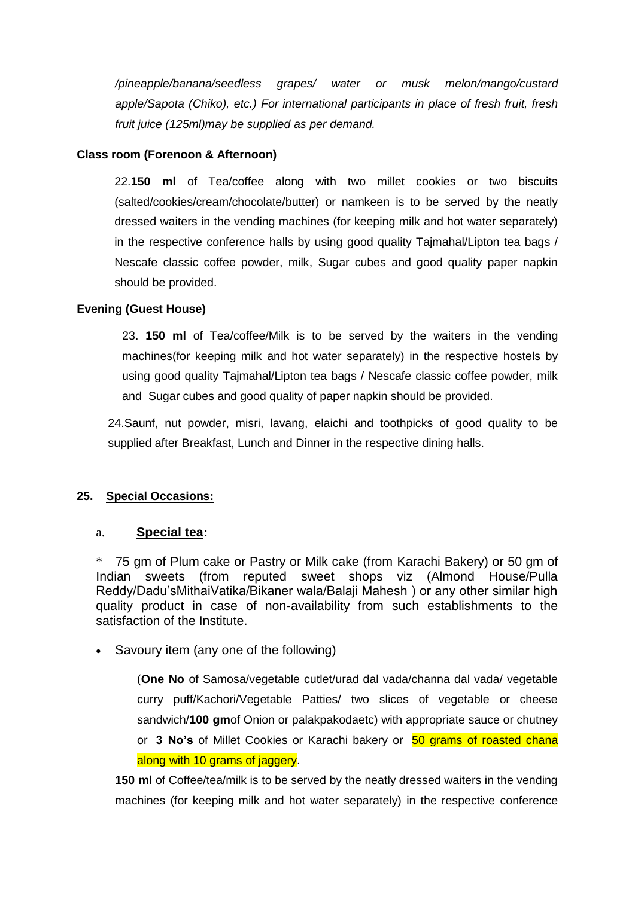*/pineapple/banana/seedless grapes/ water or musk melon/mango/custard apple/Sapota (Chiko), etc.) For international participants in place of fresh fruit, fresh fruit juice (125ml)may be supplied as per demand.*

**Class room (Forenoon & Afternoon)**

22.**150 ml** of Tea/coffee along with two millet cookies or two biscuits (salted/cookies/cream/chocolate/butter) or namkeen is to be served by the neatly dressed waiters in the vending machines (for keeping milk and hot water separately) in the respective conference halls by using good quality Tajmahal/Lipton tea bags / Nescafe classic coffee powder, milk, Sugar cubes and good quality paper napkin should be provided.

**Evening (Guest House)**

23. **150 ml** of Tea/coffee/Milk is to be served by the waiters in the vending machines(for keeping milk and hot water separately) in the respective hostels by using good quality Tajmahal/Lipton tea bags / Nescafe classic coffee powder, milk and Sugar cubes and good quality of paper napkin should be provided.

24.Saunf, nut powder, misri, lavang, elaichi and toothpicks of good quality to be supplied after Breakfast, Lunch and Dinner in the respective dining halls.

**25. Special Occasions:**

a. **Special tea:**

* 75 gm of Plum cake or Pastry or Milk cake (from Karachi Bakery) or 50 gm of Indian sweets (from reputed sweet shops viz (Almond House/Pulla Reddy/Dadu'sMithaiVatika/Bikaner wala/Balaji Mahesh ) or any other similar high quality product in case of non-availability from such establishments to the satisfaction of the Institute.

- Savoury item (any one of the following)

(**One No** of Samosa/vegetable cutlet/urad dal vada/channa dal vada/ vegetable curry puff/Kachori/Vegetable Patties/ two slices of vegetable or cheese sandwich/**100 gm**of Onion or palakpakodaetc) with appropriate sauce or chutney or **3 No's** of Millet Cookies or Karachi bakery or 50 grams of roasted chana along with 10 grams of jaggery.

**150 ml** of Coffee/tea/milk is to be served by the neatly dressed waiters in the vending machines (for keeping milk and hot water separately) in the respective conference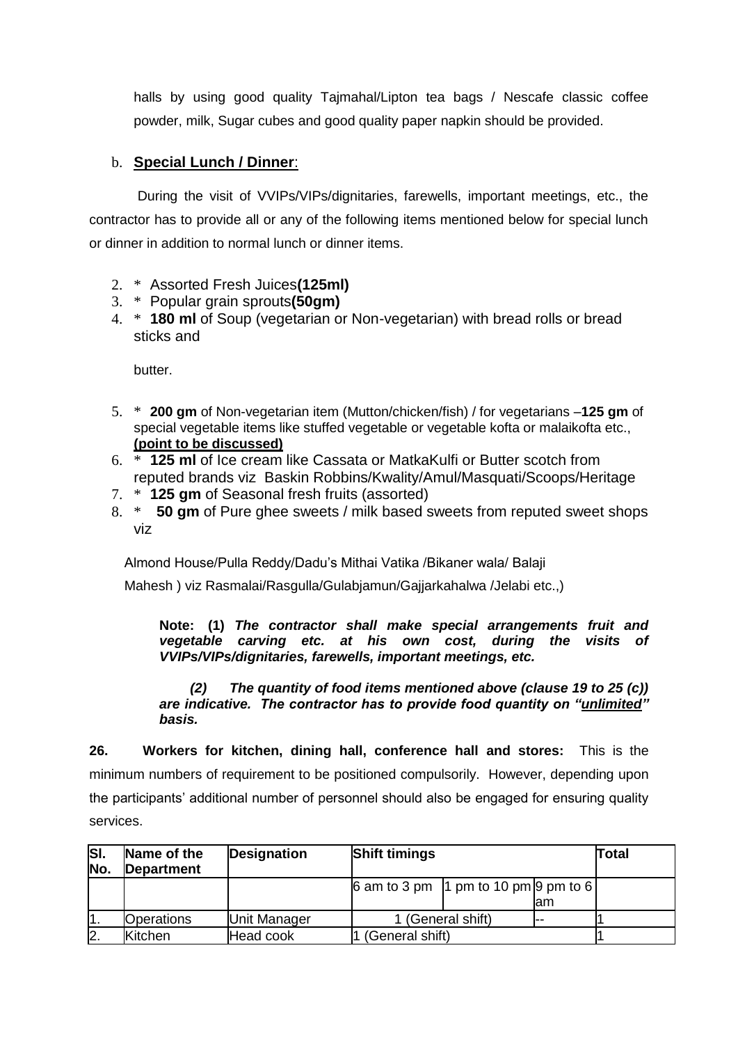halls by using good quality Tajmahal/Lipton tea bags / Nescafe classic coffee powder, milk, Sugar cubes and good quality paper napkin should be provided.

b. **Special Lunch / Dinner**:

During the visit of VVIPs/VIPs/dignitaries, farewells, important meetings, etc., the contractor has to provide all or any of the following items mentioned below for special lunch or dinner in addition to normal lunch or dinner items.

2. * Assorted Fresh Juices**(125ml)**
3. * Popular grain sprouts**(50gm)**
4. * **180 ml** of Soup (vegetarian or Non-vegetarian) with bread rolls or bread sticks and

   butter.

5. * **200 gm** of Non-vegetarian item (Mutton/chicken/fish) / for vegetarians –**125 gm** of special vegetable items like stuffed vegetable or vegetable kofta or malaikofta etc., **(point to be discussed)**
6. * **125 ml** of Ice cream like Cassata or MatkaKulfi or Butter scotch from reputed brands viz Baskin Robbins/Kwality/Amul/Masquati/Scoops/Heritage
7. * **125 gm** of Seasonal fresh fruits (assorted)
8. * **50 gm** of Pure ghee sweets / milk based sweets from reputed sweet shops viz

   Almond House/Pulla Reddy/Dadu's Mithai Vatika /Bikaner wala/ Balaji Mahesh ) viz Rasmalai/Rasgulla/Gulabjamun/Gajjarkahalwa /Jelabi etc.,)

**Note: (1)** ***The contractor shall make special arrangements fruit and vegetable carving etc. at his own cost, during the visits of VVIPs/VIPs/dignitaries, farewells, important meetings, etc.***

***(2) The quantity of food items mentioned above (clause 19 to 25 (c)) are indicative. The contractor has to provide food quantity on "unlimited" basis.***

**26. Workers for kitchen, dining hall, conference hall and stores:** This is the minimum numbers of requirement to be positioned compulsorily. However, depending upon the participants' additional number of personnel should also be engaged for ensuring quality services.

| Sl. No. | Name of the Department | Designation | Shift timings | | | Total |
|---|---|---|---|---|---|---|
| | | | 6 am to 3 pm | 1 pm to 10 pm | 9 pm to 6 am | |
| 1. | Operations | Unit Manager | 1 (General shift) | | -- | 1 |
| 2. | Kitchen | Head cook | 1 (General shift) | | | 1 |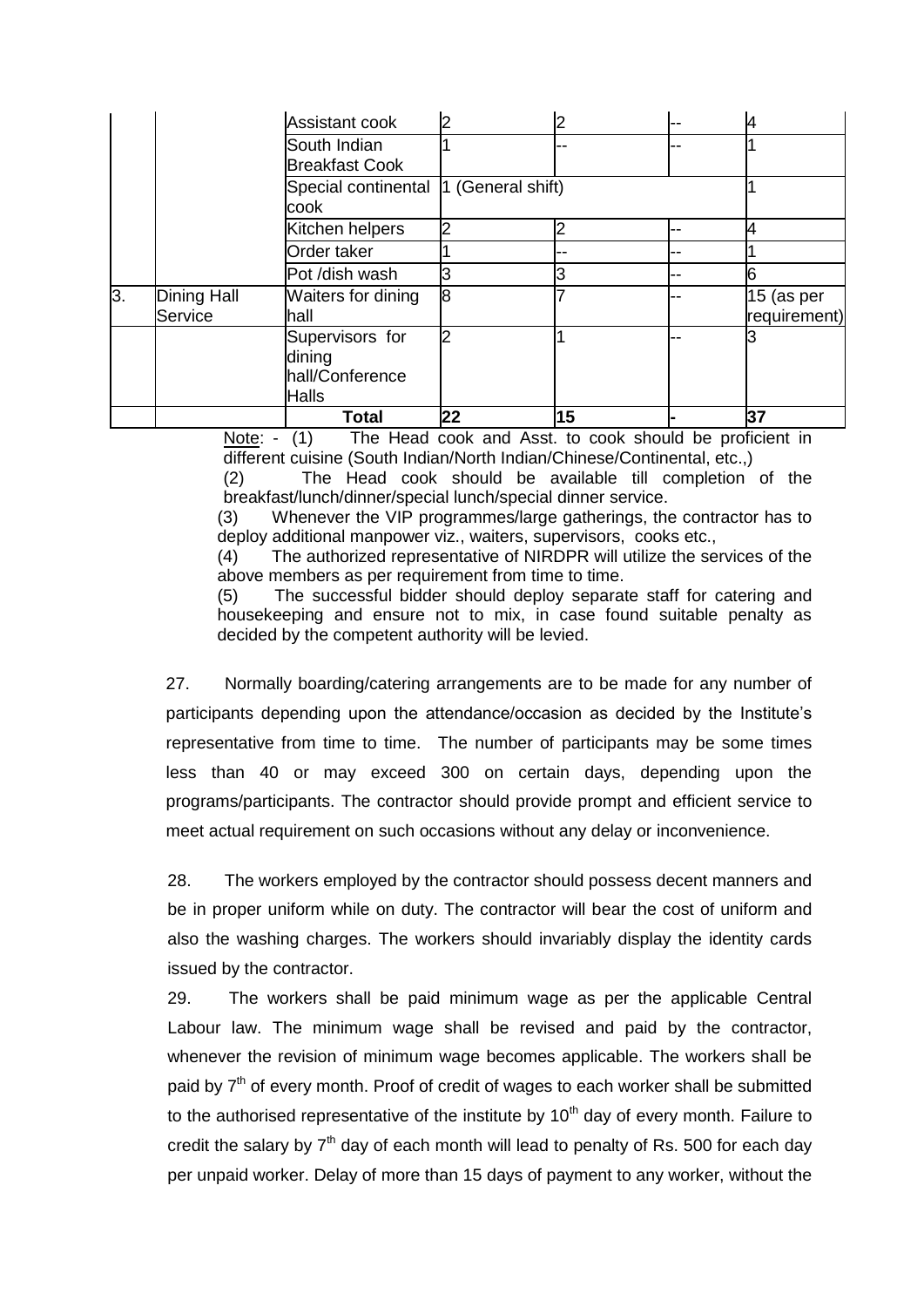| | | Assistant cook | 2 | 2 | -- | 4 |
|---|---|---|---|---|---|---|
| | | South Indian Breakfast Cook | 1 | -- | -- | 1 |
| | | Special continental cook | 1 (General shift) | | | 1 |
| | | Kitchen helpers | 2 | 2 | -- | 4 |
| | | Order taker | 1 | -- | -- | 1 |
| | | Pot /dish wash | 3 | 3 | -- | 6 |
| 3. | Dining Hall Service | Waiters for dining hall | 8 | 7 | -- | 15 (as per requirement) |
| | | Supervisors for dining hall/Conference Halls | 2 | 1 | -- | 3 |
| | | **Total** | **22** | **15** | **-** | **37** |

Note: - (1) The Head cook and Asst. to cook should be proficient in different cuisine (South Indian/North Indian/Chinese/Continental, etc.,)

(2) The Head cook should be available till completion of the breakfast/lunch/dinner/special lunch/special dinner service.

(3) Whenever the VIP programmes/large gatherings, the contractor has to deploy additional manpower viz., waiters, supervisors, cooks etc.,

(4) The authorized representative of NIRDPR will utilize the services of the above members as per requirement from time to time.

(5) The successful bidder should deploy separate staff for catering and housekeeping and ensure not to mix, in case found suitable penalty as decided by the competent authority will be levied.

27. Normally boarding/catering arrangements are to be made for any number of participants depending upon the attendance/occasion as decided by the Institute's representative from time to time. The number of participants may be some times less than 40 or may exceed 300 on certain days, depending upon the programs/participants. The contractor should provide prompt and efficient service to meet actual requirement on such occasions without any delay or inconvenience.

28. The workers employed by the contractor should possess decent manners and be in proper uniform while on duty. The contractor will bear the cost of uniform and also the washing charges. The workers should invariably display the identity cards issued by the contractor.

29. The workers shall be paid minimum wage as per the applicable Central Labour law. The minimum wage shall be revised and paid by the contractor, whenever the revision of minimum wage becomes applicable. The workers shall be paid by 7th of every month. Proof of credit of wages to each worker shall be submitted to the authorised representative of the institute by 10th day of every month. Failure to credit the salary by 7th day of each month will lead to penalty of Rs. 500 for each day per unpaid worker. Delay of more than 15 days of payment to any worker, without the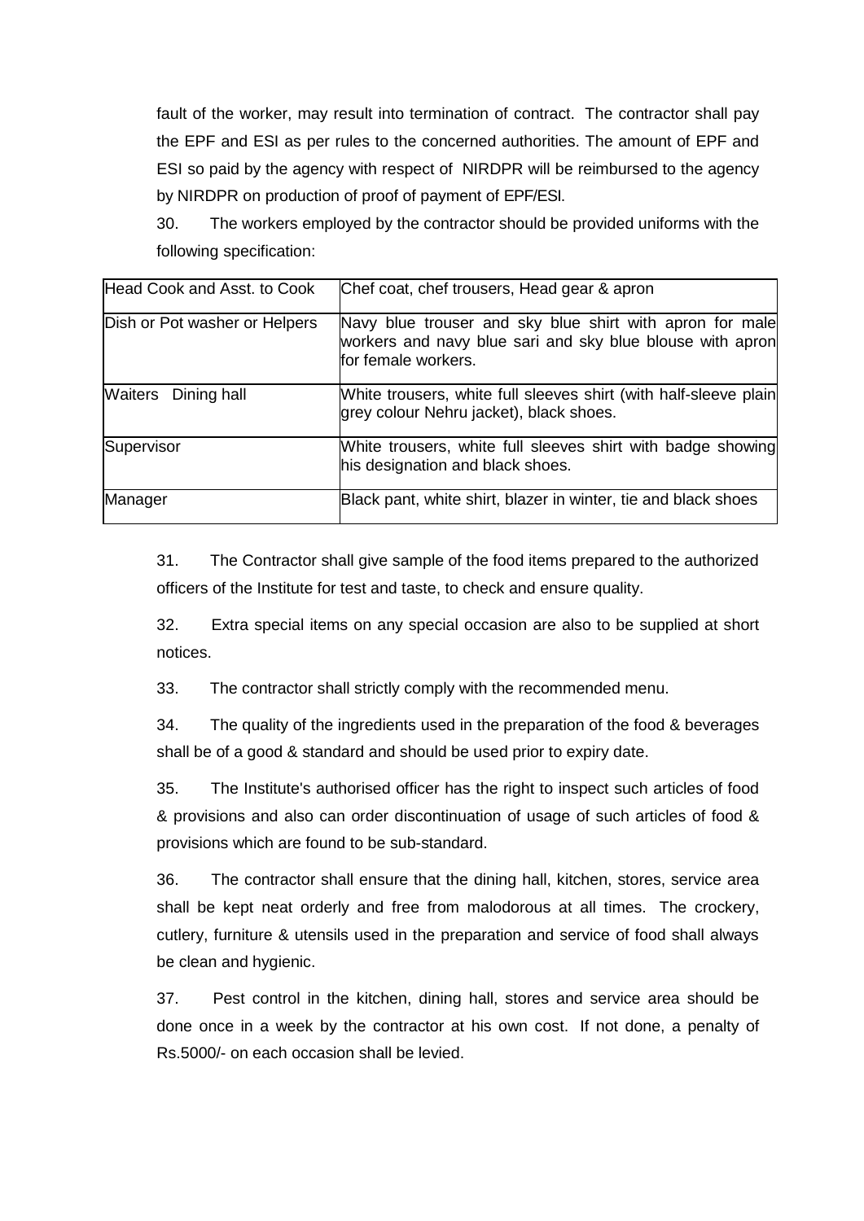fault of the worker, may result into termination of contract. The contractor shall pay the EPF and ESI as per rules to the concerned authorities. The amount of EPF and ESI so paid by the agency with respect of NIRDPR will be reimbursed to the agency by NIRDPR on production of proof of payment of EPF/ESI.

30. The workers employed by the contractor should be provided uniforms with the following specification:

| Head Cook and Asst. to Cook | Chef coat, chef trousers, Head gear & apron |
|---|---|
| Dish or Pot washer or Helpers | Navy blue trouser and sky blue shirt with apron for male workers and navy blue sari and sky blue blouse with apron for female workers. |
| Waiters Dining hall | White trousers, white full sleeves shirt (with half-sleeve plain grey colour Nehru jacket), black shoes. |
| Supervisor | White trousers, white full sleeves shirt with badge showing his designation and black shoes. |
| Manager | Black pant, white shirt, blazer in winter, tie and black shoes |

31. The Contractor shall give sample of the food items prepared to the authorized officers of the Institute for test and taste, to check and ensure quality.

32. Extra special items on any special occasion are also to be supplied at short notices.

33. The contractor shall strictly comply with the recommended menu.

34. The quality of the ingredients used in the preparation of the food & beverages shall be of a good & standard and should be used prior to expiry date.

35. The Institute's authorised officer has the right to inspect such articles of food & provisions and also can order discontinuation of usage of such articles of food & provisions which are found to be sub-standard.

36. The contractor shall ensure that the dining hall, kitchen, stores, service area shall be kept neat orderly and free from malodorous at all times. The crockery, cutlery, furniture & utensils used in the preparation and service of food shall always be clean and hygienic.

37. Pest control in the kitchen, dining hall, stores and service area should be done once in a week by the contractor at his own cost. If not done, a penalty of Rs.5000/- on each occasion shall be levied.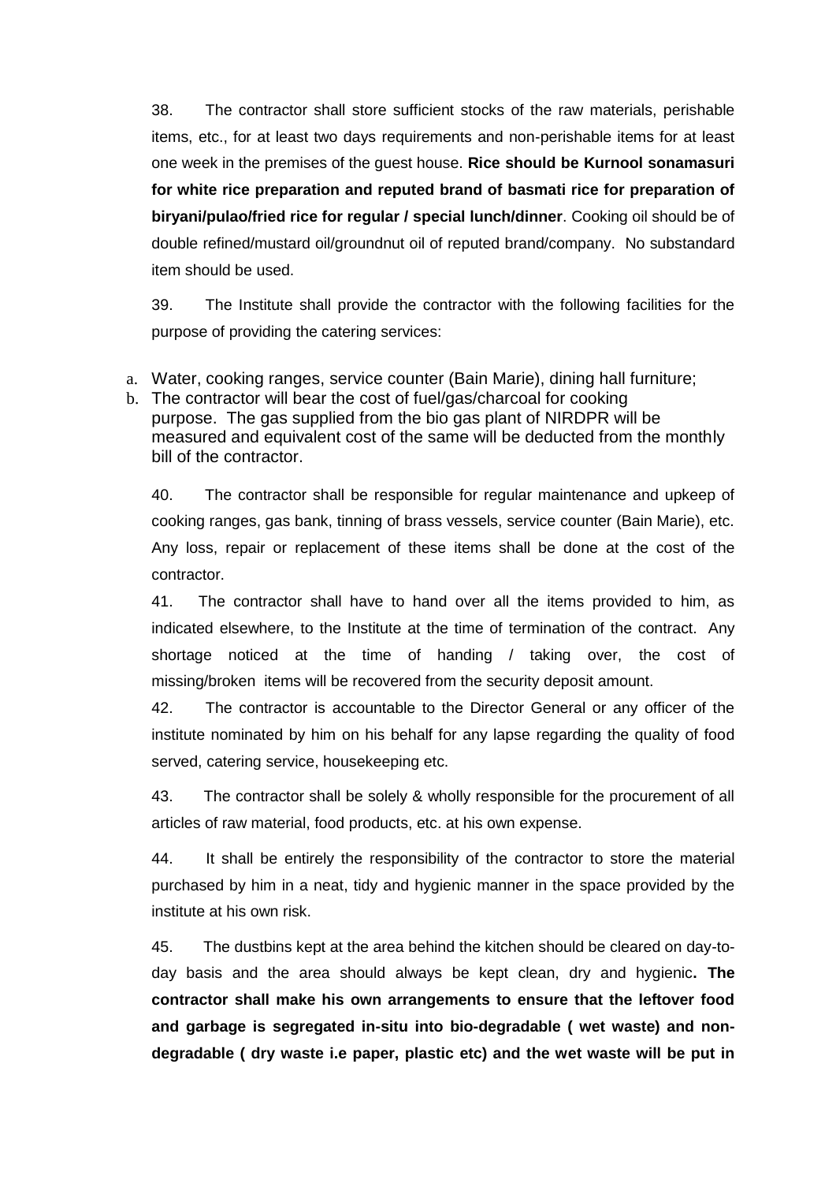38. The contractor shall store sufficient stocks of the raw materials, perishable items, etc., for at least two days requirements and non-perishable items for at least one week in the premises of the guest house. **Rice should be Kurnool sonamasuri for white rice preparation and reputed brand of basmati rice for preparation of biryani/pulao/fried rice for regular / special lunch/dinner**. Cooking oil should be of double refined/mustard oil/groundnut oil of reputed brand/company. No substandard item should be used.

39. The Institute shall provide the contractor with the following facilities for the purpose of providing the catering services:

a. Water, cooking ranges, service counter (Bain Marie), dining hall furniture;
b. The contractor will bear the cost of fuel/gas/charcoal for cooking purpose. The gas supplied from the bio gas plant of NIRDPR will be measured and equivalent cost of the same will be deducted from the monthly bill of the contractor.

40. The contractor shall be responsible for regular maintenance and upkeep of cooking ranges, gas bank, tinning of brass vessels, service counter (Bain Marie), etc. Any loss, repair or replacement of these items shall be done at the cost of the contractor.

41. The contractor shall have to hand over all the items provided to him, as indicated elsewhere, to the Institute at the time of termination of the contract. Any shortage noticed at the time of handing / taking over, the cost of missing/broken items will be recovered from the security deposit amount.

42. The contractor is accountable to the Director General or any officer of the institute nominated by him on his behalf for any lapse regarding the quality of food served, catering service, housekeeping etc.

43. The contractor shall be solely & wholly responsible for the procurement of all articles of raw material, food products, etc. at his own expense.

44. It shall be entirely the responsibility of the contractor to store the material purchased by him in a neat, tidy and hygienic manner in the space provided by the institute at his own risk.

45. The dustbins kept at the area behind the kitchen should be cleared on day-to-day basis and the area should always be kept clean, dry and hygienic**. The contractor shall make his own arrangements to ensure that the leftover food and garbage is segregated in-situ into bio-degradable ( wet waste) and non-degradable ( dry waste i.e paper, plastic etc) and the wet waste will be put in**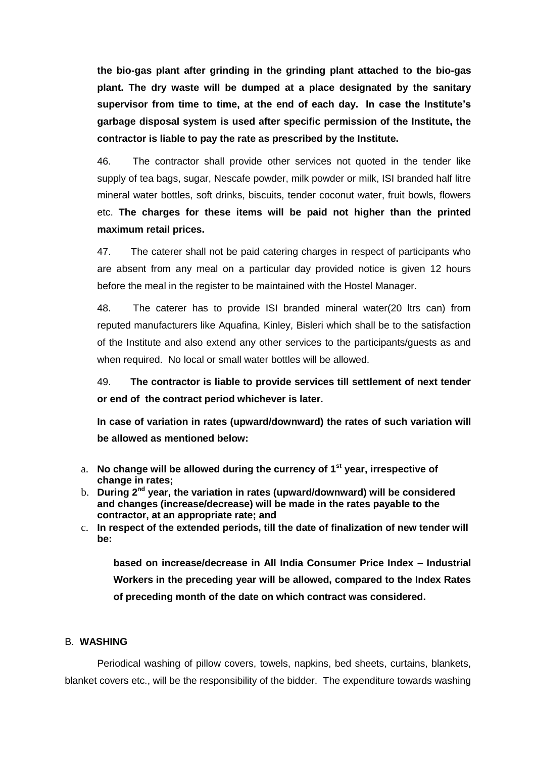**the bio-gas plant after grinding in the grinding plant attached to the bio-gas plant. The dry waste will be dumped at a place designated by the sanitary supervisor from time to time, at the end of each day. In case the Institute's garbage disposal system is used after specific permission of the Institute, the contractor is liable to pay the rate as prescribed by the Institute.**

46. The contractor shall provide other services not quoted in the tender like supply of tea bags, sugar, Nescafe powder, milk powder or milk, ISI branded half litre mineral water bottles, soft drinks, biscuits, tender coconut water, fruit bowls, flowers etc. **The charges for these items will be paid not higher than the printed maximum retail prices.**

47. The caterer shall not be paid catering charges in respect of participants who are absent from any meal on a particular day provided notice is given 12 hours before the meal in the register to be maintained with the Hostel Manager.

48. The caterer has to provide ISI branded mineral water(20 ltrs can) from reputed manufacturers like Aquafina, Kinley, Bisleri which shall be to the satisfaction of the Institute and also extend any other services to the participants/guests as and when required. No local or small water bottles will be allowed.

49. **The contractor is liable to provide services till settlement of next tender or end of the contract period whichever is later.**

**In case of variation in rates (upward/downward) the rates of such variation will be allowed as mentioned below:**

a. **No change will be allowed during the currency of 1st year, irrespective of change in rates;**
b. **During 2nd year, the variation in rates (upward/downward) will be considered and changes (increase/decrease) will be made in the rates payable to the contractor, at an appropriate rate; and**
c. **In respect of the extended periods, till the date of finalization of new tender will be:**

   **based on increase/decrease in All India Consumer Price Index – Industrial Workers in the preceding year will be allowed, compared to the Index Rates of preceding month of the date on which contract was considered.**

B. **WASHING**

Periodical washing of pillow covers, towels, napkins, bed sheets, curtains, blankets, blanket covers etc., will be the responsibility of the bidder. The expenditure towards washing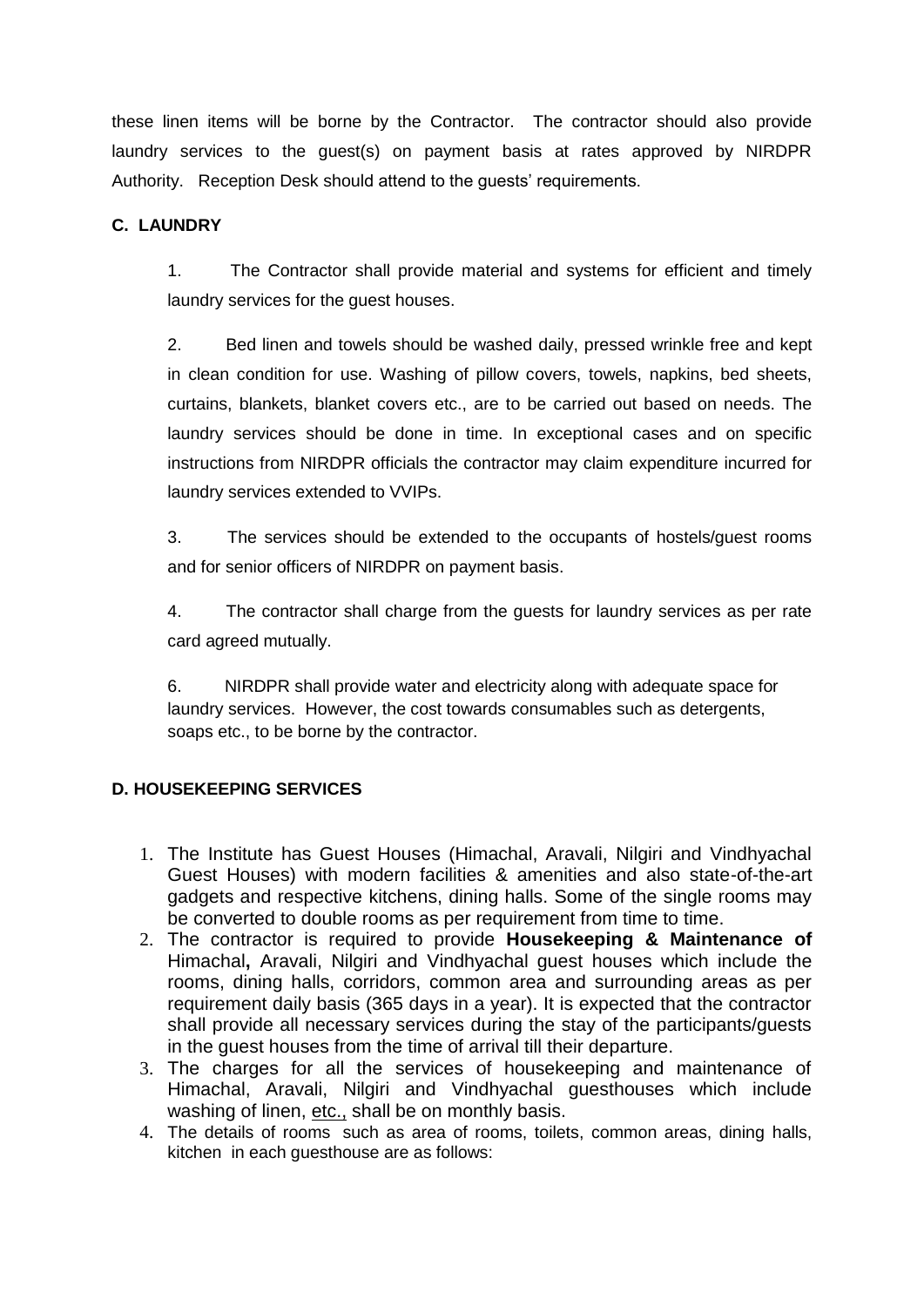these linen items will be borne by the Contractor. The contractor should also provide laundry services to the guest(s) on payment basis at rates approved by NIRDPR Authority. Reception Desk should attend to the guests' requirements.

**C. LAUNDRY**

1. The Contractor shall provide material and systems for efficient and timely laundry services for the guest houses.

2. Bed linen and towels should be washed daily, pressed wrinkle free and kept in clean condition for use. Washing of pillow covers, towels, napkins, bed sheets, curtains, blankets, blanket covers etc., are to be carried out based on needs. The laundry services should be done in time. In exceptional cases and on specific instructions from NIRDPR officials the contractor may claim expenditure incurred for laundry services extended to VVIPs.

3. The services should be extended to the occupants of hostels/guest rooms and for senior officers of NIRDPR on payment basis.

4. The contractor shall charge from the guests for laundry services as per rate card agreed mutually.

6. NIRDPR shall provide water and electricity along with adequate space for laundry services. However, the cost towards consumables such as detergents, soaps etc., to be borne by the contractor.

**D. HOUSEKEEPING SERVICES**

1. The Institute has Guest Houses (Himachal, Aravali, Nilgiri and Vindhyachal Guest Houses) with modern facilities & amenities and also state-of-the-art gadgets and respective kitchens, dining halls. Some of the single rooms may be converted to double rooms as per requirement from time to time.
2. The contractor is required to provide **Housekeeping & Maintenance of** Himachal**,** Aravali, Nilgiri and Vindhyachal guest houses which include the rooms, dining halls, corridors, common area and surrounding areas as per requirement daily basis (365 days in a year). It is expected that the contractor shall provide all necessary services during the stay of the participants/guests in the guest houses from the time of arrival till their departure.
3. The charges for all the services of housekeeping and maintenance of Himachal, Aravali, Nilgiri and Vindhyachal guesthouses which include washing of linen, etc., shall be on monthly basis.
4. The details of rooms such as area of rooms, toilets, common areas, dining halls, kitchen in each guesthouse are as follows: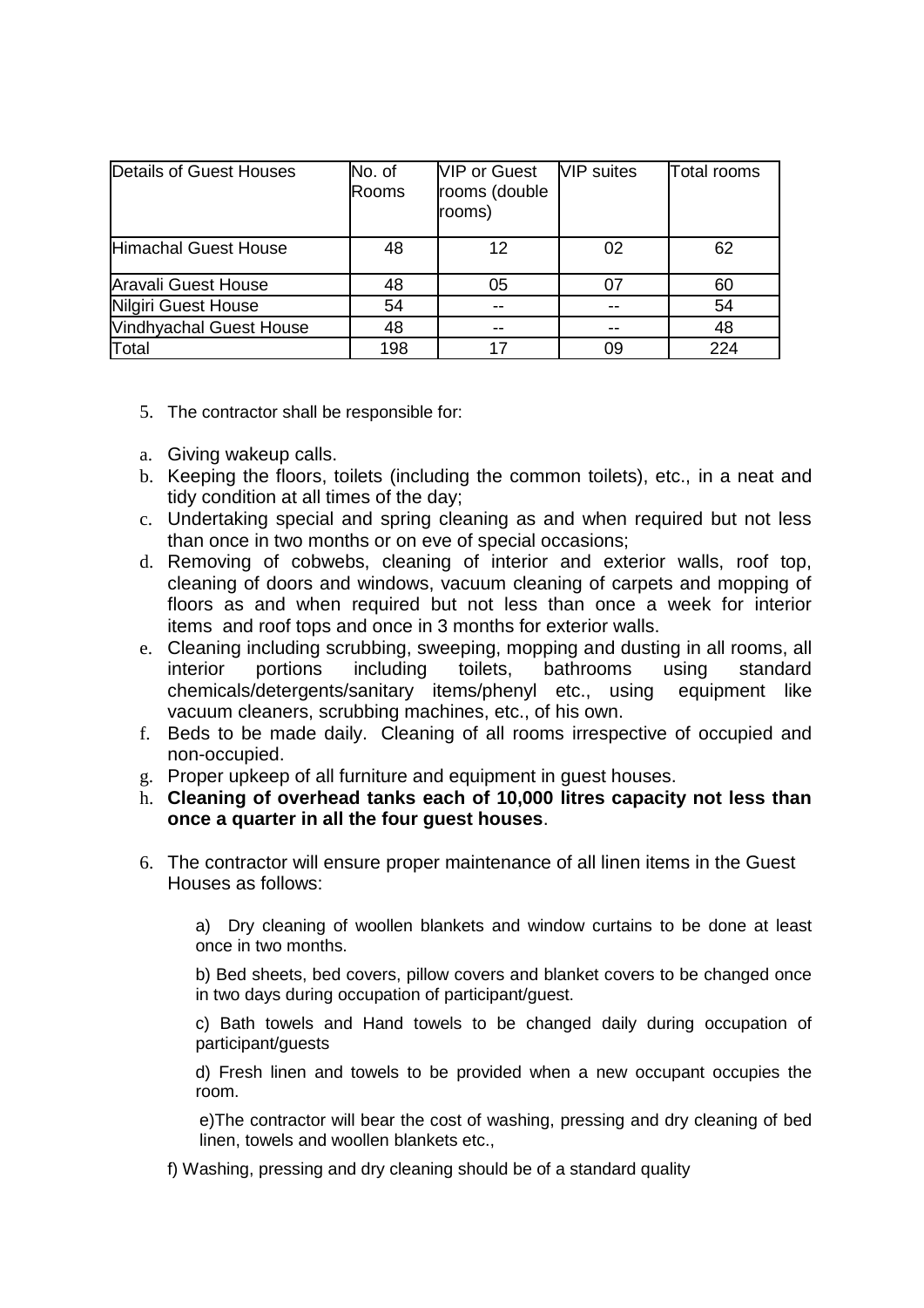| Details of Guest Houses | No. of Rooms | VIP or Guest rooms (double rooms) | VIP suites | Total rooms |
|---|---|---|---|---|
| Himachal Guest House | 48 | 12 | 02 | 62 |
| Aravali Guest House | 48 | 05 | 07 | 60 |
| Nilgiri Guest House | 54 | -- | -- | 54 |
| Vindhyachal Guest House | 48 | -- | -- | 48 |
| Total | 198 | 17 | 09 | 224 |

5. The contractor shall be responsible for:

a. Giving wakeup calls.
b. Keeping the floors, toilets (including the common toilets), etc., in a neat and tidy condition at all times of the day;
c. Undertaking special and spring cleaning as and when required but not less than once in two months or on eve of special occasions;
d. Removing of cobwebs, cleaning of interior and exterior walls, roof top, cleaning of doors and windows, vacuum cleaning of carpets and mopping of floors as and when required but not less than once a week for interior items and roof tops and once in 3 months for exterior walls.
e. Cleaning including scrubbing, sweeping, mopping and dusting in all rooms, all interior portions including toilets, bathrooms using standard chemicals/detergents/sanitary items/phenyl etc., using equipment like vacuum cleaners, scrubbing machines, etc., of his own.
f. Beds to be made daily. Cleaning of all rooms irrespective of occupied and non-occupied.
g. Proper upkeep of all furniture and equipment in guest houses.
h. **Cleaning of overhead tanks each of 10,000 litres capacity not less than once a quarter in all the four guest houses**.

6. The contractor will ensure proper maintenance of all linen items in the Guest Houses as follows:

a) Dry cleaning of woollen blankets and window curtains to be done at least once in two months.

b) Bed sheets, bed covers, pillow covers and blanket covers to be changed once in two days during occupation of participant/guest.

c) Bath towels and Hand towels to be changed daily during occupation of participant/guests

d) Fresh linen and towels to be provided when a new occupant occupies the room.

e)The contractor will bear the cost of washing, pressing and dry cleaning of bed linen, towels and woollen blankets etc.,

f) Washing, pressing and dry cleaning should be of a standard quality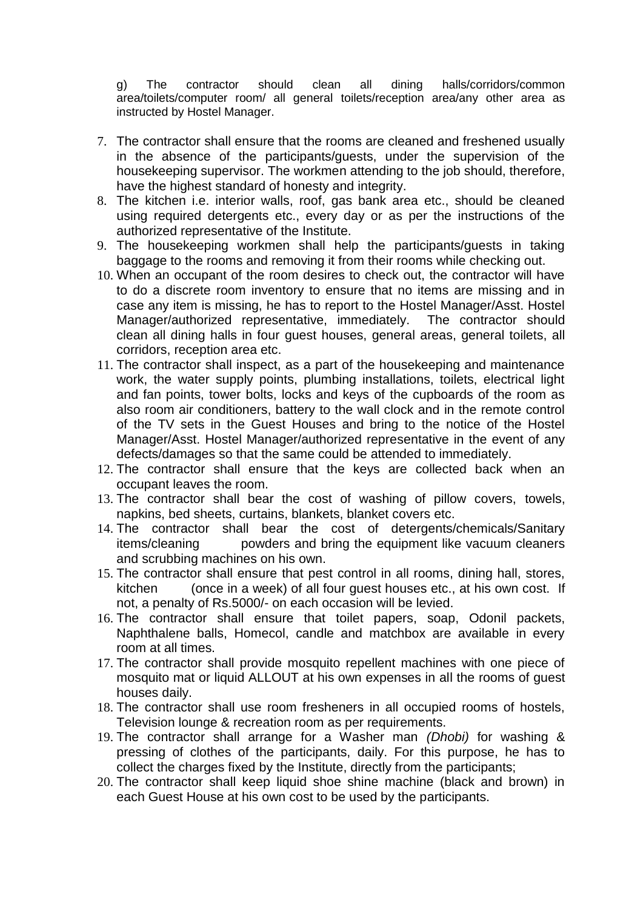g) The contractor should clean all dining halls/corridors/common area/toilets/computer room/ all general toilets/reception area/any other area as instructed by Hostel Manager.

7. The contractor shall ensure that the rooms are cleaned and freshened usually in the absence of the participants/guests, under the supervision of the housekeeping supervisor. The workmen attending to the job should, therefore, have the highest standard of honesty and integrity.
8. The kitchen i.e. interior walls, roof, gas bank area etc., should be cleaned using required detergents etc., every day or as per the instructions of the authorized representative of the Institute.
9. The housekeeping workmen shall help the participants/guests in taking baggage to the rooms and removing it from their rooms while checking out.
10. When an occupant of the room desires to check out, the contractor will have to do a discrete room inventory to ensure that no items are missing and in case any item is missing, he has to report to the Hostel Manager/Asst. Hostel Manager/authorized representative, immediately. The contractor should clean all dining halls in four guest houses, general areas, general toilets, all corridors, reception area etc.
11. The contractor shall inspect, as a part of the housekeeping and maintenance work, the water supply points, plumbing installations, toilets, electrical light and fan points, tower bolts, locks and keys of the cupboards of the room as also room air conditioners, battery to the wall clock and in the remote control of the TV sets in the Guest Houses and bring to the notice of the Hostel Manager/Asst. Hostel Manager/authorized representative in the event of any defects/damages so that the same could be attended to immediately.
12. The contractor shall ensure that the keys are collected back when an occupant leaves the room.
13. The contractor shall bear the cost of washing of pillow covers, towels, napkins, bed sheets, curtains, blankets, blanket covers etc.
14. The contractor shall bear the cost of detergents/chemicals/Sanitary items/cleaning powders and bring the equipment like vacuum cleaners and scrubbing machines on his own.
15. The contractor shall ensure that pest control in all rooms, dining hall, stores, kitchen (once in a week) of all four guest houses etc., at his own cost. If not, a penalty of Rs.5000/- on each occasion will be levied.
16. The contractor shall ensure that toilet papers, soap, Odonil packets, Naphthalene balls, Homecol, candle and matchbox are available in every room at all times.
17. The contractor shall provide mosquito repellent machines with one piece of mosquito mat or liquid ALLOUT at his own expenses in all the rooms of guest houses daily.
18. The contractor shall use room fresheners in all occupied rooms of hostels, Television lounge & recreation room as per requirements.
19. The contractor shall arrange for a Washer man *(Dhobi)* for washing & pressing of clothes of the participants, daily. For this purpose, he has to collect the charges fixed by the Institute, directly from the participants;
20. The contractor shall keep liquid shoe shine machine (black and brown) in each Guest House at his own cost to be used by the participants.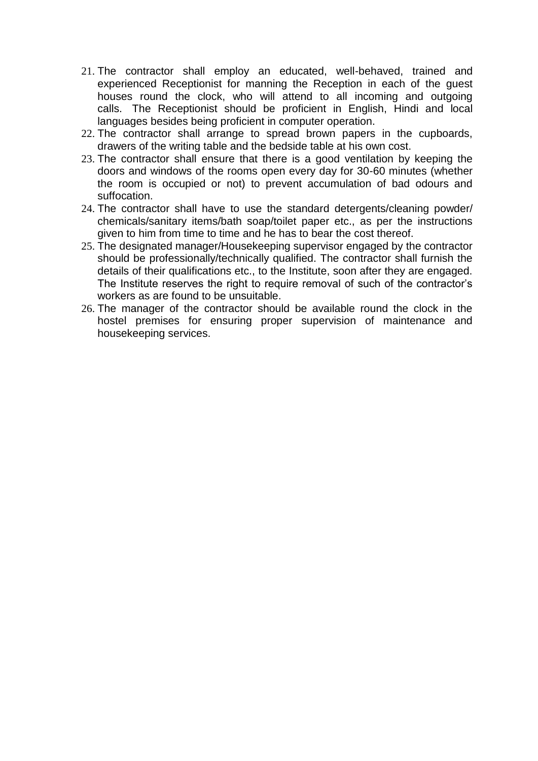21. The contractor shall employ an educated, well-behaved, trained and experienced Receptionist for manning the Reception in each of the guest houses round the clock, who will attend to all incoming and outgoing calls. The Receptionist should be proficient in English, Hindi and local languages besides being proficient in computer operation.
22. The contractor shall arrange to spread brown papers in the cupboards, drawers of the writing table and the bedside table at his own cost.
23. The contractor shall ensure that there is a good ventilation by keeping the doors and windows of the rooms open every day for 30-60 minutes (whether the room is occupied or not) to prevent accumulation of bad odours and suffocation.
24. The contractor shall have to use the standard detergents/cleaning powder/ chemicals/sanitary items/bath soap/toilet paper etc., as per the instructions given to him from time to time and he has to bear the cost thereof.
25. The designated manager/Housekeeping supervisor engaged by the contractor should be professionally/technically qualified. The contractor shall furnish the details of their qualifications etc., to the Institute, soon after they are engaged. The Institute reserves the right to require removal of such of the contractor's workers as are found to be unsuitable.
26. The manager of the contractor should be available round the clock in the hostel premises for ensuring proper supervision of maintenance and housekeeping services.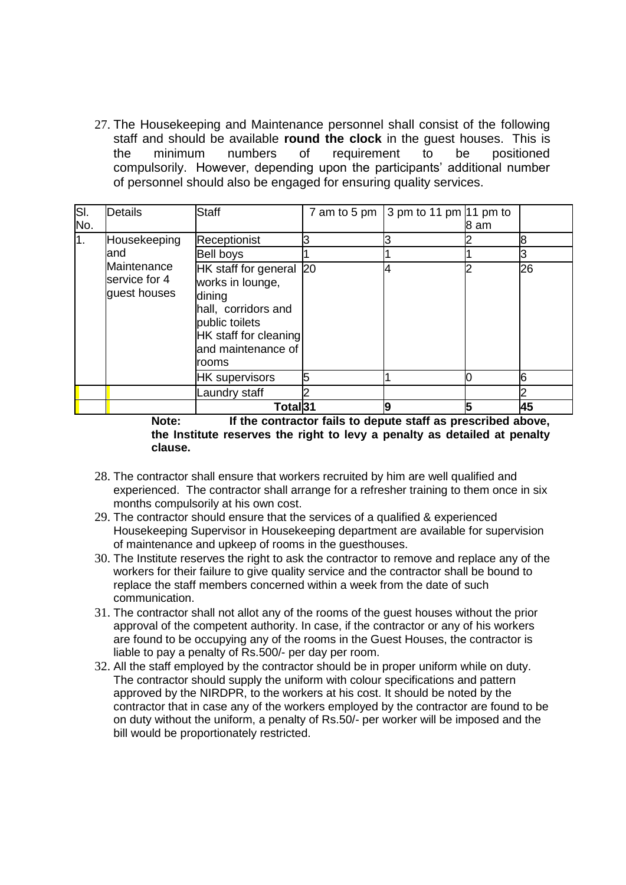27. The Housekeeping and Maintenance personnel shall consist of the following staff and should be available **round the clock** in the guest houses. This is the minimum numbers of requirement to be positioned compulsorily. However, depending upon the participants' additional number of personnel should also be engaged for ensuring quality services.

| Sl. No. | Details | Staff | 7 am to 5 pm | 3 pm to 11 pm | 11 pm to 8 am | |
|---|---|---|---|---|---|---|
| 1. | Housekeeping and Maintenance service for 4 guest houses | Receptionist | 3 | 3 | 2 | 8 |
| | | Bell boys | 1 | 1 | 1 | 3 |
| | | HK staff for general works in lounge, dining hall, corridors and public toilets HK staff for cleaning and maintenance of rooms | 20 | 4 | 2 | 26 |
| | | HK supervisors | 5 | 1 | 0 | 6 |
| | | Laundry staff | 2 | | | 2 |
| | | **Total** | **31** | **9** | **5** | **45** |

**Note: If the contractor fails to depute staff as prescribed above, the Institute reserves the right to levy a penalty as detailed at penalty clause.**

28. The contractor shall ensure that workers recruited by him are well qualified and experienced. The contractor shall arrange for a refresher training to them once in six months compulsorily at his own cost.
29. The contractor should ensure that the services of a qualified & experienced Housekeeping Supervisor in Housekeeping department are available for supervision of maintenance and upkeep of rooms in the guesthouses.
30. The Institute reserves the right to ask the contractor to remove and replace any of the workers for their failure to give quality service and the contractor shall be bound to replace the staff members concerned within a week from the date of such communication.
31. The contractor shall not allot any of the rooms of the guest houses without the prior approval of the competent authority. In case, if the contractor or any of his workers are found to be occupying any of the rooms in the Guest Houses, the contractor is liable to pay a penalty of Rs.500/- per day per room.
32. All the staff employed by the contractor should be in proper uniform while on duty. The contractor should supply the uniform with colour specifications and pattern approved by the NIRDPR, to the workers at his cost. It should be noted by the contractor that in case any of the workers employed by the contractor are found to be on duty without the uniform, a penalty of Rs.50/- per worker will be imposed and the bill would be proportionately restricted.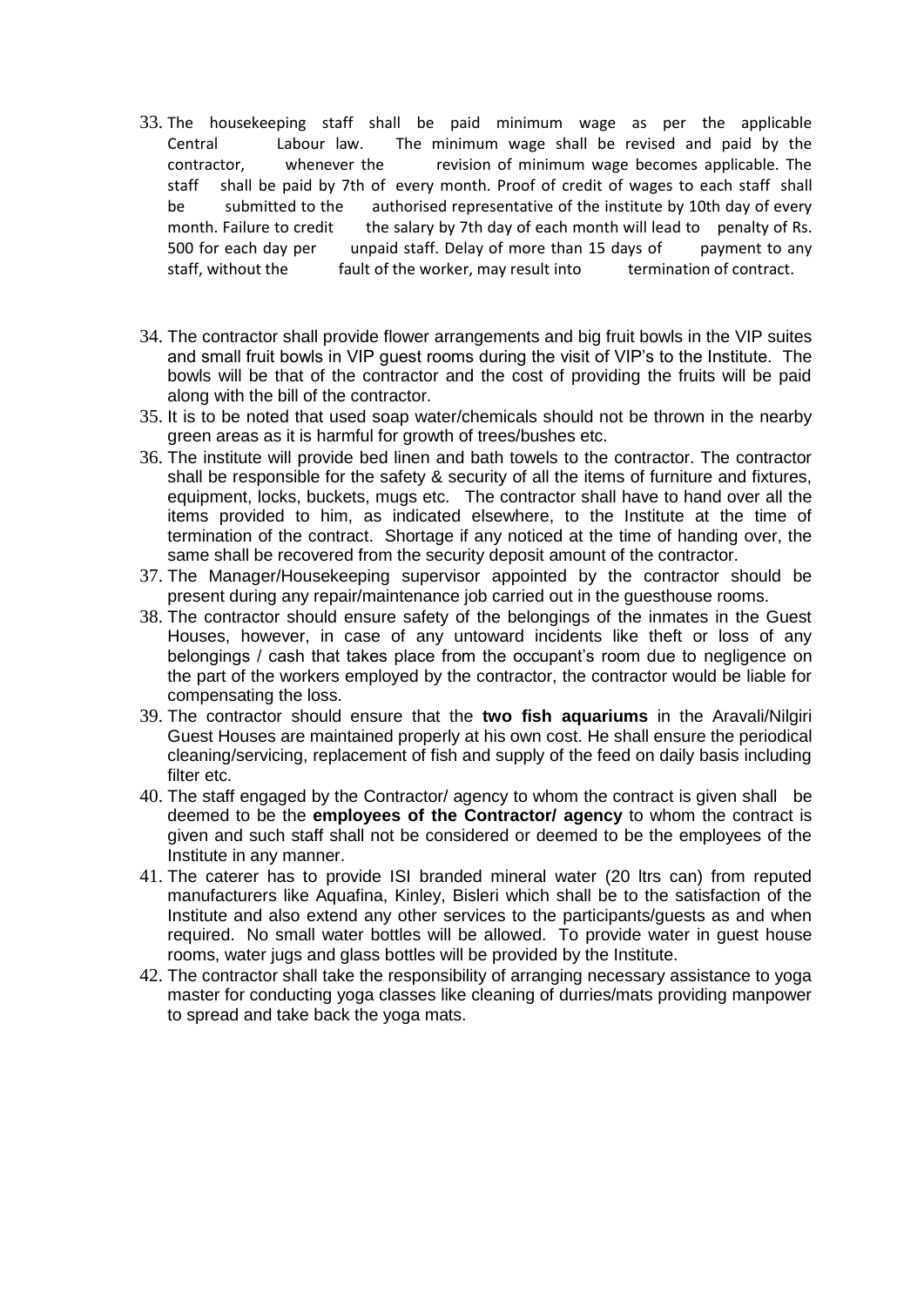33. The housekeeping staff shall be paid minimum wage as per the applicable Central Labour law. The minimum wage shall be revised and paid by the contractor, whenever the revision of minimum wage becomes applicable. The staff shall be paid by 7th of every month. Proof of credit of wages to each staff shall be submitted to the authorised representative of the institute by 10th day of every month. Failure to credit the salary by 7th day of each month will lead to penalty of Rs. 500 for each day per unpaid staff. Delay of more than 15 days of payment to any staff, without the fault of the worker, may result into termination of contract.

34. The contractor shall provide flower arrangements and big fruit bowls in the VIP suites and small fruit bowls in VIP guest rooms during the visit of VIP's to the Institute. The bowls will be that of the contractor and the cost of providing the fruits will be paid along with the bill of the contractor.
35. It is to be noted that used soap water/chemicals should not be thrown in the nearby green areas as it is harmful for growth of trees/bushes etc.
36. The institute will provide bed linen and bath towels to the contractor. The contractor shall be responsible for the safety & security of all the items of furniture and fixtures, equipment, locks, buckets, mugs etc. The contractor shall have to hand over all the items provided to him, as indicated elsewhere, to the Institute at the time of termination of the contract. Shortage if any noticed at the time of handing over, the same shall be recovered from the security deposit amount of the contractor.
37. The Manager/Housekeeping supervisor appointed by the contractor should be present during any repair/maintenance job carried out in the guesthouse rooms.
38. The contractor should ensure safety of the belongings of the inmates in the Guest Houses, however, in case of any untoward incidents like theft or loss of any belongings / cash that takes place from the occupant's room due to negligence on the part of the workers employed by the contractor, the contractor would be liable for compensating the loss.
39. The contractor should ensure that the **two fish aquariums** in the Aravali/Nilgiri Guest Houses are maintained properly at his own cost. He shall ensure the periodical cleaning/servicing, replacement of fish and supply of the feed on daily basis including filter etc.
40. The staff engaged by the Contractor/ agency to whom the contract is given shall be deemed to be the **employees of the Contractor/ agency** to whom the contract is given and such staff shall not be considered or deemed to be the employees of the Institute in any manner.
41. The caterer has to provide ISI branded mineral water (20 ltrs can) from reputed manufacturers like Aquafina, Kinley, Bisleri which shall be to the satisfaction of the Institute and also extend any other services to the participants/guests as and when required. No small water bottles will be allowed. To provide water in guest house rooms, water jugs and glass bottles will be provided by the Institute.
42. The contractor shall take the responsibility of arranging necessary assistance to yoga master for conducting yoga classes like cleaning of durries/mats providing manpower to spread and take back the yoga mats.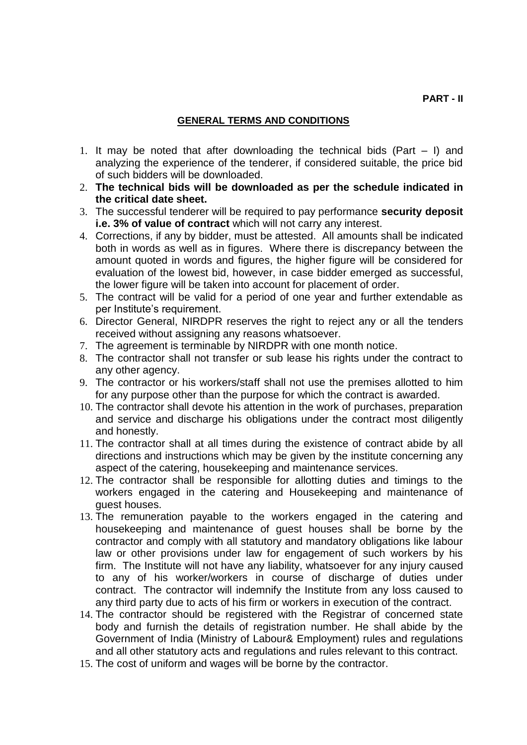**PART - II**

## GENERAL TERMS AND CONDITIONS

1. It may be noted that after downloading the technical bids (Part – I) and analyzing the experience of the tenderer, if considered suitable, the price bid of such bidders will be downloaded.
2. **The technical bids will be downloaded as per the schedule indicated in the critical date sheet.**
3. The successful tenderer will be required to pay performance **security deposit i.e. 3% of value of contract** which will not carry any interest.
4. Corrections, if any by bidder, must be attested. All amounts shall be indicated both in words as well as in figures. Where there is discrepancy between the amount quoted in words and figures, the higher figure will be considered for evaluation of the lowest bid, however, in case bidder emerged as successful, the lower figure will be taken into account for placement of order.
5. The contract will be valid for a period of one year and further extendable as per Institute's requirement.
6. Director General, NIRDPR reserves the right to reject any or all the tenders received without assigning any reasons whatsoever.
7. The agreement is terminable by NIRDPR with one month notice.
8. The contractor shall not transfer or sub lease his rights under the contract to any other agency.
9. The contractor or his workers/staff shall not use the premises allotted to him for any purpose other than the purpose for which the contract is awarded.
10. The contractor shall devote his attention in the work of purchases, preparation and service and discharge his obligations under the contract most diligently and honestly.
11. The contractor shall at all times during the existence of contract abide by all directions and instructions which may be given by the institute concerning any aspect of the catering, housekeeping and maintenance services.
12. The contractor shall be responsible for allotting duties and timings to the workers engaged in the catering and Housekeeping and maintenance of guest houses.
13. The remuneration payable to the workers engaged in the catering and housekeeping and maintenance of guest houses shall be borne by the contractor and comply with all statutory and mandatory obligations like labour law or other provisions under law for engagement of such workers by his firm. The Institute will not have any liability, whatsoever for any injury caused to any of his worker/workers in course of discharge of duties under contract. The contractor will indemnify the Institute from any loss caused to any third party due to acts of his firm or workers in execution of the contract.
14. The contractor should be registered with the Registrar of concerned state body and furnish the details of registration number. He shall abide by the Government of India (Ministry of Labour& Employment) rules and regulations and all other statutory acts and regulations and rules relevant to this contract.
15. The cost of uniform and wages will be borne by the contractor.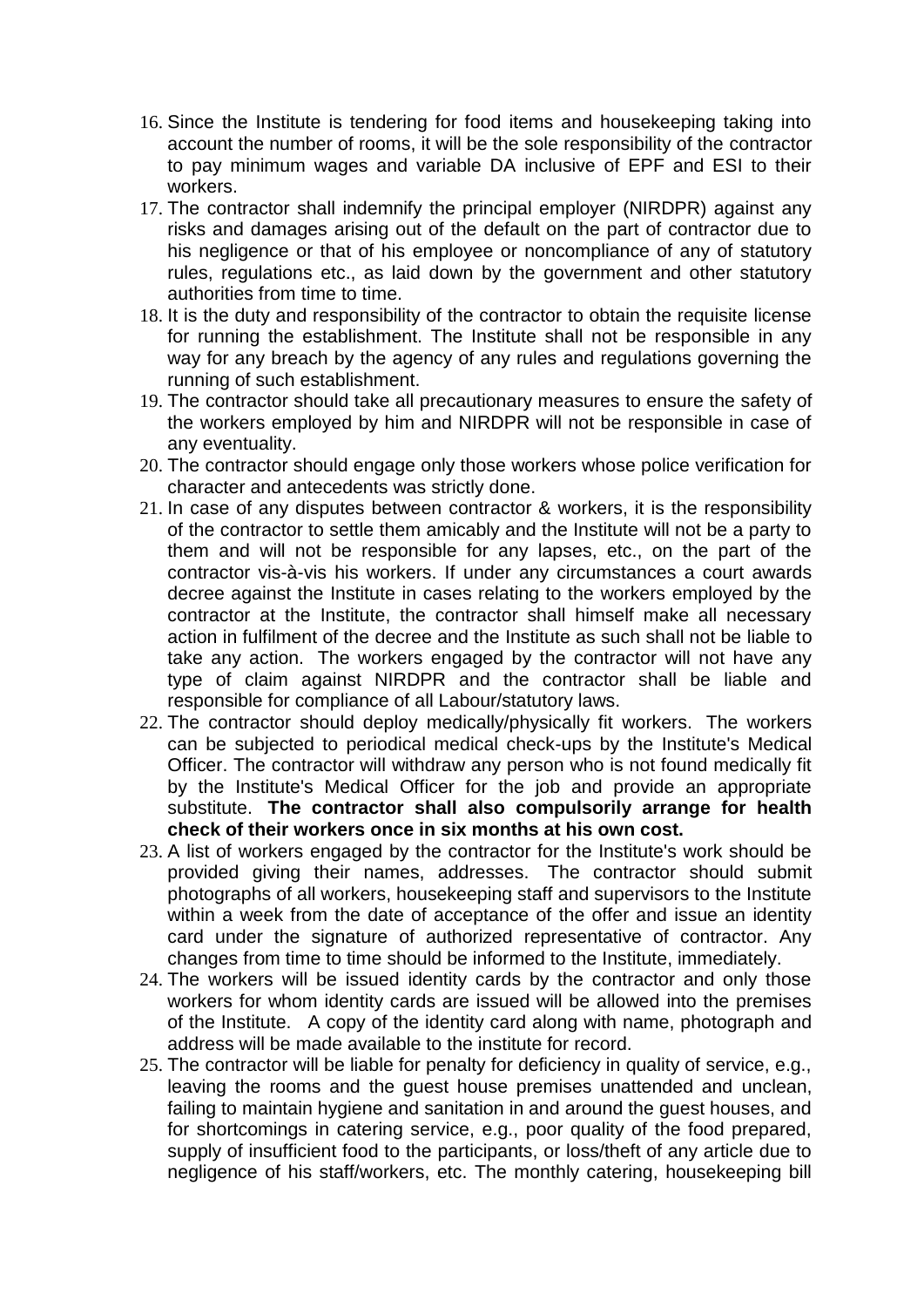16. Since the Institute is tendering for food items and housekeeping taking into account the number of rooms, it will be the sole responsibility of the contractor to pay minimum wages and variable DA inclusive of EPF and ESI to their workers.
17. The contractor shall indemnify the principal employer (NIRDPR) against any risks and damages arising out of the default on the part of contractor due to his negligence or that of his employee or noncompliance of any of statutory rules, regulations etc., as laid down by the government and other statutory authorities from time to time.
18. It is the duty and responsibility of the contractor to obtain the requisite license for running the establishment. The Institute shall not be responsible in any way for any breach by the agency of any rules and regulations governing the running of such establishment.
19. The contractor should take all precautionary measures to ensure the safety of the workers employed by him and NIRDPR will not be responsible in case of any eventuality.
20. The contractor should engage only those workers whose police verification for character and antecedents was strictly done.
21. In case of any disputes between contractor & workers, it is the responsibility of the contractor to settle them amicably and the Institute will not be a party to them and will not be responsible for any lapses, etc., on the part of the contractor vis-à-vis his workers. If under any circumstances a court awards decree against the Institute in cases relating to the workers employed by the contractor at the Institute, the contractor shall himself make all necessary action in fulfilment of the decree and the Institute as such shall not be liable to take any action. The workers engaged by the contractor will not have any type of claim against NIRDPR and the contractor shall be liable and responsible for compliance of all Labour/statutory laws.
22. The contractor should deploy medically/physically fit workers. The workers can be subjected to periodical medical check-ups by the Institute's Medical Officer. The contractor will withdraw any person who is not found medically fit by the Institute's Medical Officer for the job and provide an appropriate substitute. **The contractor shall also compulsorily arrange for health check of their workers once in six months at his own cost.**
23. A list of workers engaged by the contractor for the Institute's work should be provided giving their names, addresses. The contractor should submit photographs of all workers, housekeeping staff and supervisors to the Institute within a week from the date of acceptance of the offer and issue an identity card under the signature of authorized representative of contractor. Any changes from time to time should be informed to the Institute, immediately.
24. The workers will be issued identity cards by the contractor and only those workers for whom identity cards are issued will be allowed into the premises of the Institute. A copy of the identity card along with name, photograph and address will be made available to the institute for record.
25. The contractor will be liable for penalty for deficiency in quality of service, e.g., leaving the rooms and the guest house premises unattended and unclean, failing to maintain hygiene and sanitation in and around the guest houses, and for shortcomings in catering service, e.g., poor quality of the food prepared, supply of insufficient food to the participants, or loss/theft of any article due to negligence of his staff/workers, etc. The monthly catering, housekeeping bill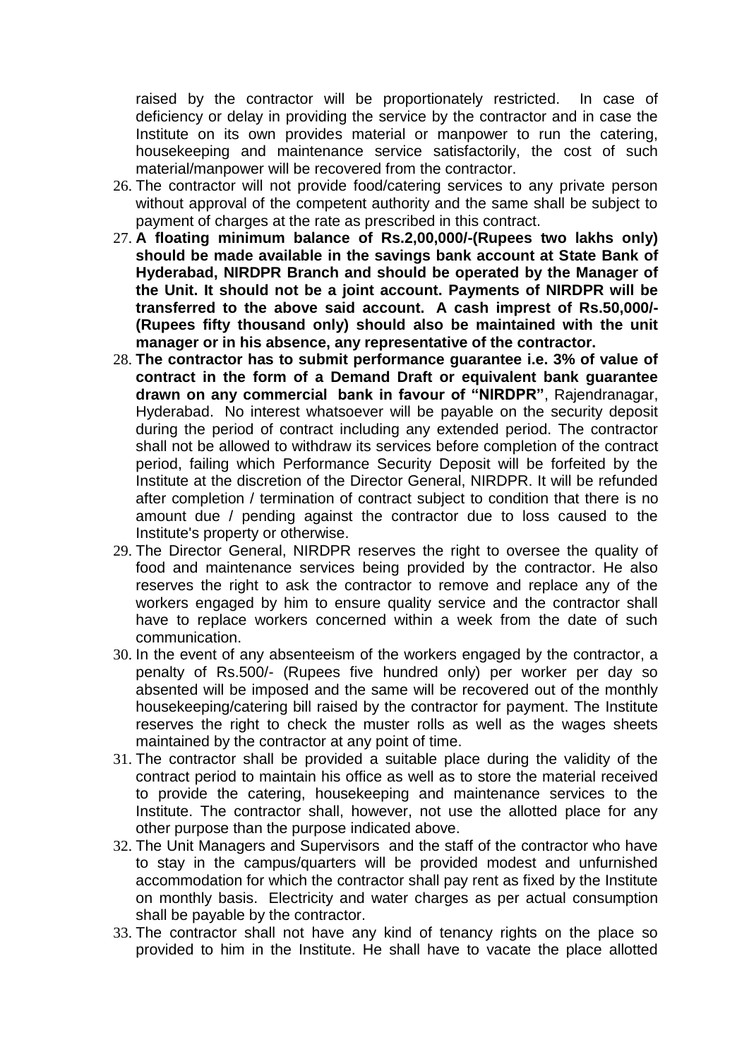raised by the contractor will be proportionately restricted. In case of deficiency or delay in providing the service by the contractor and in case the Institute on its own provides material or manpower to run the catering, housekeeping and maintenance service satisfactorily, the cost of such material/manpower will be recovered from the contractor.

26. The contractor will not provide food/catering services to any private person without approval of the competent authority and the same shall be subject to payment of charges at the rate as prescribed in this contract.
27. **A floating minimum balance of Rs.2,00,000/-(Rupees two lakhs only) should be made available in the savings bank account at State Bank of Hyderabad, NIRDPR Branch and should be operated by the Manager of the Unit. It should not be a joint account. Payments of NIRDPR will be transferred to the above said account. A cash imprest of Rs.50,000/- (Rupees fifty thousand only) should also be maintained with the unit manager or in his absence, any representative of the contractor.**
28. **The contractor has to submit performance guarantee i.e. 3% of value of contract in the form of a Demand Draft or equivalent bank guarantee drawn on any commercial bank in favour of "NIRDPR"**, Rajendranagar, Hyderabad. No interest whatsoever will be payable on the security deposit during the period of contract including any extended period. The contractor shall not be allowed to withdraw its services before completion of the contract period, failing which Performance Security Deposit will be forfeited by the Institute at the discretion of the Director General, NIRDPR. It will be refunded after completion / termination of contract subject to condition that there is no amount due / pending against the contractor due to loss caused to the Institute's property or otherwise.
29. The Director General, NIRDPR reserves the right to oversee the quality of food and maintenance services being provided by the contractor. He also reserves the right to ask the contractor to remove and replace any of the workers engaged by him to ensure quality service and the contractor shall have to replace workers concerned within a week from the date of such communication.
30. In the event of any absenteeism of the workers engaged by the contractor, a penalty of Rs.500/- (Rupees five hundred only) per worker per day so absented will be imposed and the same will be recovered out of the monthly housekeeping/catering bill raised by the contractor for payment. The Institute reserves the right to check the muster rolls as well as the wages sheets maintained by the contractor at any point of time.
31. The contractor shall be provided a suitable place during the validity of the contract period to maintain his office as well as to store the material received to provide the catering, housekeeping and maintenance services to the Institute. The contractor shall, however, not use the allotted place for any other purpose than the purpose indicated above.
32. The Unit Managers and Supervisors and the staff of the contractor who have to stay in the campus/quarters will be provided modest and unfurnished accommodation for which the contractor shall pay rent as fixed by the Institute on monthly basis. Electricity and water charges as per actual consumption shall be payable by the contractor.
33. The contractor shall not have any kind of tenancy rights on the place so provided to him in the Institute. He shall have to vacate the place allotted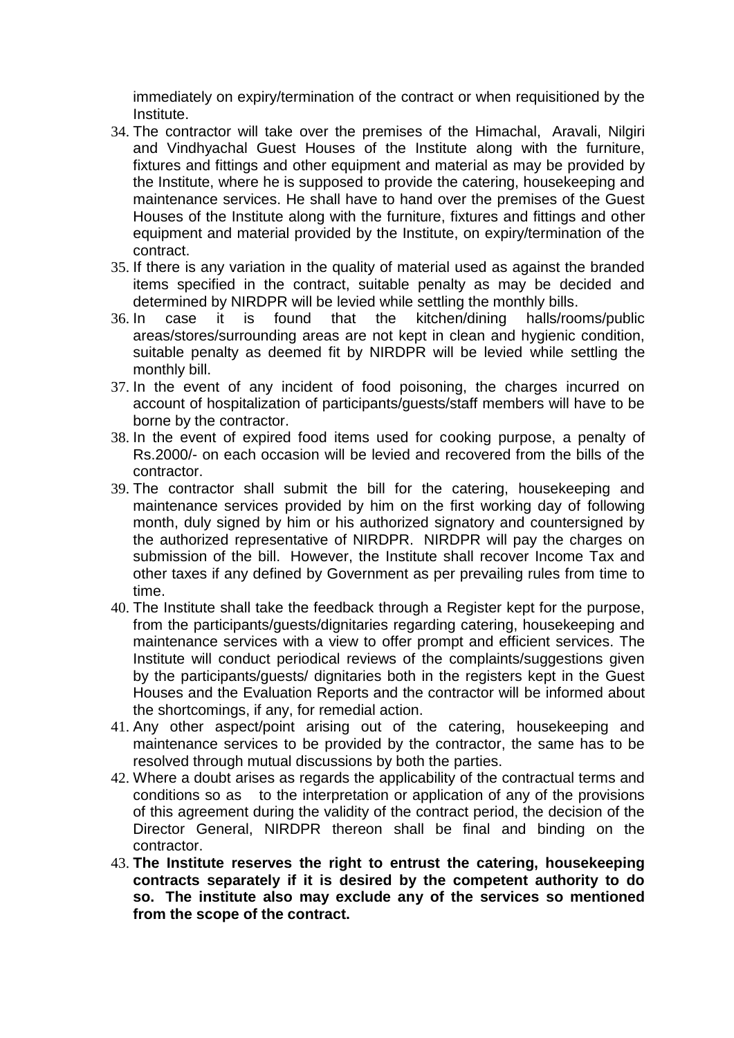immediately on expiry/termination of the contract or when requisitioned by the Institute.

34. The contractor will take over the premises of the Himachal, Aravali, Nilgiri and Vindhyachal Guest Houses of the Institute along with the furniture, fixtures and fittings and other equipment and material as may be provided by the Institute, where he is supposed to provide the catering, housekeeping and maintenance services. He shall have to hand over the premises of the Guest Houses of the Institute along with the furniture, fixtures and fittings and other equipment and material provided by the Institute, on expiry/termination of the contract.
35. If there is any variation in the quality of material used as against the branded items specified in the contract, suitable penalty as may be decided and determined by NIRDPR will be levied while settling the monthly bills.
36. In case it is found that the kitchen/dining halls/rooms/public areas/stores/surrounding areas are not kept in clean and hygienic condition, suitable penalty as deemed fit by NIRDPR will be levied while settling the monthly bill.
37. In the event of any incident of food poisoning, the charges incurred on account of hospitalization of participants/guests/staff members will have to be borne by the contractor.
38. In the event of expired food items used for cooking purpose, a penalty of Rs.2000/- on each occasion will be levied and recovered from the bills of the contractor.
39. The contractor shall submit the bill for the catering, housekeeping and maintenance services provided by him on the first working day of following month, duly signed by him or his authorized signatory and countersigned by the authorized representative of NIRDPR. NIRDPR will pay the charges on submission of the bill. However, the Institute shall recover Income Tax and other taxes if any defined by Government as per prevailing rules from time to time.
40. The Institute shall take the feedback through a Register kept for the purpose, from the participants/guests/dignitaries regarding catering, housekeeping and maintenance services with a view to offer prompt and efficient services. The Institute will conduct periodical reviews of the complaints/suggestions given by the participants/guests/ dignitaries both in the registers kept in the Guest Houses and the Evaluation Reports and the contractor will be informed about the shortcomings, if any, for remedial action.
41. Any other aspect/point arising out of the catering, housekeeping and maintenance services to be provided by the contractor, the same has to be resolved through mutual discussions by both the parties.
42. Where a doubt arises as regards the applicability of the contractual terms and conditions so as to the interpretation or application of any of the provisions of this agreement during the validity of the contract period, the decision of the Director General, NIRDPR thereon shall be final and binding on the contractor.
43. **The Institute reserves the right to entrust the catering, housekeeping contracts separately if it is desired by the competent authority to do so. The institute also may exclude any of the services so mentioned from the scope of the contract.**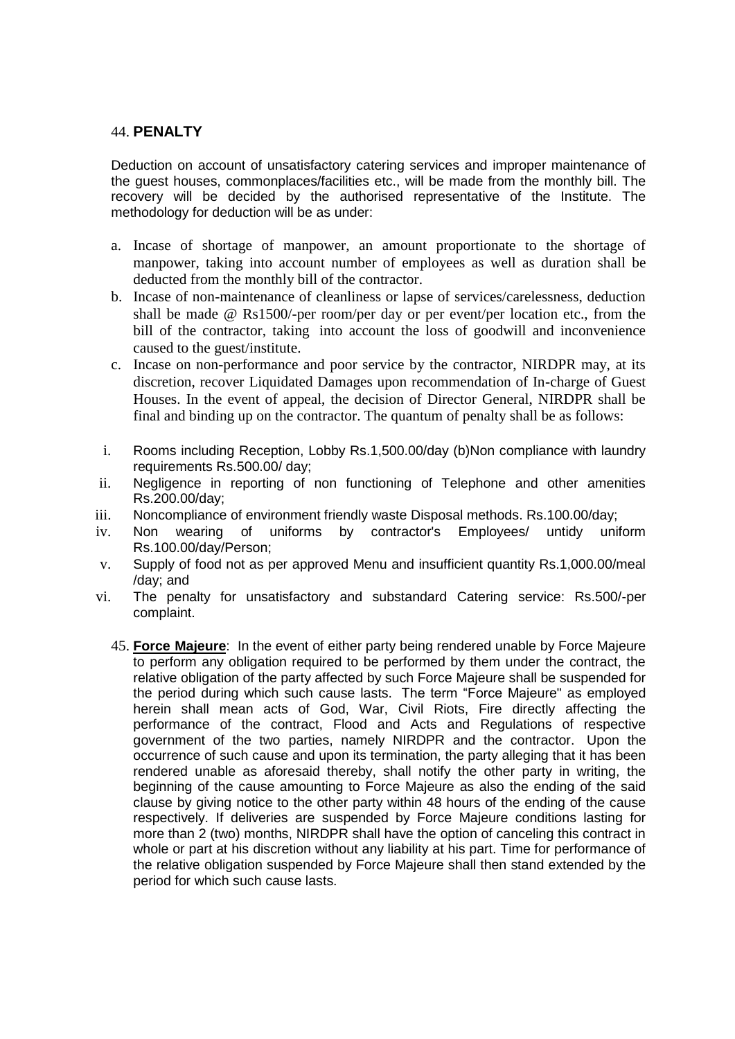## 44. **PENALTY**

Deduction on account of unsatisfactory catering services and improper maintenance of the guest houses, commonplaces/facilities etc., will be made from the monthly bill. The recovery will be decided by the authorised representative of the Institute. The methodology for deduction will be as under:

a. Incase of shortage of manpower, an amount proportionate to the shortage of manpower, taking into account number of employees as well as duration shall be deducted from the monthly bill of the contractor.
b. Incase of non-maintenance of cleanliness or lapse of services/carelessness, deduction shall be made @ Rs1500/-per room/per day or per event/per location etc., from the bill of the contractor, taking into account the loss of goodwill and inconvenience caused to the guest/institute.
c. Incase on non-performance and poor service by the contractor, NIRDPR may, at its discretion, recover Liquidated Damages upon recommendation of In-charge of Guest Houses. In the event of appeal, the decision of Director General, NIRDPR shall be final and binding up on the contractor. The quantum of penalty shall be as follows:

i. Rooms including Reception, Lobby Rs.1,500.00/day (b)Non compliance with laundry requirements Rs.500.00/ day;
ii. Negligence in reporting of non functioning of Telephone and other amenities Rs.200.00/day;
iii. Noncompliance of environment friendly waste Disposal methods. Rs.100.00/day;
iv. Non wearing of uniforms by contractor's Employees/ untidy uniform Rs.100.00/day/Person;
v. Supply of food not as per approved Menu and insufficient quantity Rs.1,000.00/meal /day; and
vi. The penalty for unsatisfactory and substandard Catering service: Rs.500/-per complaint.

45. **Force Majeure**: In the event of either party being rendered unable by Force Majeure to perform any obligation required to be performed by them under the contract, the relative obligation of the party affected by such Force Majeure shall be suspended for the period during which such cause lasts. The term "Force Majeure" as employed herein shall mean acts of God, War, Civil Riots, Fire directly affecting the performance of the contract, Flood and Acts and Regulations of respective government of the two parties, namely NIRDPR and the contractor. Upon the occurrence of such cause and upon its termination, the party alleging that it has been rendered unable as aforesaid thereby, shall notify the other party in writing, the beginning of the cause amounting to Force Majeure as also the ending of the said clause by giving notice to the other party within 48 hours of the ending of the cause respectively. If deliveries are suspended by Force Majeure conditions lasting for more than 2 (two) months, NIRDPR shall have the option of canceling this contract in whole or part at his discretion without any liability at his part. Time for performance of the relative obligation suspended by Force Majeure shall then stand extended by the period for which such cause lasts.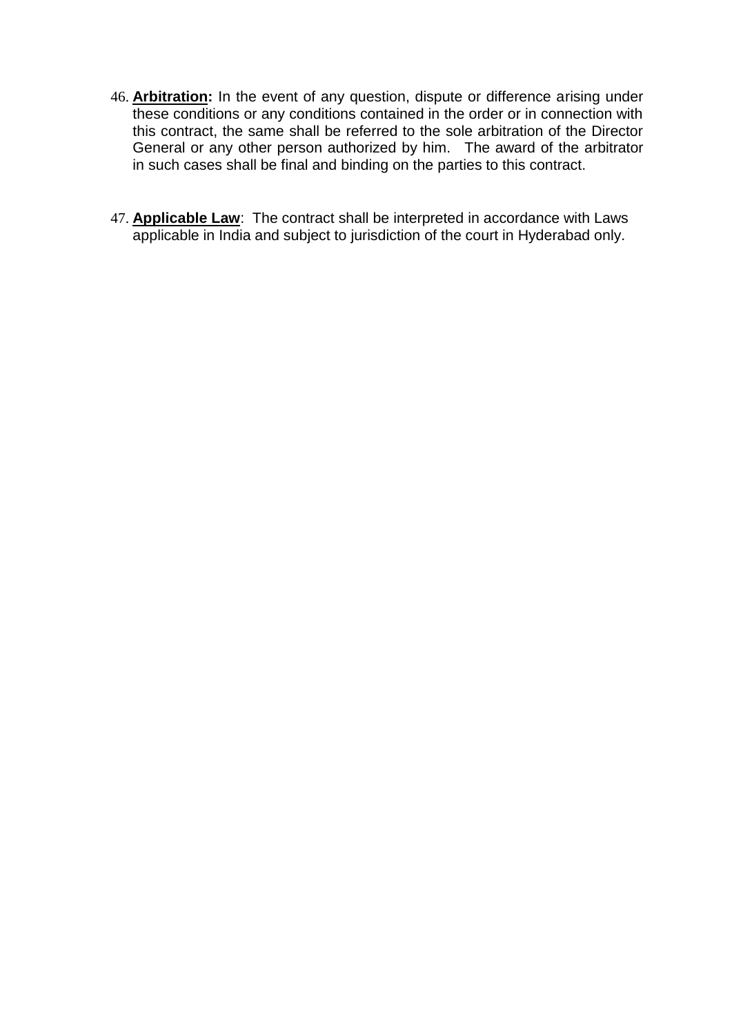46. **Arbitration:** In the event of any question, dispute or difference arising under these conditions or any conditions contained in the order or in connection with this contract, the same shall be referred to the sole arbitration of the Director General or any other person authorized by him. The award of the arbitrator in such cases shall be final and binding on the parties to this contract.

47. **Applicable Law**: The contract shall be interpreted in accordance with Laws applicable in India and subject to jurisdiction of the court in Hyderabad only.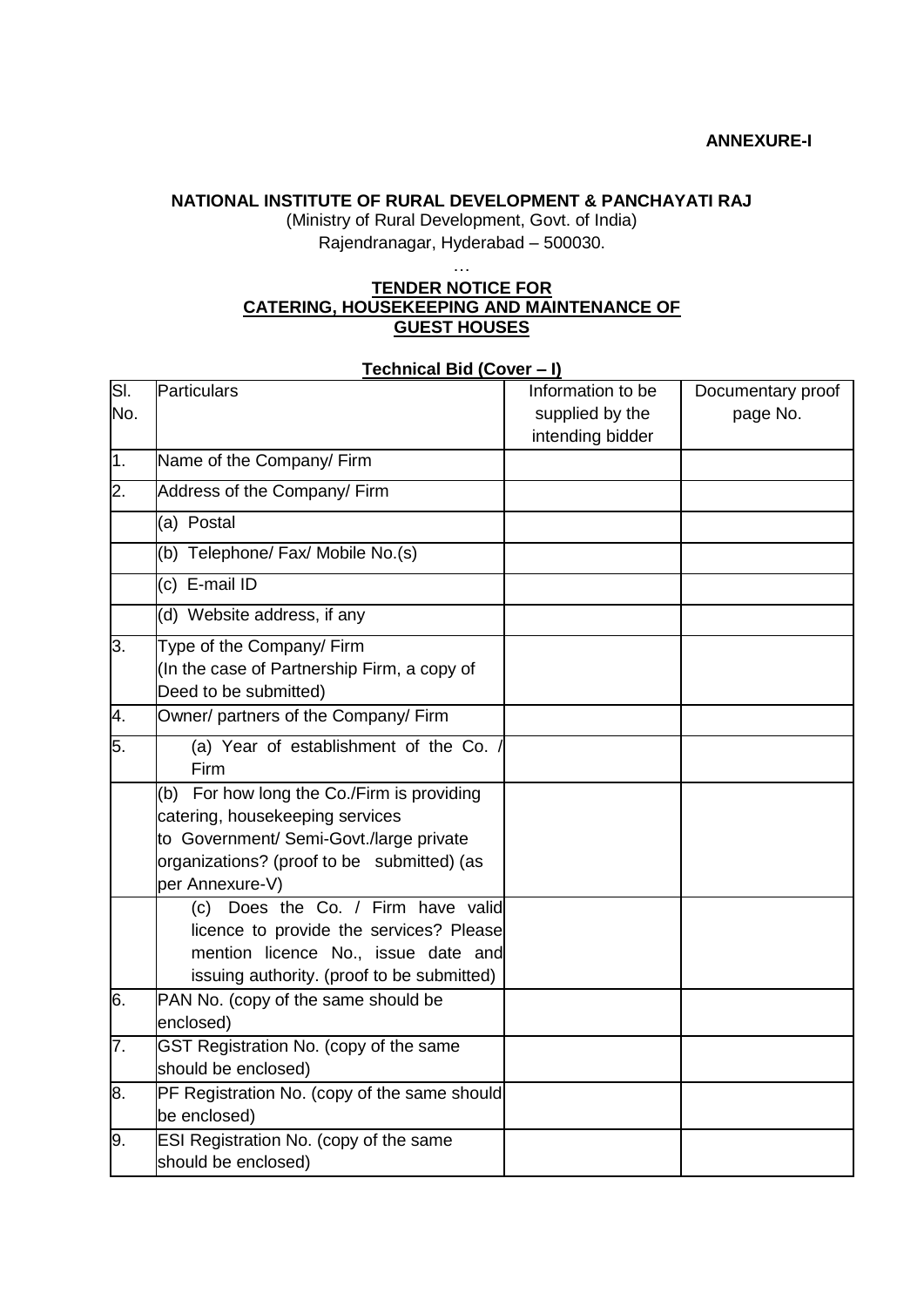**ANNEXURE-I**

**NATIONAL INSTITUTE OF RURAL DEVELOPMENT & PANCHAYATI RAJ**

(Ministry of Rural Development, Govt. of India)

Rajendranagar, Hyderabad – 500030.

…

**TENDER NOTICE FOR CATERING, HOUSEKEEPING AND MAINTENANCE OF GUEST HOUSES**

**Technical Bid (Cover – I)**

| Sl. No. | Particulars | Information to be supplied by the intending bidder | Documentary proof page No. |
|---|---|---|---|
| 1. | Name of the Company/ Firm | | |
| 2. | Address of the Company/ Firm | | |
| | (a) Postal | | |
| | (b) Telephone/ Fax/ Mobile No.(s) | | |
| | (c) E-mail ID | | |
| | (d) Website address, if any | | |
| 3. | Type of the Company/ Firm (In the case of Partnership Firm, a copy of Deed to be submitted) | | |
| 4. | Owner/ partners of the Company/ Firm | | |
| 5. | (a) Year of establishment of the Co. / Firm | | |
| | (b) For how long the Co./Firm is providing catering, housekeeping services to Government/ Semi-Govt./large private organizations? (proof to be submitted) (as per Annexure-V) | | |
| | (c) Does the Co. / Firm have valid licence to provide the services? Please mention licence No., issue date and issuing authority. (proof to be submitted) | | |
| 6. | PAN No. (copy of the same should be enclosed) | | |
| 7. | GST Registration No. (copy of the same should be enclosed) | | |
| 8. | PF Registration No. (copy of the same should be enclosed) | | |
| 9. | ESI Registration No. (copy of the same should be enclosed) | | |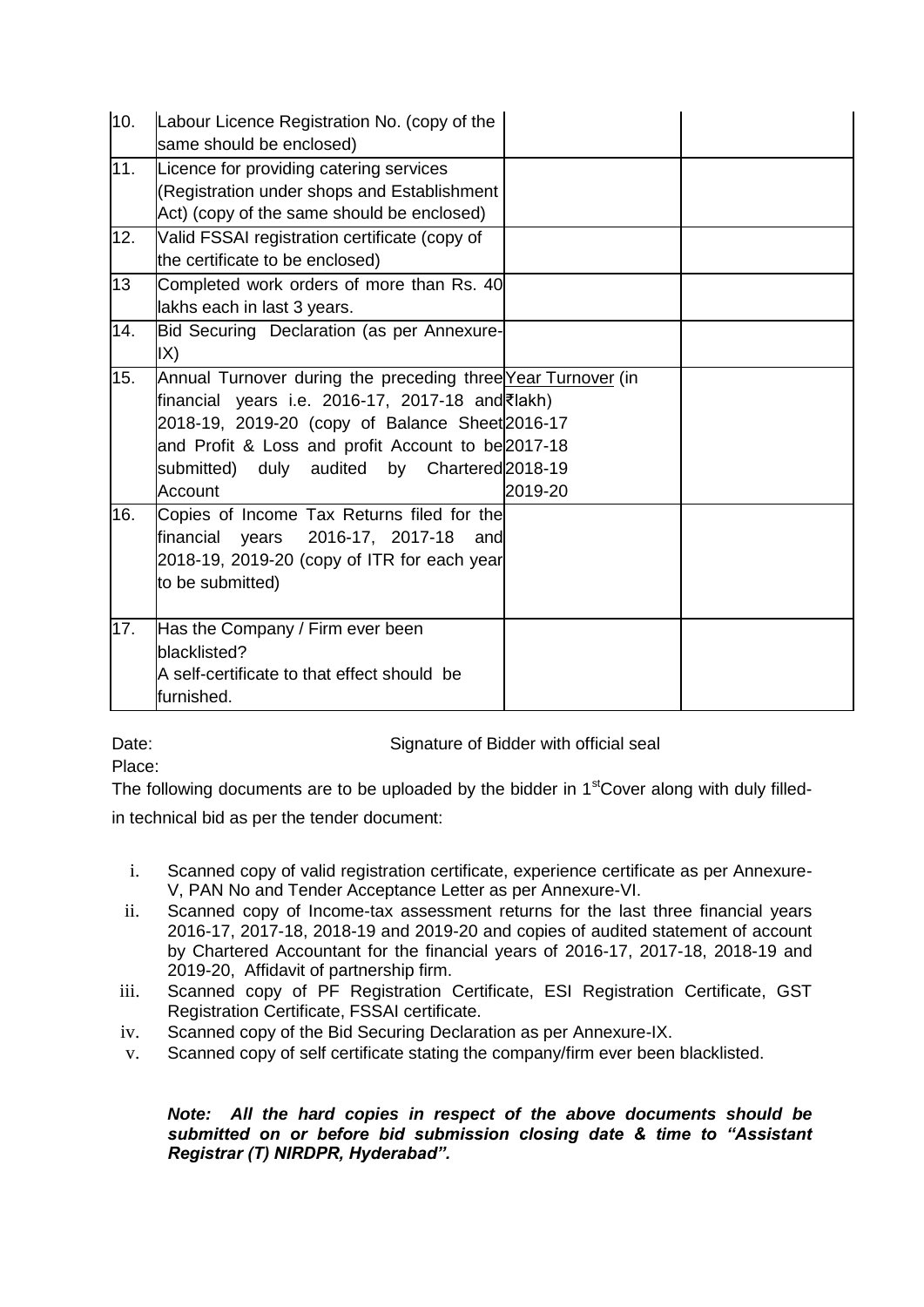| | | | |
|---|---|---|---|
| 10. | Labour Licence Registration No. (copy of the same should be enclosed) | | |
| 11. | Licence for providing catering services (Registration under shops and Establishment Act) (copy of the same should be enclosed) | | |
| 12. | Valid FSSAI registration certificate (copy of the certificate to be enclosed) | | |
| 13 | Completed work orders of more than Rs. 40 lakhs each in last 3 years. | | |
| 14. | Bid Securing Declaration (as per Annexure-IX) | | |
| 15. | Annual Turnover during the preceding three financial years i.e. 2016-17, 2017-18 and 2018-19, 2019-20 (copy of Balance Sheet and Profit & Loss and profit Account to be submitted) duly audited by Chartered Account | Year Turnover (in ₹lakh)<br>2016-17<br>2017-18<br>2018-19<br>2019-20 | |
| 16. | Copies of Income Tax Returns filed for the financial years 2016-17, 2017-18 and 2018-19, 2019-20 (copy of ITR for each year to be submitted) | | |
| 17. | Has the Company / Firm ever been blacklisted?<br>A self-certificate to that effect should be furnished. | | |

Date: Signature of Bidder with official seal

Place:

The following documents are to be uploaded by the bidder in 1st Cover along with duly filled-in technical bid as per the tender document:

i. Scanned copy of valid registration certificate, experience certificate as per Annexure-V, PAN No and Tender Acceptance Letter as per Annexure-VI.
ii. Scanned copy of Income-tax assessment returns for the last three financial years 2016-17, 2017-18, 2018-19 and 2019-20 and copies of audited statement of account by Chartered Accountant for the financial years of 2016-17, 2017-18, 2018-19 and 2019-20, Affidavit of partnership firm.
iii. Scanned copy of PF Registration Certificate, ESI Registration Certificate, GST Registration Certificate, FSSAI certificate.
iv. Scanned copy of the Bid Securing Declaration as per Annexure-IX.
v. Scanned copy of self certificate stating the company/firm ever been blacklisted.

***Note: All the hard copies in respect of the above documents should be submitted on or before bid submission closing date & time to "Assistant Registrar (T) NIRDPR, Hyderabad".***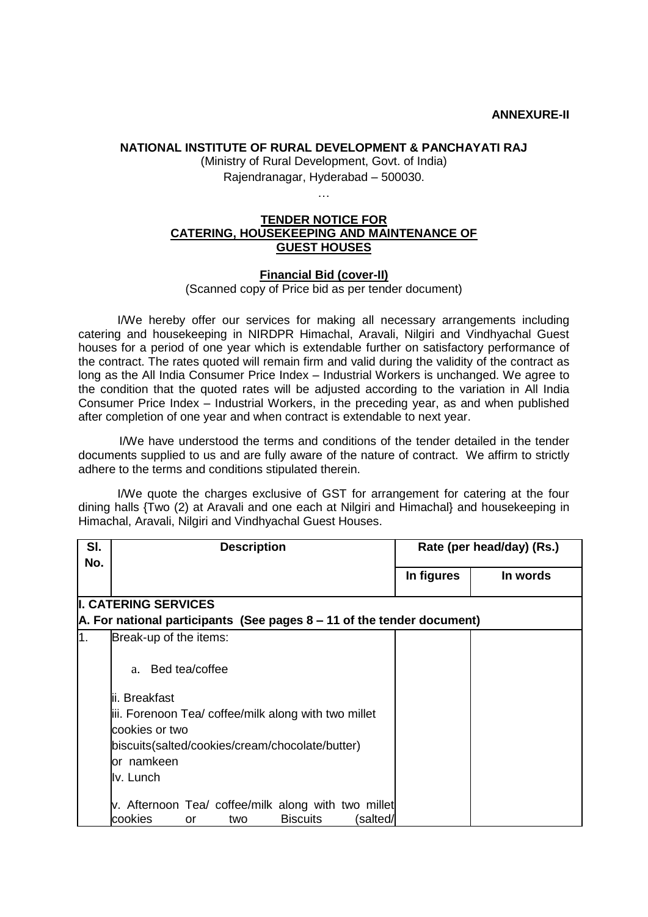**ANNEXURE-II**

**NATIONAL INSTITUTE OF RURAL DEVELOPMENT & PANCHAYATI RAJ**

(Ministry of Rural Development, Govt. of India)

Rajendranagar, Hyderabad – 500030.

…

**TENDER NOTICE FOR CATERING, HOUSEKEEPING AND MAINTENANCE OF GUEST HOUSES**

**Financial Bid (cover-II)**

(Scanned copy of Price bid as per tender document)

I/We hereby offer our services for making all necessary arrangements including catering and housekeeping in NIRDPR Himachal, Aravali, Nilgiri and Vindhyachal Guest houses for a period of one year which is extendable further on satisfactory performance of the contract. The rates quoted will remain firm and valid during the validity of the contract as long as the All India Consumer Price Index – Industrial Workers is unchanged. We agree to the condition that the quoted rates will be adjusted according to the variation in All India Consumer Price Index – Industrial Workers, in the preceding year, as and when published after completion of one year and when contract is extendable to next year.

I/We have understood the terms and conditions of the tender detailed in the tender documents supplied to us and are fully aware of the nature of contract. We affirm to strictly adhere to the terms and conditions stipulated therein.

I/We quote the charges exclusive of GST for arrangement for catering at the four dining halls {Two (2) at Aravali and one each at Nilgiri and Himachal} and housekeeping in Himachal, Aravali, Nilgiri and Vindhyachal Guest Houses.

| Sl. No. | Description | Rate (per head/day) (Rs.) | |
|---|---|---|---|
| | | In figures | In words |
| **I. CATERING SERVICES** | | | |
| **A. For national participants (See pages 8 – 11 of the tender document)** | | | |
| 1. | Break-up of the items:<br><br>a. Bed tea/coffee<br><br>ii. Breakfast<br>iii. Forenoon Tea/ coffee/milk along with two millet cookies or two biscuits(salted/cookies/cream/chocolate/butter) or namkeen<br>Iv. Lunch<br><br>v. Afternoon Tea/ coffee/milk along with two millet cookies or two Biscuits (salted/ | | |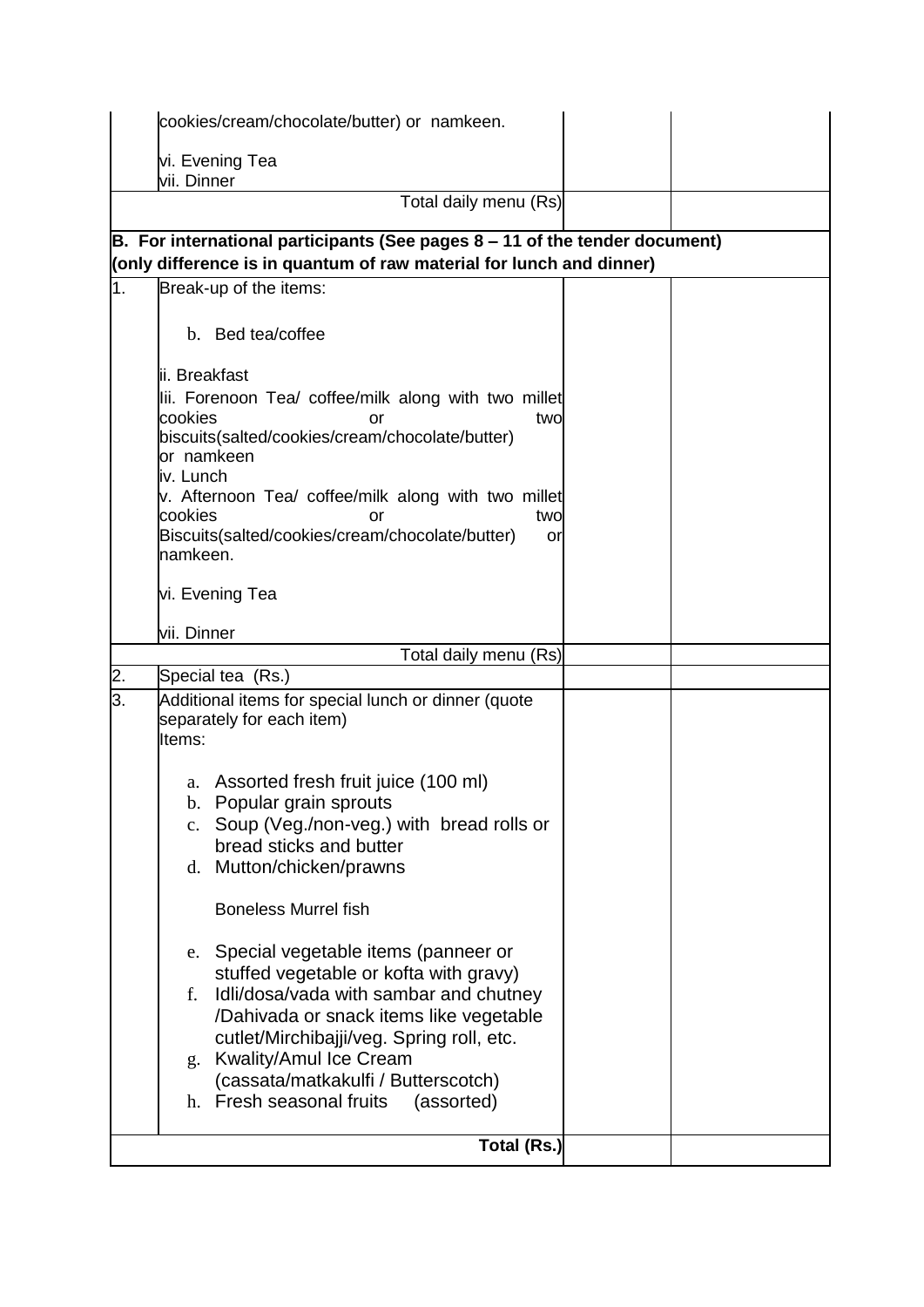| | | | |
|---|---|---|---|
| | cookies/cream/chocolate/butter) or namkeen.<br><br>vi. Evening Tea<br>vii. Dinner | | |
| | Total daily menu (Rs) | | |
| **B. For international participants (See pages 8 – 11 of the tender document) (only difference is in quantum of raw material for lunch and dinner)** | | | |
| 1. | Break-up of the items:<br><br>b. Bed tea/coffee<br><br>ii. Breakfast<br>Iii. Forenoon Tea/ coffee/milk along with two millet cookies or two biscuits(salted/cookies/cream/chocolate/butter) or namkeen<br>iv. Lunch<br>v. Afternoon Tea/ coffee/milk along with two millet cookies or two Biscuits(salted/cookies/cream/chocolate/butter) or namkeen.<br><br>vi. Evening Tea<br><br>vii. Dinner | | |
| | Total daily menu (Rs) | | |
| 2. | Special tea (Rs.) | | |
| 3. | Additional items for special lunch or dinner (quote separately for each item)<br>Items:<br><br>a. Assorted fresh fruit juice (100 ml)<br>b. Popular grain sprouts<br>c. Soup (Veg./non-veg.) with bread rolls or bread sticks and butter<br>d. Mutton/chicken/prawns<br><br>Boneless Murrel fish<br><br>e. Special vegetable items (panneer or stuffed vegetable or kofta with gravy)<br>f. Idli/dosa/vada with sambar and chutney /Dahivada or snack items like vegetable cutlet/Mirchibajji/veg. Spring roll, etc.<br>g. Kwality/Amul Ice Cream (cassata/matkakulfi / Butterscotch)<br>h. Fresh seasonal fruits (assorted) | | |
| | **Total (Rs.)** | | |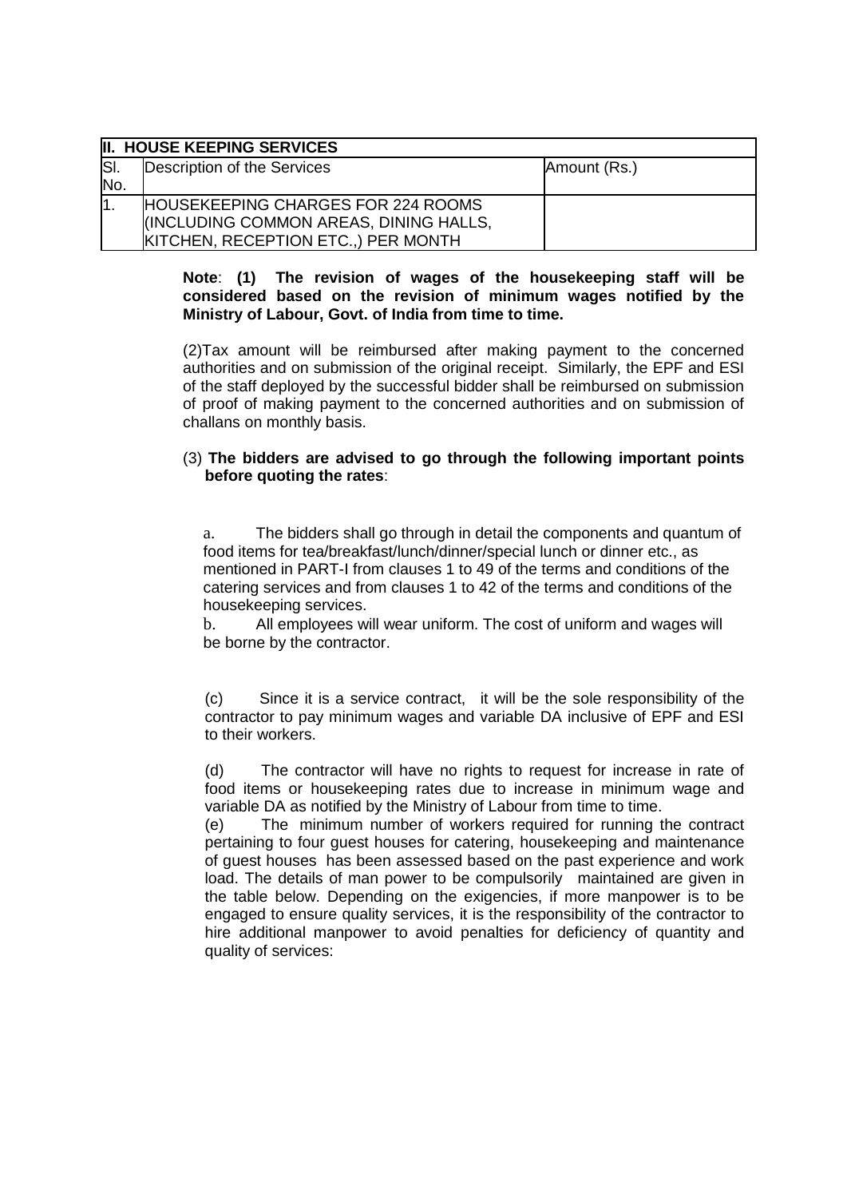| II. HOUSE KEEPING SERVICES | | |
|---|---|---|
| Sl. No. | Description of the Services | Amount (Rs.) |
| 1. | HOUSEKEEPING CHARGES FOR 224 ROOMS (INCLUDING COMMON AREAS, DINING HALLS, KITCHEN, RECEPTION ETC.,) PER MONTH | |

**Note**: **(1) The revision of wages of the housekeeping staff will be considered based on the revision of minimum wages notified by the Ministry of Labour, Govt. of India from time to time.**

(2)Tax amount will be reimbursed after making payment to the concerned authorities and on submission of the original receipt. Similarly, the EPF and ESI of the staff deployed by the successful bidder shall be reimbursed on submission of proof of making payment to the concerned authorities and on submission of challans on monthly basis.

(3) **The bidders are advised to go through the following important points before quoting the rates**:

a. The bidders shall go through in detail the components and quantum of food items for tea/breakfast/lunch/dinner/special lunch or dinner etc., as mentioned in PART-I from clauses 1 to 49 of the terms and conditions of the catering services and from clauses 1 to 42 of the terms and conditions of the housekeeping services.

b. All employees will wear uniform. The cost of uniform and wages will be borne by the contractor.

(c) Since it is a service contract, it will be the sole responsibility of the contractor to pay minimum wages and variable DA inclusive of EPF and ESI to their workers.

(d) The contractor will have no rights to request for increase in rate of food items or housekeeping rates due to increase in minimum wage and variable DA as notified by the Ministry of Labour from time to time.

(e) The minimum number of workers required for running the contract pertaining to four guest houses for catering, housekeeping and maintenance of guest houses has been assessed based on the past experience and work load. The details of man power to be compulsorily maintained are given in the table below. Depending on the exigencies, if more manpower is to be engaged to ensure quality services, it is the responsibility of the contractor to hire additional manpower to avoid penalties for deficiency of quantity and quality of services: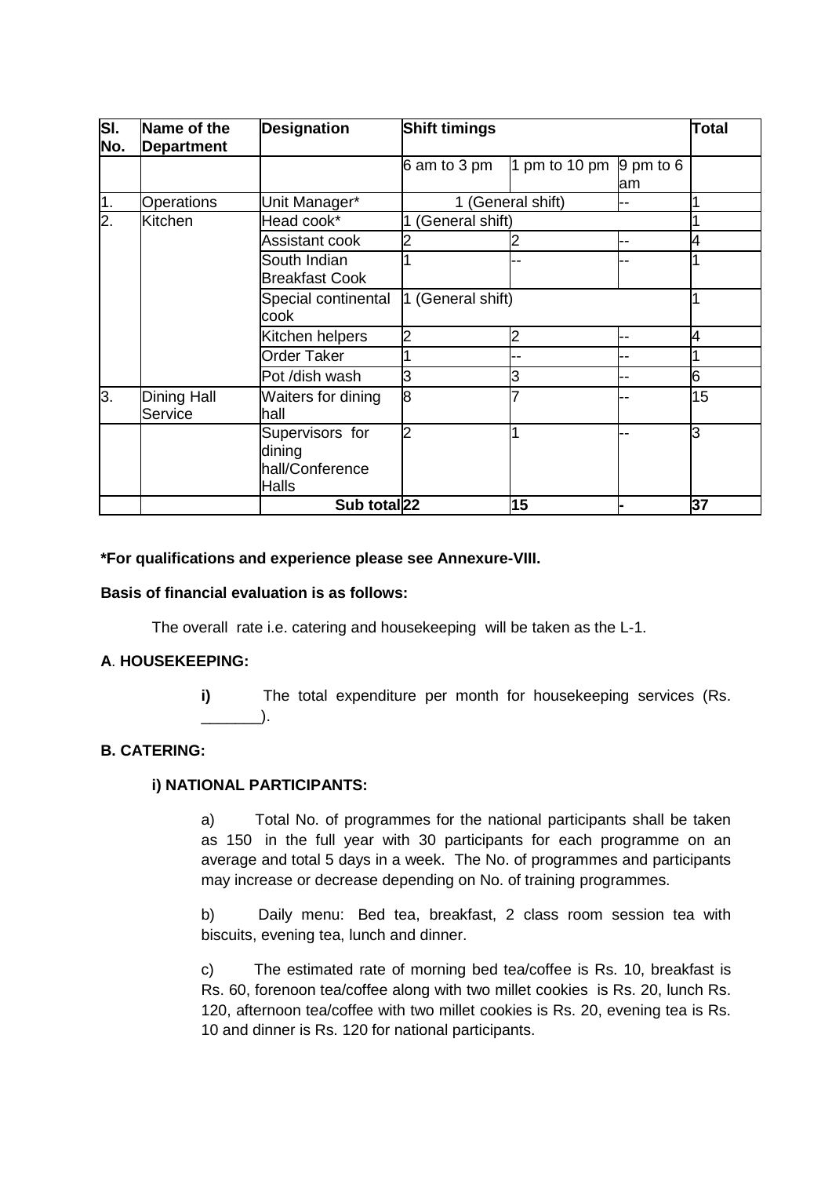| Sl. No. | Name of the Department | Designation | Shift timings | | | Total |
|---|---|---|---|---|---|---|
| | | | 6 am to 3 pm | 1 pm to 10 pm | 9 pm to 6 am | |
| 1. | Operations | Unit Manager* | 1 (General shift) | | -- | 1 |
| 2. | Kitchen | Head cook* | 1 (General shift) | | | 1 |
| | | Assistant cook | 2 | 2 | -- | 4 |
| | | South Indian Breakfast Cook | 1 | -- | -- | 1 |
| | | Special continental cook | 1 (General shift) | | | 1 |
| | | Kitchen helpers | 2 | 2 | -- | 4 |
| | | Order Taker | 1 | -- | -- | 1 |
| | | Pot /dish wash | 3 | 3 | -- | 6 |
| 3. | Dining Hall Service | Waiters for dining hall | 8 | 7 | -- | 15 |
| | | Supervisors for dining hall/Conference Halls | 2 | 1 | -- | 3 |
| | | **Sub total** | **22** | **15** | **-** | **37** |

**\*For qualifications and experience please see Annexure-VIII.**

**Basis of financial evaluation is as follows:**

The overall rate i.e. catering and housekeeping will be taken as the L-1.

**A. HOUSEKEEPING:**

**i)** The total expenditure per month for housekeeping services (Rs. _______).

**B. CATERING:**

**i) NATIONAL PARTICIPANTS:**

a) Total No. of programmes for the national participants shall be taken as 150 in the full year with 30 participants for each programme on an average and total 5 days in a week. The No. of programmes and participants may increase or decrease depending on No. of training programmes.

b) Daily menu: Bed tea, breakfast, 2 class room session tea with biscuits, evening tea, lunch and dinner.

c) The estimated rate of morning bed tea/coffee is Rs. 10, breakfast is Rs. 60, forenoon tea/coffee along with two millet cookies is Rs. 20, lunch Rs. 120, afternoon tea/coffee with two millet cookies is Rs. 20, evening tea is Rs. 10 and dinner is Rs. 120 for national participants.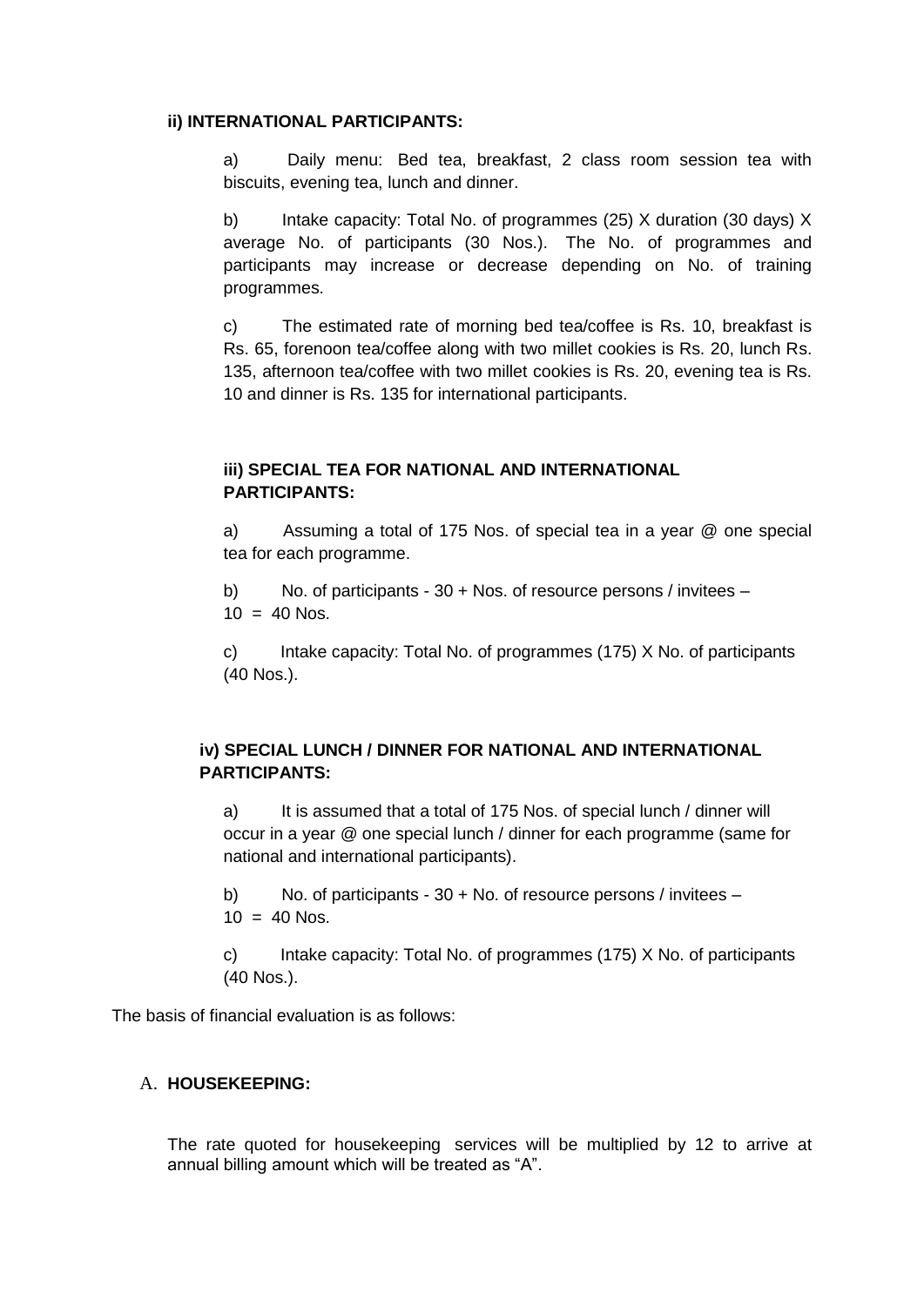**ii) INTERNATIONAL PARTICIPANTS:**

a) Daily menu: Bed tea, breakfast, 2 class room session tea with biscuits, evening tea, lunch and dinner.

b) Intake capacity: Total No. of programmes (25) X duration (30 days) X average No. of participants (30 Nos.). The No. of programmes and participants may increase or decrease depending on No. of training programmes.

c) The estimated rate of morning bed tea/coffee is Rs. 10, breakfast is Rs. 65, forenoon tea/coffee along with two millet cookies is Rs. 20, lunch Rs. 135, afternoon tea/coffee with two millet cookies is Rs. 20, evening tea is Rs. 10 and dinner is Rs. 135 for international participants.

**iii) SPECIAL TEA FOR NATIONAL AND INTERNATIONAL PARTICIPANTS:**

a) Assuming a total of 175 Nos. of special tea in a year @ one special tea for each programme.

b) No. of participants - 30 + Nos. of resource persons / invitees – 10 = 40 Nos.

c) Intake capacity: Total No. of programmes (175) X No. of participants (40 Nos.).

**iv) SPECIAL LUNCH / DINNER FOR NATIONAL AND INTERNATIONAL PARTICIPANTS:**

a) It is assumed that a total of 175 Nos. of special lunch / dinner will occur in a year @ one special lunch / dinner for each programme (same for national and international participants).

b) No. of participants - 30 + No. of resource persons / invitees – 10 = 40 Nos.

c) Intake capacity: Total No. of programmes (175) X No. of participants (40 Nos.).

The basis of financial evaluation is as follows:

A. **HOUSEKEEPING:**

The rate quoted for housekeeping services will be multiplied by 12 to arrive at annual billing amount which will be treated as "A".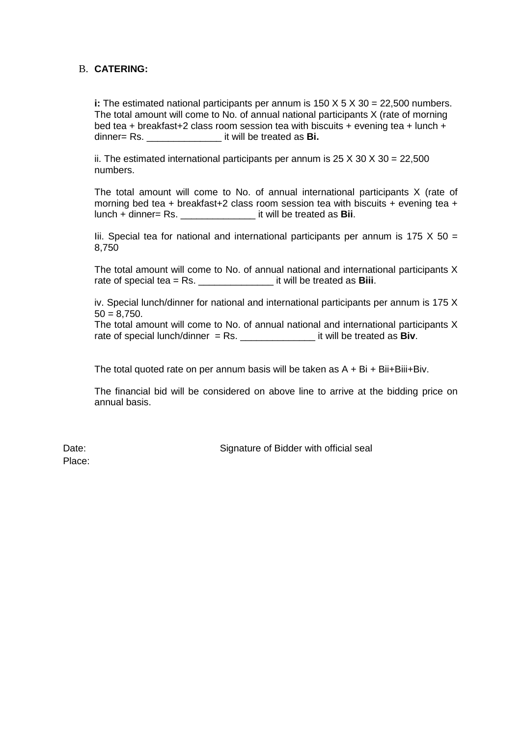B. **CATERING:**

**i:** The estimated national participants per annum is 150 X 5 X 30 = 22,500 numbers. The total amount will come to No. of annual national participants X (rate of morning bed tea + breakfast+2 class room session tea with biscuits + evening tea + lunch + dinner= Rs. ______________ it will be treated as **Bi.**

ii. The estimated international participants per annum is 25 X 30 X 30 = 22,500 numbers.

The total amount will come to No. of annual international participants X (rate of morning bed tea + breakfast+2 class room session tea with biscuits + evening tea + lunch + dinner= Rs. ______________ it will be treated as **Bii**.

Iii. Special tea for national and international participants per annum is 175 X 50 = 8,750

The total amount will come to No. of annual national and international participants X rate of special tea = Rs. ______________ it will be treated as **Biii**.

iv. Special lunch/dinner for national and international participants per annum is 175 X 50 = 8,750.
The total amount will come to No. of annual national and international participants X rate of special lunch/dinner = Rs. ______________ it will be treated as **Biv**.

The total quoted rate on per annum basis will be taken as A + Bi + Bii+Biii+Biv.

The financial bid will be considered on above line to arrive at the bidding price on annual basis.

Date: Signature of Bidder with official seal

Place: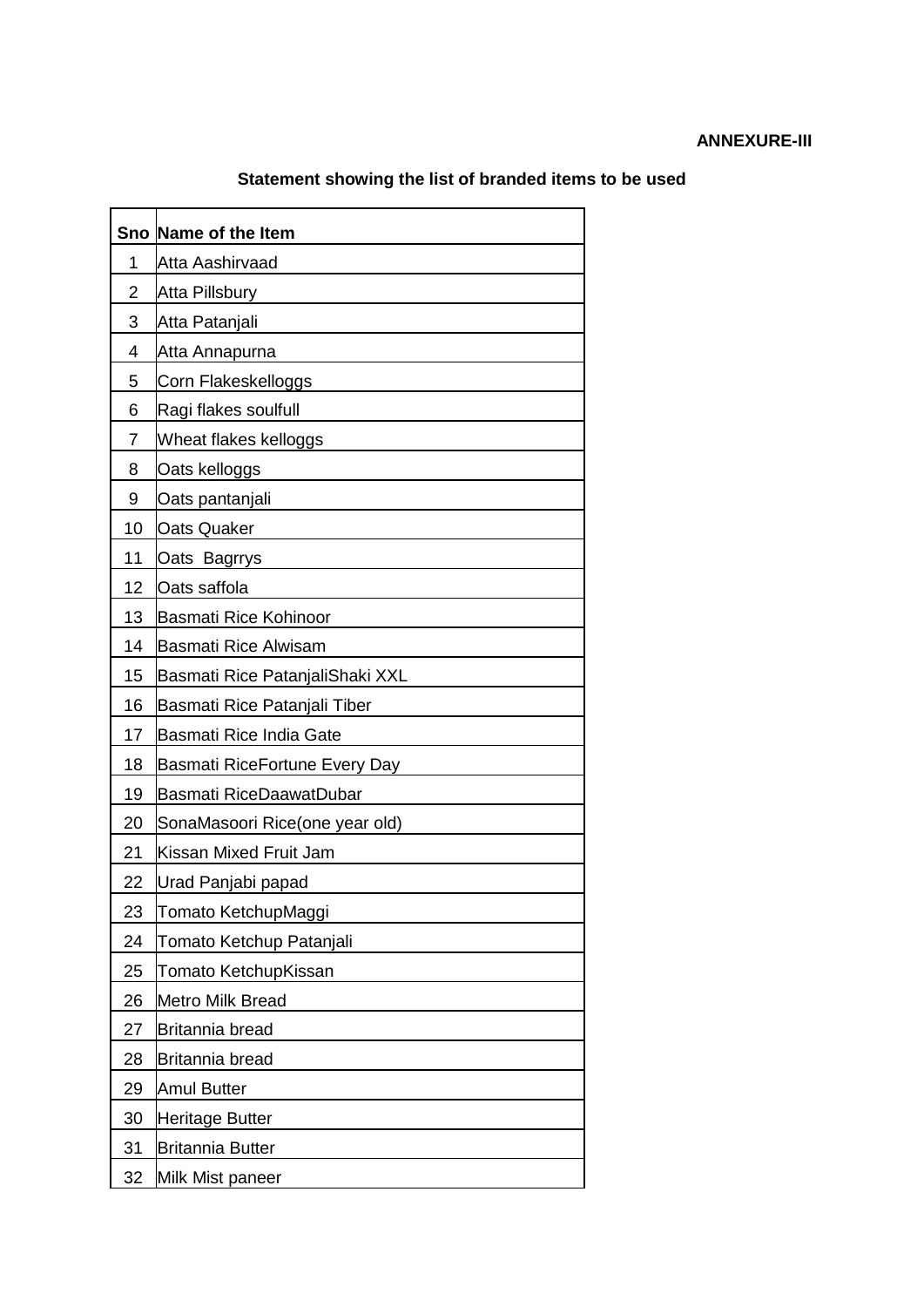**ANNEXURE-III**

**Statement showing the list of branded items to be used**

| Sno | Name of the Item |
|---|---|
| 1 | Atta Aashirvaad |
| 2 | Atta Pillsbury |
| 3 | Atta Patanjali |
| 4 | Atta Annapurna |
| 5 | Corn Flakeskelloggs |
| 6 | Ragi flakes soulfull |
| 7 | Wheat flakes kelloggs |
| 8 | Oats kelloggs |
| 9 | Oats pantanjali |
| 10 | Oats Quaker |
| 11 | Oats  Bagrrys |
| 12 | Oats saffola |
| 13 | Basmati Rice Kohinoor |
| 14 | Basmati Rice Alwisam |
| 15 | Basmati Rice PatanjaliShaki XXL |
| 16 | Basmati Rice Patanjali Tiber |
| 17 | Basmati Rice India Gate |
| 18 | Basmati RiceFortune Every Day |
| 19 | Basmati RiceDaawatDubar |
| 20 | SonaMasoori Rice(one year old) |
| 21 | Kissan Mixed Fruit Jam |
| 22 | Urad Panjabi papad |
| 23 | Tomato KetchupMaggi |
| 24 | Tomato Ketchup Patanjali |
| 25 | Tomato KetchupKissan |
| 26 | Metro Milk Bread |
| 27 | Britannia bread |
| 28 | Britannia bread |
| 29 | Amul Butter |
| 30 | Heritage Butter |
| 31 | Britannia Butter |
| 32 | Milk Mist paneer |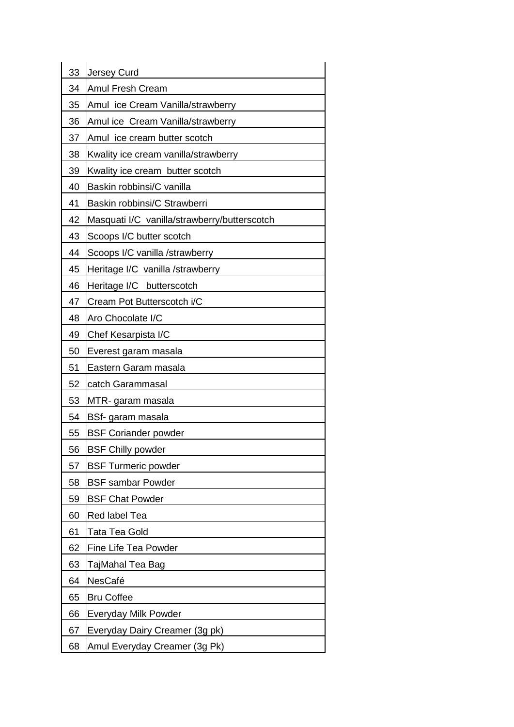| | |
|---|---|
| 33 | Jersey Curd |
| 34 | Amul Fresh Cream |
| 35 | Amul  ice Cream Vanilla/strawberry |
| 36 | Amul ice  Cream Vanilla/strawberry |
| 37 | Amul  ice cream butter scotch |
| 38 | Kwality ice cream vanilla/strawberry |
| 39 | Kwality ice cream  butter scotch |
| 40 | Baskin robbinsi/C vanilla |
| 41 | Baskin robbinsi/C Strawberri |
| 42 | Masquati I/C  vanilla/strawberry/butterscotch |
| 43 | Scoops I/C butter scotch |
| 44 | Scoops I/C vanilla /strawberry |
| 45 | Heritage I/C  vanilla /strawberry |
| 46 | Heritage I/C   butterscotch |
| 47 | Cream Pot Butterscotch i/C |
| 48 | Aro Chocolate I/C |
| 49 | Chef Kesarpista I/C |
| 50 | Everest garam masala |
| 51 | Eastern Garam masala |
| 52 | catch Garammasal |
| 53 | MTR- garam masala |
| 54 | BSf- garam masala |
| 55 | BSF Coriander powder |
| 56 | BSF Chilly powder |
| 57 | BSF Turmeric powder |
| 58 | BSF sambar Powder |
| 59 | BSF Chat Powder |
| 60 | Red label Tea |
| 61 | Tata Tea Gold |
| 62 | Fine Life Tea Powder |
| 63 | TajMahal Tea Bag |
| 64 | NesCafé |
| 65 | Bru Coffee |
| 66 | Everyday Milk Powder |
| 67 | Everyday Dairy Creamer (3g pk) |
| 68 | Amul Everyday Creamer (3g Pk) |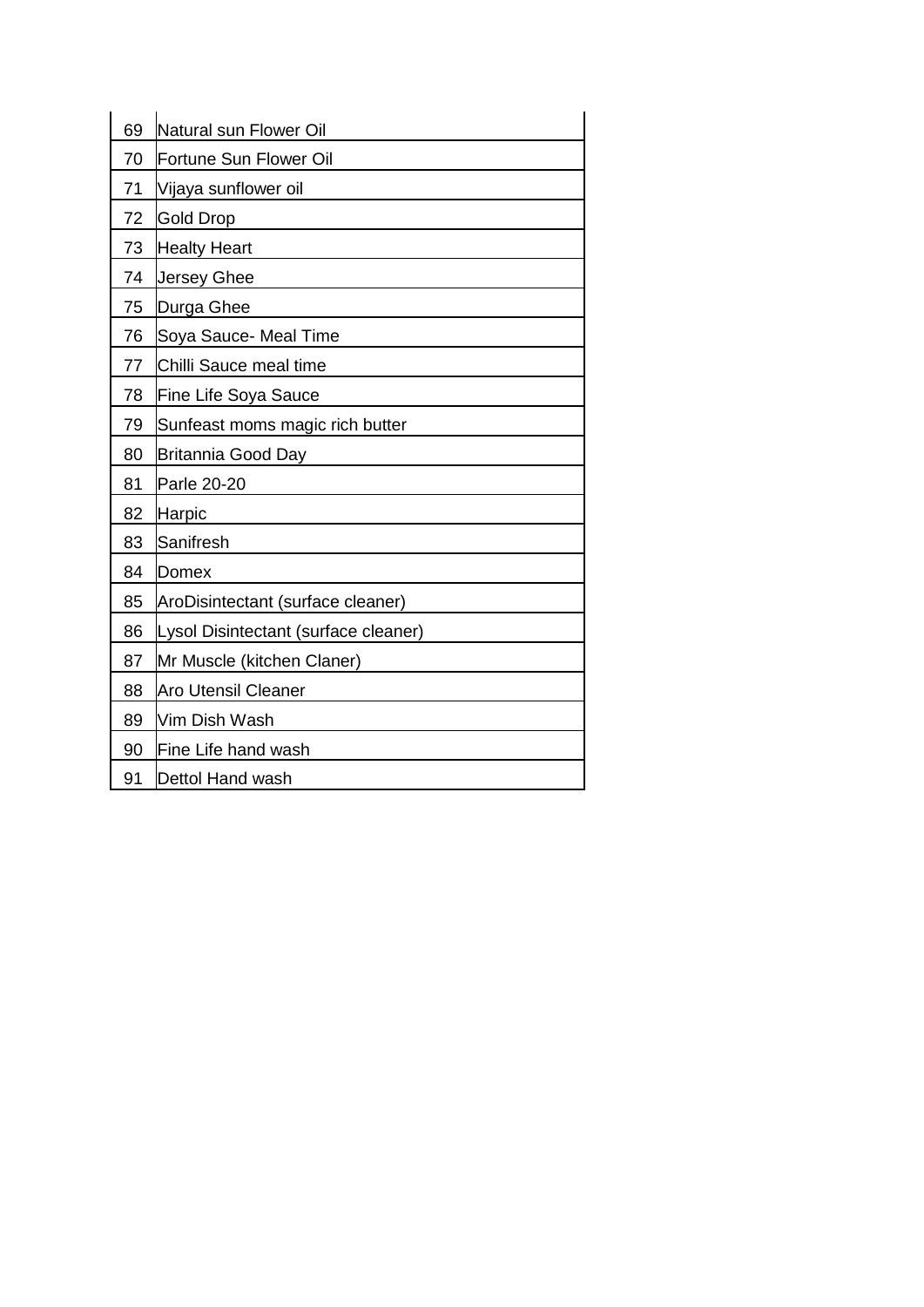| | |
|---|---|
| 69 | Natural sun Flower Oil |
| 70 | Fortune Sun Flower Oil |
| 71 | Vijaya sunflower oil |
| 72 | Gold Drop |
| 73 | Healty Heart |
| 74 | Jersey Ghee |
| 75 | Durga Ghee |
| 76 | Soya Sauce- Meal Time |
| 77 | Chilli Sauce meal time |
| 78 | Fine Life Soya Sauce |
| 79 | Sunfeast moms magic rich butter |
| 80 | Britannia Good Day |
| 81 | Parle 20-20 |
| 82 | Harpic |
| 83 | Sanifresh |
| 84 | Domex |
| 85 | AroDisintectant (surface cleaner) |
| 86 | Lysol Disintectant (surface cleaner) |
| 87 | Mr Muscle (kitchen Claner) |
| 88 | Aro Utensil Cleaner |
| 89 | Vim Dish Wash |
| 90 | Fine Life hand wash |
| 91 | Dettol Hand wash |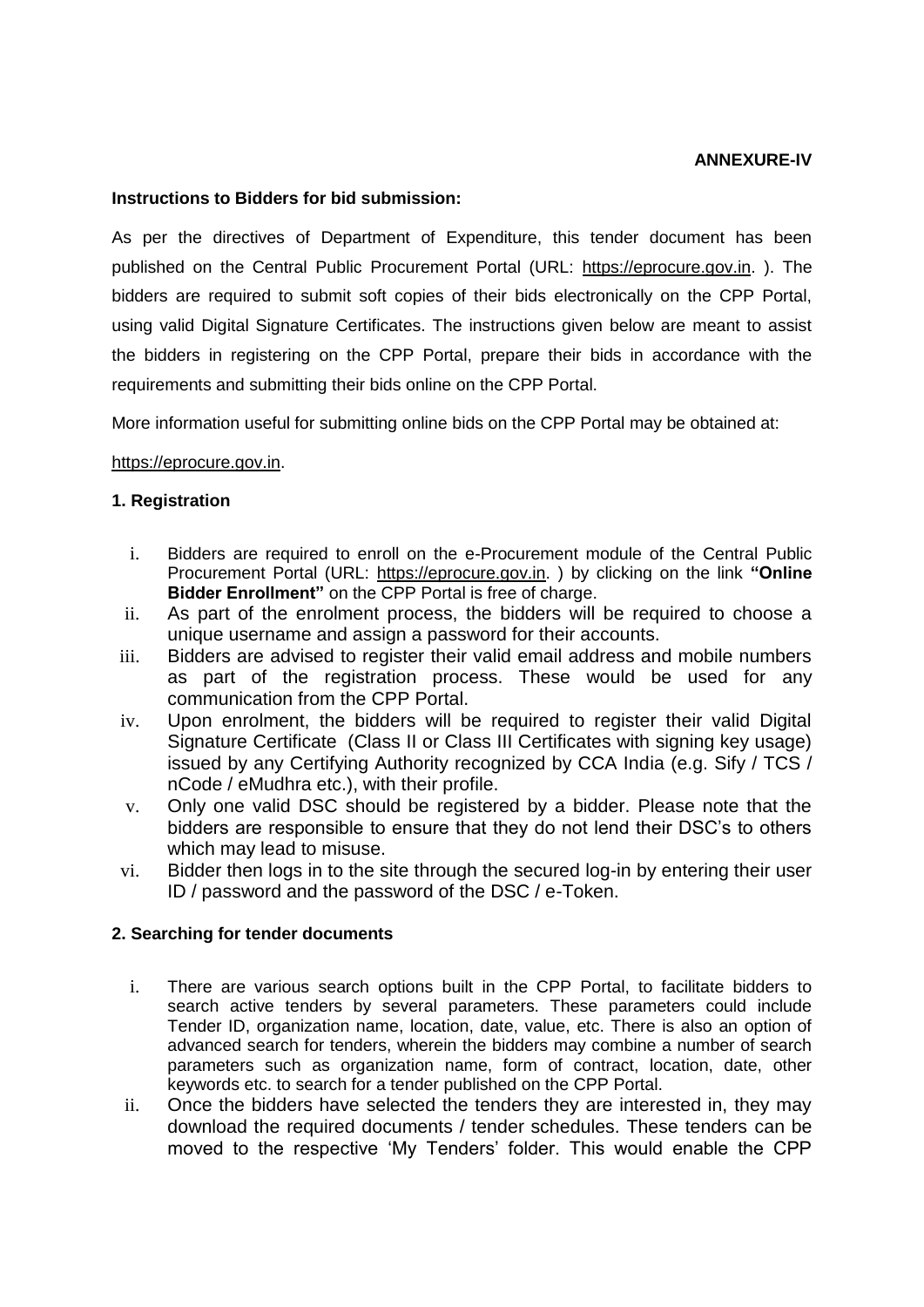**ANNEXURE-IV**

**Instructions to Bidders for bid submission:**

As per the directives of Department of Expenditure, this tender document has been published on the Central Public Procurement Portal (URL: https://eprocure.gov.in. ). The bidders are required to submit soft copies of their bids electronically on the CPP Portal, using valid Digital Signature Certificates. The instructions given below are meant to assist the bidders in registering on the CPP Portal, prepare their bids in accordance with the requirements and submitting their bids online on the CPP Portal.

More information useful for submitting online bids on the CPP Portal may be obtained at:

https://eprocure.gov.in.

**1. Registration**

i. Bidders are required to enroll on the e-Procurement module of the Central Public Procurement Portal (URL: https://eprocure.gov.in. ) by clicking on the link **"Online Bidder Enrollment"** on the CPP Portal is free of charge.

ii. As part of the enrolment process, the bidders will be required to choose a unique username and assign a password for their accounts.

iii. Bidders are advised to register their valid email address and mobile numbers as part of the registration process. These would be used for any communication from the CPP Portal.

iv. Upon enrolment, the bidders will be required to register their valid Digital Signature Certificate (Class II or Class III Certificates with signing key usage) issued by any Certifying Authority recognized by CCA India (e.g. Sify / TCS / nCode / eMudhra etc.), with their profile.

v. Only one valid DSC should be registered by a bidder. Please note that the bidders are responsible to ensure that they do not lend their DSC's to others which may lead to misuse.

vi. Bidder then logs in to the site through the secured log-in by entering their user ID / password and the password of the DSC / e-Token.

**2. Searching for tender documents**

i. There are various search options built in the CPP Portal, to facilitate bidders to search active tenders by several parameters. These parameters could include Tender ID, organization name, location, date, value, etc. There is also an option of advanced search for tenders, wherein the bidders may combine a number of search parameters such as organization name, form of contract, location, date, other keywords etc. to search for a tender published on the CPP Portal.

ii. Once the bidders have selected the tenders they are interested in, they may download the required documents / tender schedules. These tenders can be moved to the respective 'My Tenders' folder. This would enable the CPP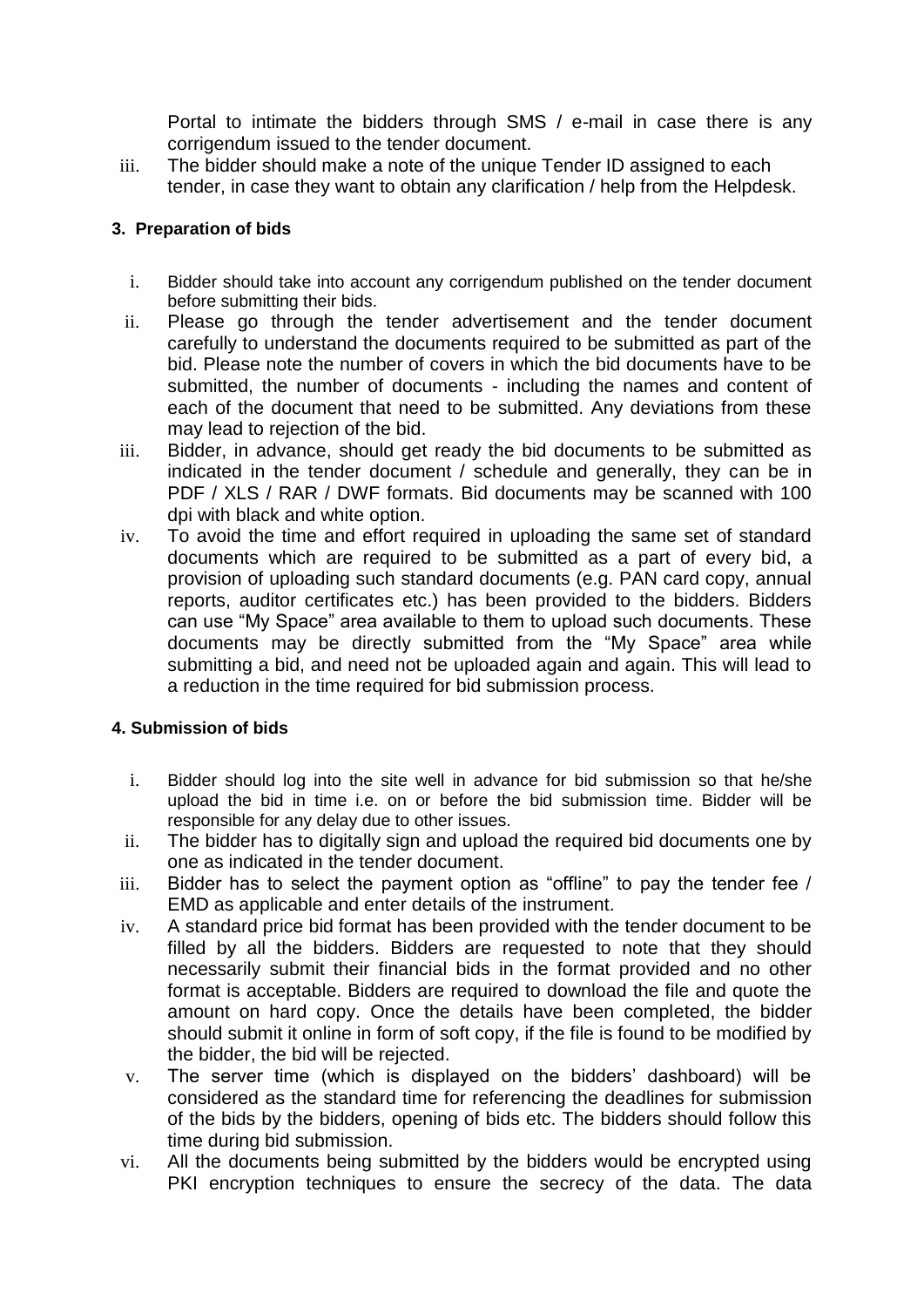Portal to intimate the bidders through SMS / e-mail in case there is any corrigendum issued to the tender document.

iii. The bidder should make a note of the unique Tender ID assigned to each tender, in case they want to obtain any clarification / help from the Helpdesk.

### 3. Preparation of bids

i. Bidder should take into account any corrigendum published on the tender document before submitting their bids.

ii. Please go through the tender advertisement and the tender document carefully to understand the documents required to be submitted as part of the bid. Please note the number of covers in which the bid documents have to be submitted, the number of documents - including the names and content of each of the document that need to be submitted. Any deviations from these may lead to rejection of the bid.

iii. Bidder, in advance, should get ready the bid documents to be submitted as indicated in the tender document / schedule and generally, they can be in PDF / XLS / RAR / DWF formats. Bid documents may be scanned with 100 dpi with black and white option.

iv. To avoid the time and effort required in uploading the same set of standard documents which are required to be submitted as a part of every bid, a provision of uploading such standard documents (e.g. PAN card copy, annual reports, auditor certificates etc.) has been provided to the bidders. Bidders can use "My Space" area available to them to upload such documents. These documents may be directly submitted from the "My Space" area while submitting a bid, and need not be uploaded again and again. This will lead to a reduction in the time required for bid submission process.

### 4. Submission of bids

i. Bidder should log into the site well in advance for bid submission so that he/she upload the bid in time i.e. on or before the bid submission time. Bidder will be responsible for any delay due to other issues.

ii. The bidder has to digitally sign and upload the required bid documents one by one as indicated in the tender document.

iii. Bidder has to select the payment option as "offline" to pay the tender fee / EMD as applicable and enter details of the instrument.

iv. A standard price bid format has been provided with the tender document to be filled by all the bidders. Bidders are requested to note that they should necessarily submit their financial bids in the format provided and no other format is acceptable. Bidders are required to download the file and quote the amount on hard copy. Once the details have been completed, the bidder should submit it online in form of soft copy, if the file is found to be modified by the bidder, the bid will be rejected.

v. The server time (which is displayed on the bidders' dashboard) will be considered as the standard time for referencing the deadlines for submission of the bids by the bidders, opening of bids etc. The bidders should follow this time during bid submission.

vi. All the documents being submitted by the bidders would be encrypted using PKI encryption techniques to ensure the secrecy of the data. The data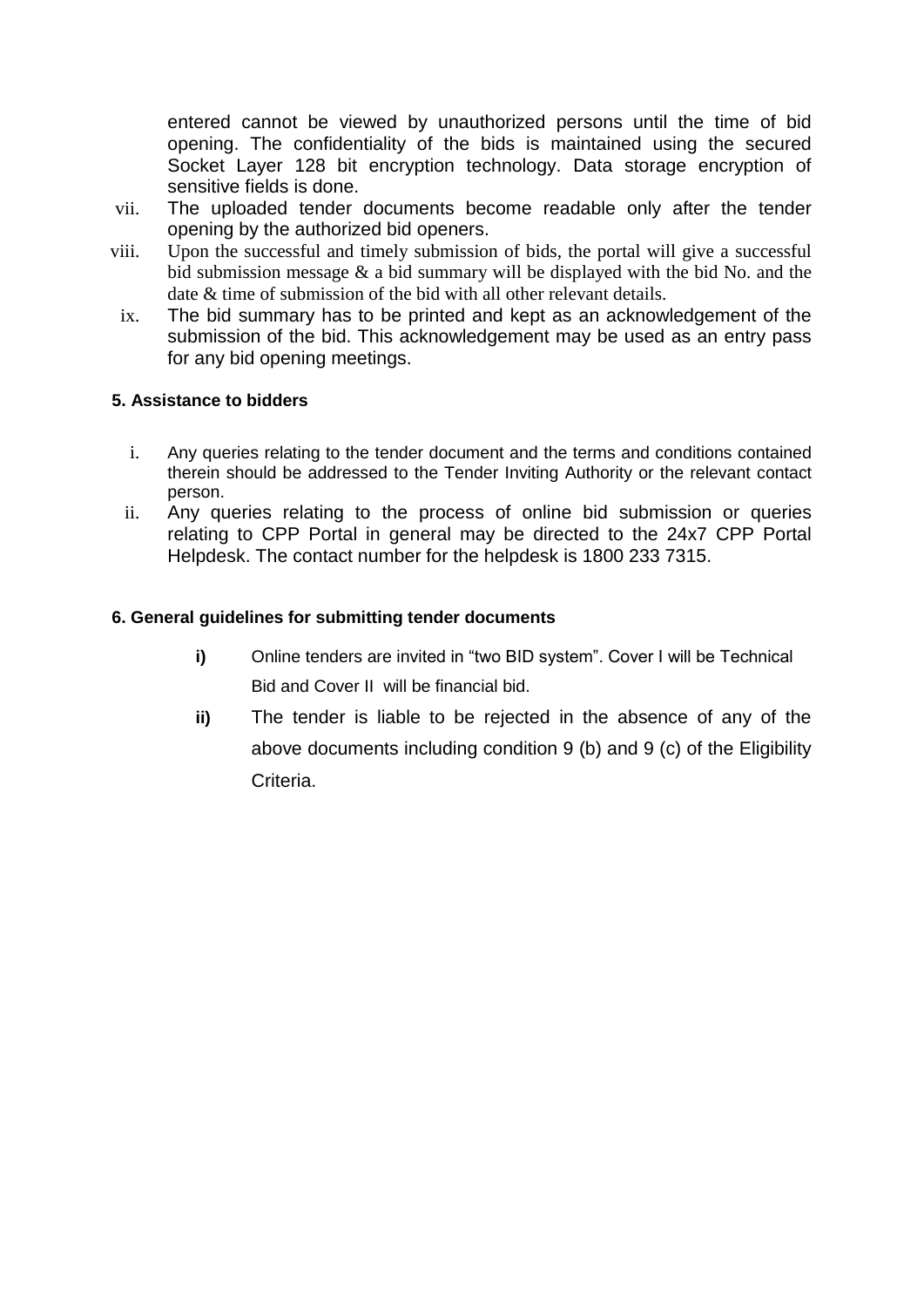entered cannot be viewed by unauthorized persons until the time of bid opening. The confidentiality of the bids is maintained using the secured Socket Layer 128 bit encryption technology. Data storage encryption of sensitive fields is done.

vii. The uploaded tender documents become readable only after the tender opening by the authorized bid openers.

viii. Upon the successful and timely submission of bids, the portal will give a successful bid submission message & a bid summary will be displayed with the bid No. and the date & time of submission of the bid with all other relevant details.

ix. The bid summary has to be printed and kept as an acknowledgement of the submission of the bid. This acknowledgement may be used as an entry pass for any bid opening meetings.

**5. Assistance to bidders**

i. Any queries relating to the tender document and the terms and conditions contained therein should be addressed to the Tender Inviting Authority or the relevant contact person.

ii. Any queries relating to the process of online bid submission or queries relating to CPP Portal in general may be directed to the 24x7 CPP Portal Helpdesk. The contact number for the helpdesk is 1800 233 7315.

**6. General guidelines for submitting tender documents**

**i)** Online tenders are invited in "two BID system". Cover I will be Technical Bid and Cover II will be financial bid.

**ii)** The tender is liable to be rejected in the absence of any of the above documents including condition 9 (b) and 9 (c) of the Eligibility Criteria.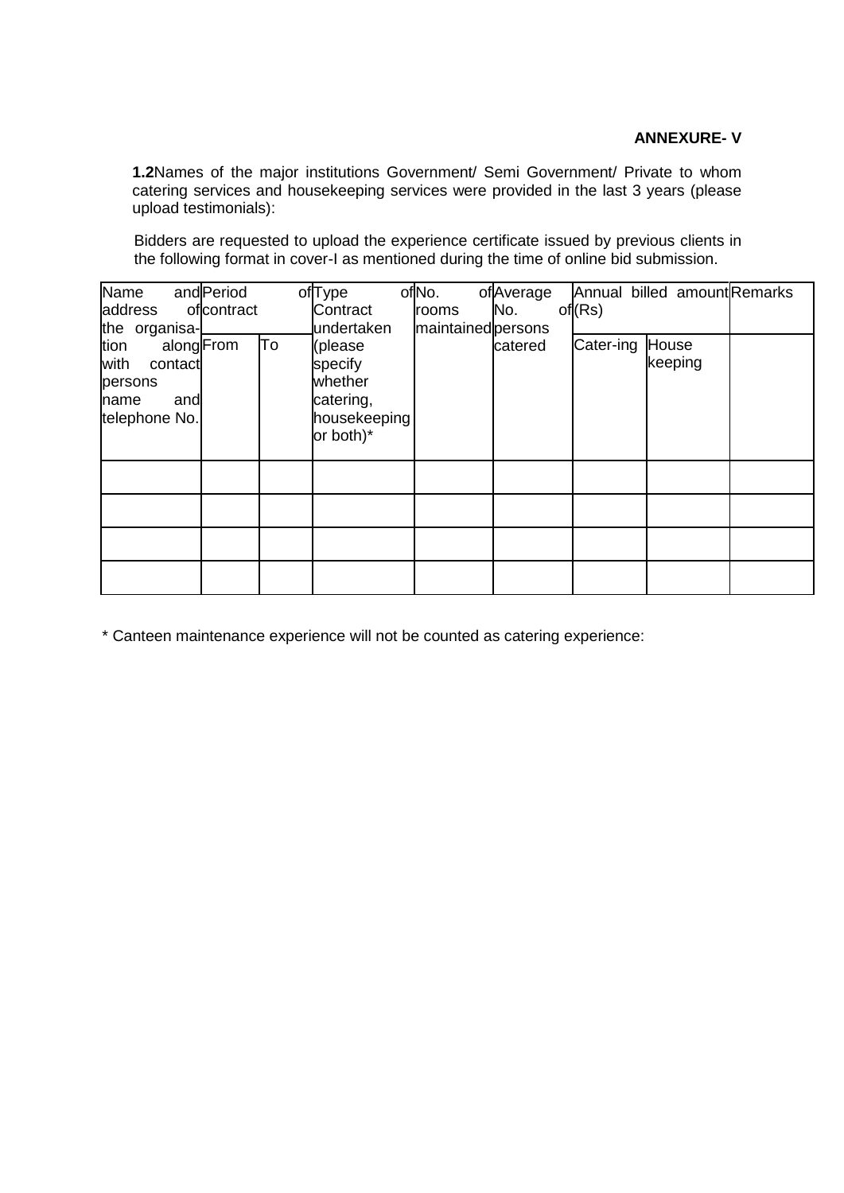**ANNEXURE- V**

**1.2**Names of the major institutions Government/ Semi Government/ Private to whom catering services and housekeeping services were provided in the last 3 years (please upload testimonials):

Bidders are requested to upload the experience certificate issued by previous clients in the following format in cover-I as mentioned during the time of online bid submission.

| Name and address of the organisa-tion along with contact persons name and telephone No. | Period of contract | | Type of Contract undertaken (please specify whether catering, housekeeping or both)* | No. of rooms maintained | Average No. of persons catered | Annual billed amount (Rs) | | Remarks |
|---|---|---|---|---|---|---|---|---|
| | From | To | | | | Cater-ing | House keeping | |
| | | | | | | | | |
| | | | | | | | | |
| | | | | | | | | |
| | | | | | | | | |

* Canteen maintenance experience will not be counted as catering experience: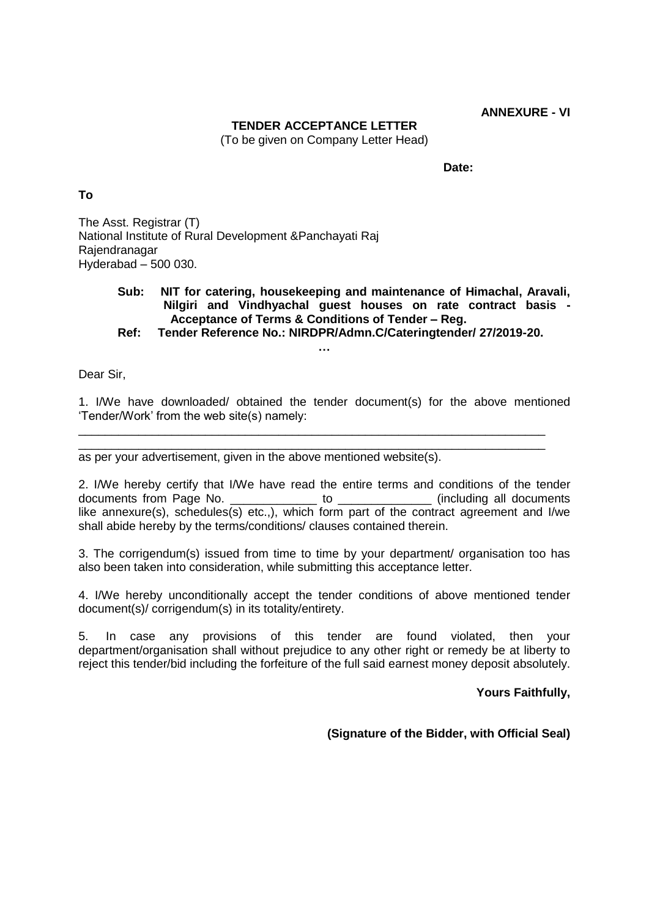**ANNEXURE - VI**

**TENDER ACCEPTANCE LETTER**

(To be given on Company Letter Head)

**Date:**

**To**

The Asst. Registrar (T)
National Institute of Rural Development &Panchayati Raj
Rajendranagar
Hyderabad – 500 030.

**Sub: NIT for catering, housekeeping and maintenance of Himachal, Aravali, Nilgiri and Vindhyachal guest houses on rate contract basis - Acceptance of Terms & Conditions of Tender – Reg.**

**Ref: Tender Reference No.: NIRDPR/Admn.C/Cateringtender/ 27/2019-20.**

**…**

Dear Sir,

1. I/We have downloaded/ obtained the tender document(s) for the above mentioned 'Tender/Work' from the web site(s) namely:

___________________________________________________________________________
___________________________________________________________________________

as per your advertisement, given in the above mentioned website(s).

2. I/We hereby certify that I/We have read the entire terms and conditions of the tender documents from Page No. _____________ to ______________ (including all documents like annexure(s), schedules(s) etc.,), which form part of the contract agreement and I/we shall abide hereby by the terms/conditions/ clauses contained therein.

3. The corrigendum(s) issued from time to time by your department/ organisation too has also been taken into consideration, while submitting this acceptance letter.

4. I/We hereby unconditionally accept the tender conditions of above mentioned tender document(s)/ corrigendum(s) in its totality/entirety.

5. In case any provisions of this tender are found violated, then your department/organisation shall without prejudice to any other right or remedy be at liberty to reject this tender/bid including the forfeiture of the full said earnest money deposit absolutely.

**Yours Faithfully,**

**(Signature of the Bidder, with Official Seal)**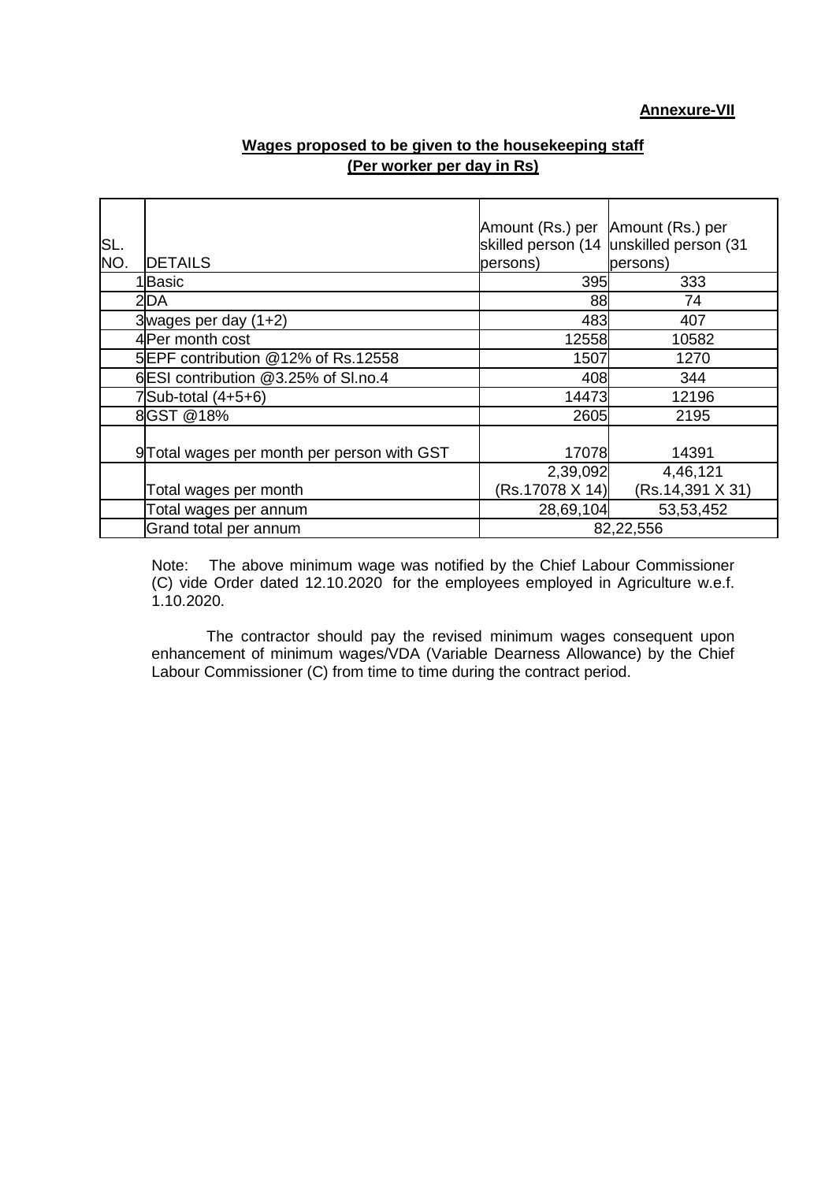**Annexure-VII**

**Wages proposed to be given to the housekeeping staff**
**(Per worker per day in Rs)**

| SL. NO. | DETAILS | Amount (Rs.) per skilled person (14 persons) | Amount (Rs.) per unskilled person (31 persons) |
|---|---|---|---|
| 1 | Basic | 395 | 333 |
| 2 | DA | 88 | 74 |
| 3 | wages per day (1+2) | 483 | 407 |
| 4 | Per month cost | 12558 | 10582 |
| 5 | EPF contribution @12% of Rs.12558 | 1507 | 1270 |
| 6 | ESI contribution @3.25% of Sl.no.4 | 408 | 344 |
| 7 | Sub-total (4+5+6) | 14473 | 12196 |
| 8 | GST @18% | 2605 | 2195 |
| 9 | Total wages per month per person with GST | 17078 | 14391 |
| | Total wages per month | 2,39,092 (Rs.17078 X 14) | 4,46,121 (Rs.14,391 X 31) |
| | Total wages per annum | 28,69,104 | 53,53,452 |
| | Grand total per annum | 82,22,556 | |

Note: The above minimum wage was notified by the Chief Labour Commissioner (C) vide Order dated 12.10.2020 for the employees employed in Agriculture w.e.f. 1.10.2020.

The contractor should pay the revised minimum wages consequent upon enhancement of minimum wages/VDA (Variable Dearness Allowance) by the Chief Labour Commissioner (C) from time to time during the contract period.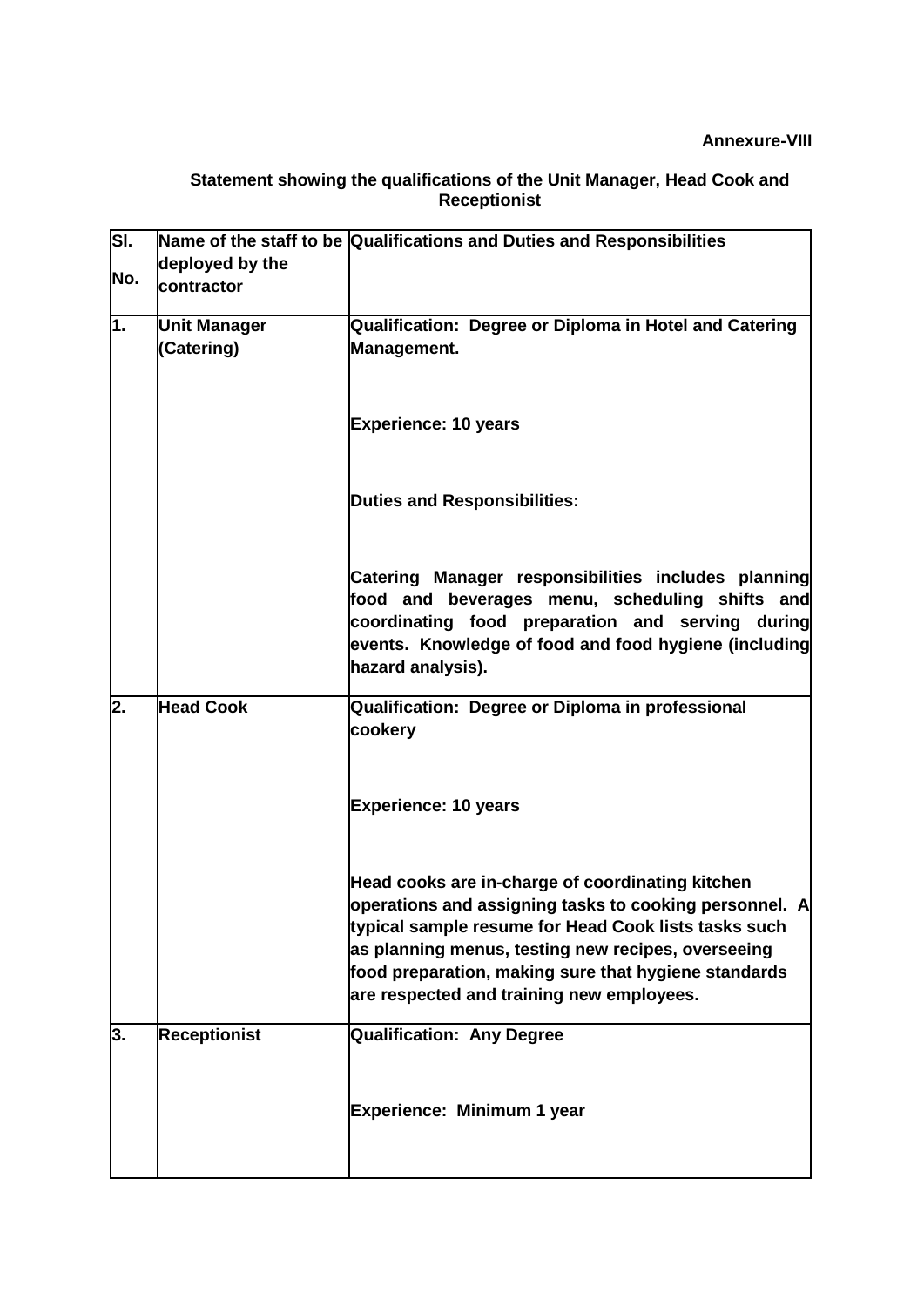**Annexure-VIII**

**Statement showing the qualifications of the Unit Manager, Head Cook and Receptionist**

| Sl. No. | Name of the staff to be deployed by the contractor | Qualifications and Duties and Responsibilities |
|---|---|---|
| 1. | Unit Manager (Catering) | Qualification: Degree or Diploma in Hotel and Catering Management.<br><br>Experience: 10 years<br><br>Duties and Responsibilities:<br><br>Catering Manager responsibilities includes planning food and beverages menu, scheduling shifts and coordinating food preparation and serving during events. Knowledge of food and food hygiene (including hazard analysis). |
| 2. | Head Cook | Qualification: Degree or Diploma in professional cookery<br><br>Experience: 10 years<br><br>Head cooks are in-charge of coordinating kitchen operations and assigning tasks to cooking personnel. A typical sample resume for Head Cook lists tasks such as planning menus, testing new recipes, overseeing food preparation, making sure that hygiene standards are respected and training new employees. |
| 3. | Receptionist | Qualification: Any Degree<br><br>Experience: Minimum 1 year |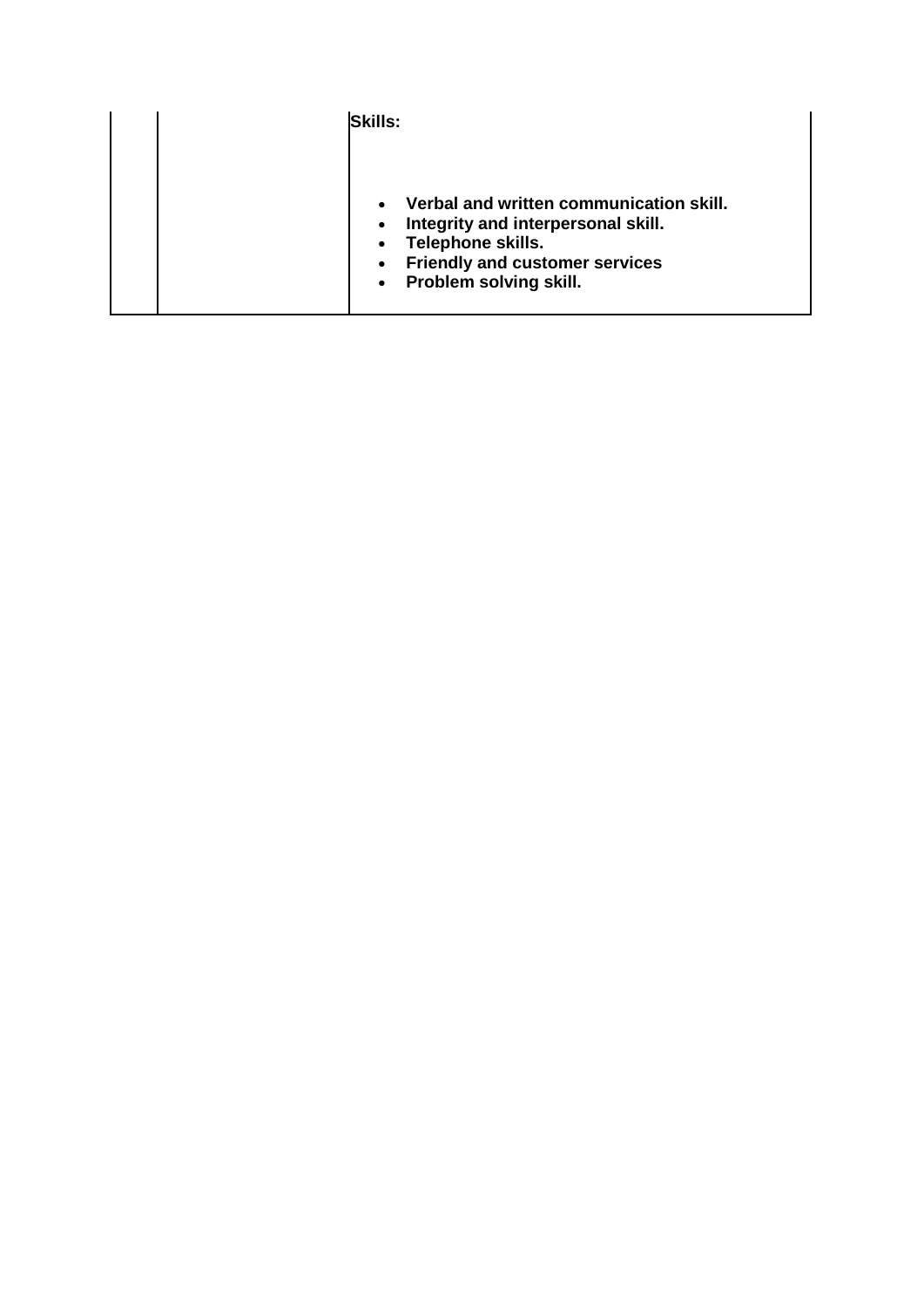|  |  | **Skills:**<br><br>- **Verbal and written communication skill.**<br>- **Integrity and interpersonal skill.**<br>- **Telephone skills.**<br>- **Friendly and customer services**<br>- **Problem solving skill.** |
| --- | --- | --- |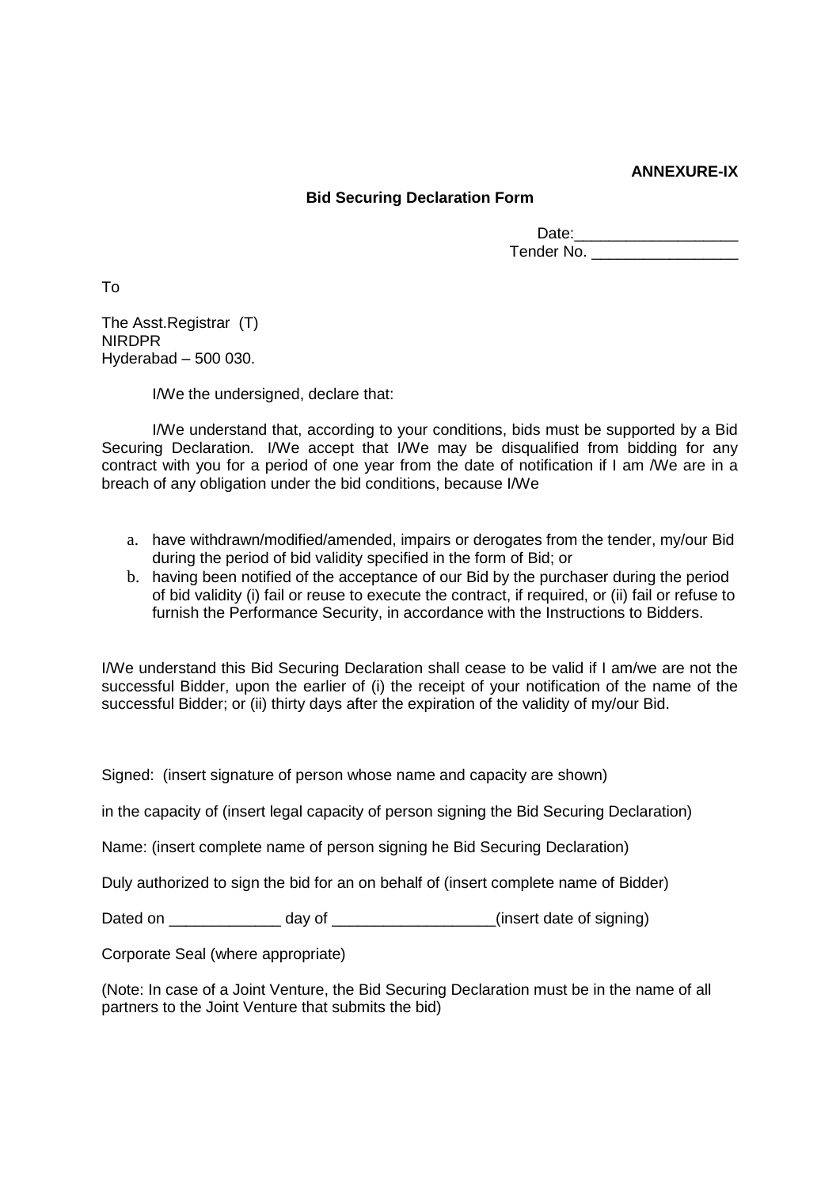**ANNEXURE-IX**

**Bid Securing Declaration Form**

Date:\_\_\_\_\_\_\_\_\_\_\_\_\_\_\_\_\_\_\_
Tender No. \_\_\_\_\_\_\_\_\_\_\_\_\_\_\_\_\_

To

The Asst.Registrar (T)
NIRDPR
Hyderabad – 500 030.

I/We the undersigned, declare that:

I/We understand that, according to your conditions, bids must be supported by a Bid Securing Declaration. I/We accept that I/We may be disqualified from bidding for any contract with you for a period of one year from the date of notification if I am /We are in a breach of any obligation under the bid conditions, because I/We

a. have withdrawn/modified/amended, impairs or derogates from the tender, my/our Bid during the period of bid validity specified in the form of Bid; or
b. having been notified of the acceptance of our Bid by the purchaser during the period of bid validity (i) fail or reuse to execute the contract, if required, or (ii) fail or refuse to furnish the Performance Security, in accordance with the Instructions to Bidders.

I/We understand this Bid Securing Declaration shall cease to be valid if I am/we are not the successful Bidder, upon the earlier of (i) the receipt of your notification of the name of the successful Bidder; or (ii) thirty days after the expiration of the validity of my/our Bid.

Signed: (insert signature of person whose name and capacity are shown)

in the capacity of (insert legal capacity of person signing the Bid Securing Declaration)

Name: (insert complete name of person signing he Bid Securing Declaration)

Duly authorized to sign the bid for an on behalf of (insert complete name of Bidder)

Dated on \_\_\_\_\_\_\_\_\_\_\_\_\_ day of \_\_\_\_\_\_\_\_\_\_\_\_\_\_\_\_\_\_\_(insert date of signing)

Corporate Seal (where appropriate)

(Note: In case of a Joint Venture, the Bid Securing Declaration must be in the name of all partners to the Joint Venture that submits the bid)